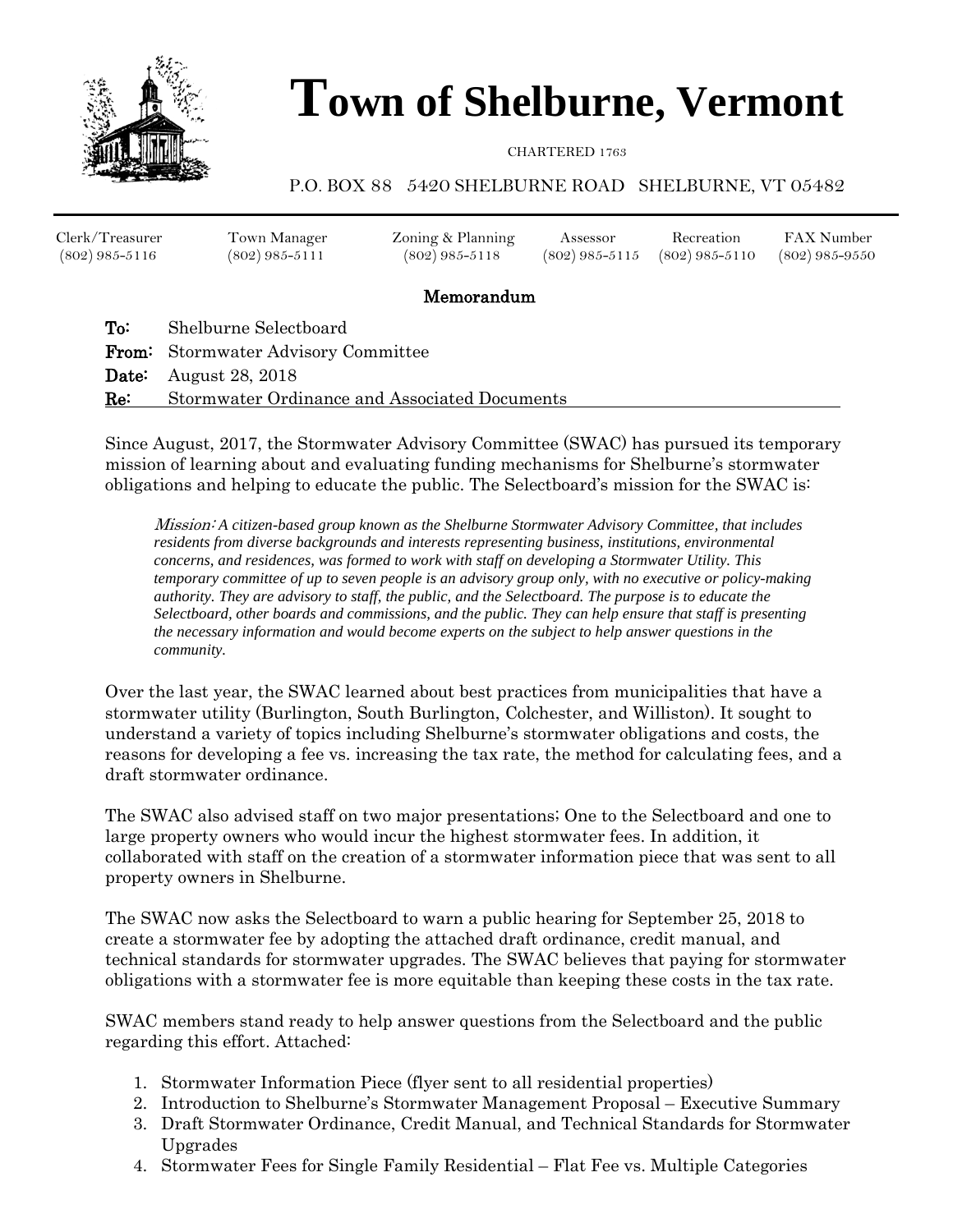# Town of Shelburne, Vermont

CHARTERED 1763

P.O. BOX 88 5420 SHELBURNE ROAD SHELBURNE, VT 05482

| Clerk/Treasurer | Town Manager | Zoning & Planning | Assessor | Recreation | FAX Number |
|---|---|---|---|---|---|
| (802) 985-5116 | (802) 985-5111 | (802) 985-5118 | (802) 985-5115 | (802) 985-5110 | (802) 985-9550 |

## Memorandum

**To:** Shelburne Selectboard
**From:** Stormwater Advisory Committee
**Date:** August 28, 2018
**Re:** Stormwater Ordinance and Associated Documents

Since August, 2017, the Stormwater Advisory Committee (SWAC) has pursued its temporary mission of learning about and evaluating funding mechanisms for Shelburne's stormwater obligations and helping to educate the public. The Selectboard's mission for the SWAC is:

> *Mission: A citizen-based group known as the Shelburne Stormwater Advisory Committee, that includes residents from diverse backgrounds and interests representing business, institutions, environmental concerns, and residences, was formed to work with staff on developing a Stormwater Utility. This temporary committee of up to seven people is an advisory group only, with no executive or policy-making authority. They are advisory to staff, the public, and the Selectboard. The purpose is to educate the Selectboard, other boards and commissions, and the public. They can help ensure that staff is presenting the necessary information and would become experts on the subject to help answer questions in the community.*

Over the last year, the SWAC learned about best practices from municipalities that have a stormwater utility (Burlington, South Burlington, Colchester, and Williston). It sought to understand a variety of topics including Shelburne's stormwater obligations and costs, the reasons for developing a fee vs. increasing the tax rate, the method for calculating fees, and a draft stormwater ordinance.

The SWAC also advised staff on two major presentations; One to the Selectboard and one to large property owners who would incur the highest stormwater fees. In addition, it collaborated with staff on the creation of a stormwater information piece that was sent to all property owners in Shelburne.

The SWAC now asks the Selectboard to warn a public hearing for September 25, 2018 to create a stormwater fee by adopting the attached draft ordinance, credit manual, and technical standards for stormwater upgrades. The SWAC believes that paying for stormwater obligations with a stormwater fee is more equitable than keeping these costs in the tax rate.

SWAC members stand ready to help answer questions from the Selectboard and the public regarding this effort. Attached:

1. Stormwater Information Piece (flyer sent to all residential properties)
2. Introduction to Shelburne's Stormwater Management Proposal – Executive Summary
3. Draft Stormwater Ordinance, Credit Manual, and Technical Standards for Stormwater Upgrades
4. Stormwater Fees for Single Family Residential – Flat Fee vs. Multiple Categories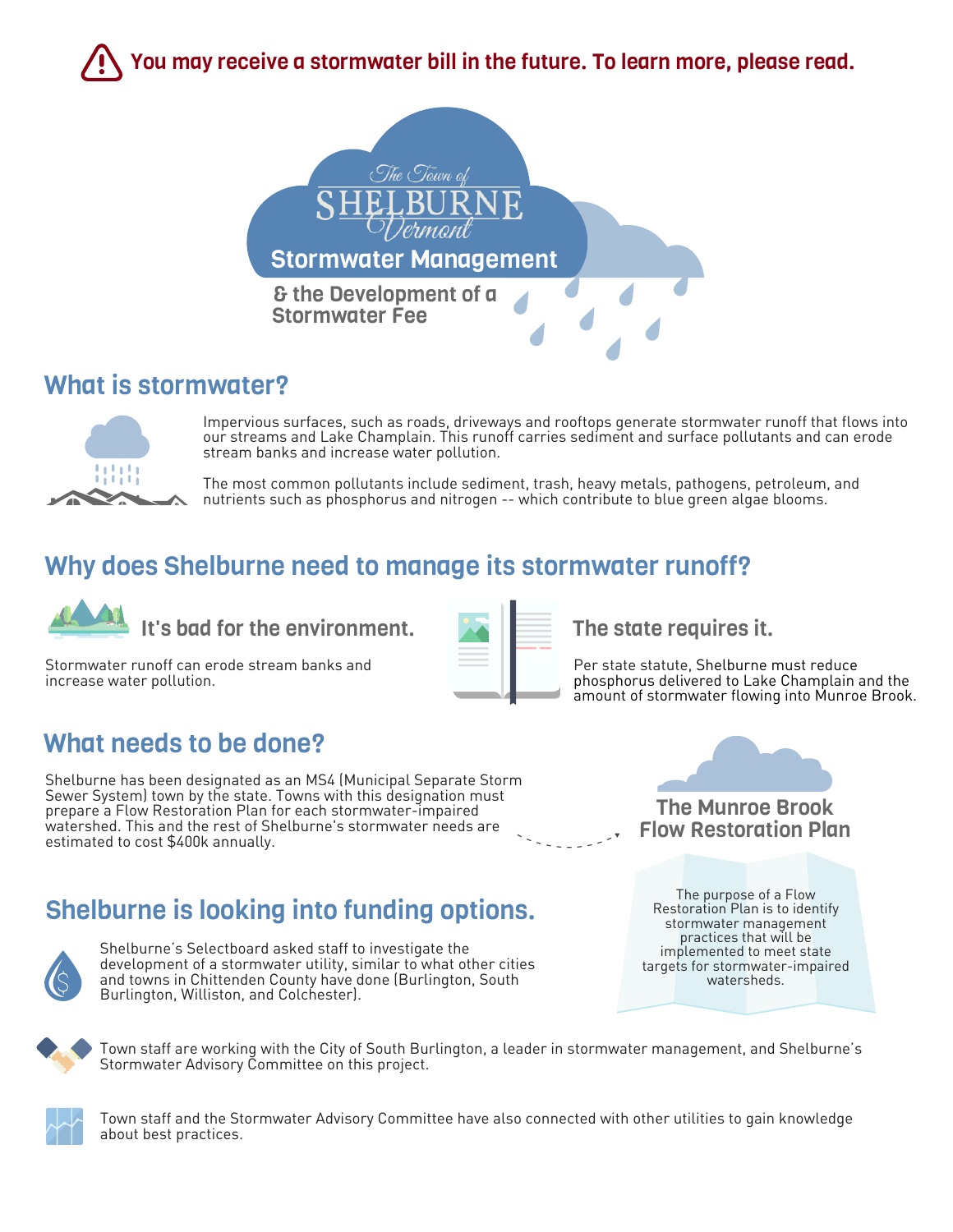**You may receive a stormwater bill in the future. To learn more, please read.**

*The Town of*
SHELBURNE
*Vermont*

# Stormwater Management

### & the Development of a Stormwater Fee

## What is stormwater?

Impervious surfaces, such as roads, driveways and rooftops generate stormwater runoff that flows into our streams and Lake Champlain. This runoff carries sediment and surface pollutants and can erode stream banks and increase water pollution.

The most common pollutants include sediment, trash, heavy metals, pathogens, petroleum, and nutrients such as phosphorus and nitrogen -- which contribute to blue green algae blooms.

## Why does Shelburne need to manage its stormwater runoff?

### It's bad for the environment.

Stormwater runoff can erode stream banks and increase water pollution.

### The state requires it.

Per state statute, Shelburne must reduce phosphorus delivered to Lake Champlain and the amount of stormwater flowing into Munroe Brook.

## What needs to be done?

Shelburne has been designated as an MS4 (Municipal Separate Storm Sewer System) town by the state. Towns with this designation must prepare a Flow Restoration Plan for each stormwater-impaired watershed. This and the rest of Shelburne's stormwater needs are estimated to cost $400k annually.

### The Munroe Brook Flow Restoration Plan

The purpose of a Flow Restoration Plan is to identify stormwater management practices that will be implemented to meet state targets for stormwater-impaired watersheds.

## Shelburne is looking into funding options.

Shelburne's Selectboard asked staff to investigate the development of a stormwater utility, similar to what other cities and towns in Chittenden County have done (Burlington, South Burlington, Williston, and Colchester).

Town staff are working with the City of South Burlington, a leader in stormwater management, and Shelburne's Stormwater Advisory Committee on this project.

Town staff and the Stormwater Advisory Committee have also connected with other utilities to gain knowledge about best practices.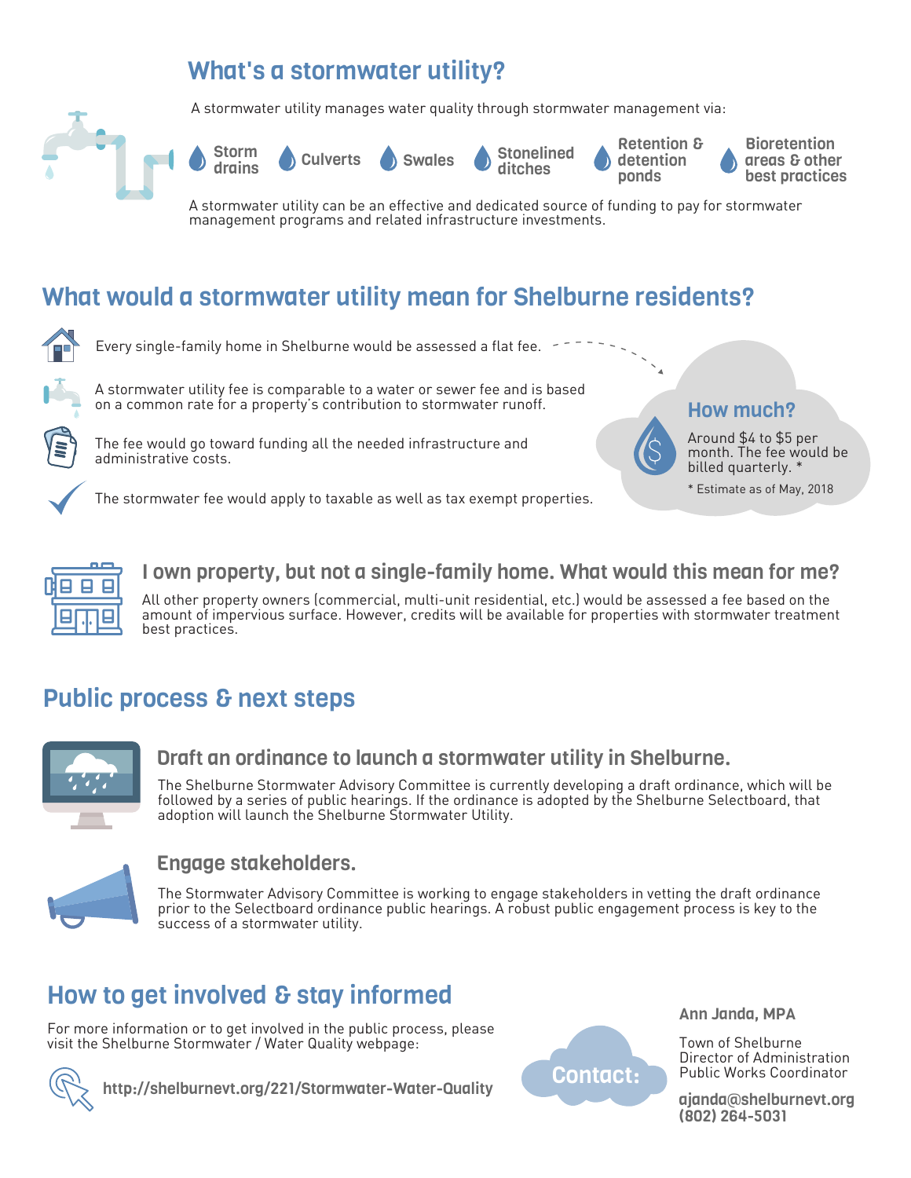## What's a stormwater utility?

A stormwater utility manages water quality through stormwater management via:

- Storm drains
- Culverts
- Swales
- Stonelined ditches
- Retention & detention ponds
- Bioretention areas & other best practices

A stormwater utility can be an effective and dedicated source of funding to pay for stormwater management programs and related infrastructure investments.

## What would a stormwater utility mean for Shelburne residents?

Every single-family home in Shelburne would be assessed a flat fee.

A stormwater utility fee is comparable to a water or sewer fee and is based on a common rate for a property's contribution to stormwater runoff.

The fee would go toward funding all the needed infrastructure and administrative costs.

The stormwater fee would apply to taxable as well as tax exempt properties.

### How much?

Around $4 to $5 per month. The fee would be billed quarterly. *

* Estimate as of May, 2018

### I own property, but not a single-family home. What would this mean for me?

All other property owners (commercial, multi-unit residential, etc.) would be assessed a fee based on the amount of impervious surface. However, credits will be available for properties with stormwater treatment best practices.

## Public process & next steps

### Draft an ordinance to launch a stormwater utility in Shelburne.

The Shelburne Stormwater Advisory Committee is currently developing a draft ordinance, which will be followed by a series of public hearings. If the ordinance is adopted by the Shelburne Selectboard, that adoption will launch the Shelburne Stormwater Utility.

### Engage stakeholders.

The Stormwater Advisory Committee is working to engage stakeholders in vetting the draft ordinance prior to the Selectboard ordinance public hearings. A robust public engagement process is key to the success of a stormwater utility.

## How to get involved & stay informed

For more information or to get involved in the public process, please visit the Shelburne Stormwater / Water Quality webpage:

**http://shelburnevt.org/221/Stormwater-Water-Quality**

**Contact:**

**Ann Janda, MPA**

Town of Shelburne
Director of Administration
Public Works Coordinator

**ajanda@shelburnevt.org**
**(802) 264-5031**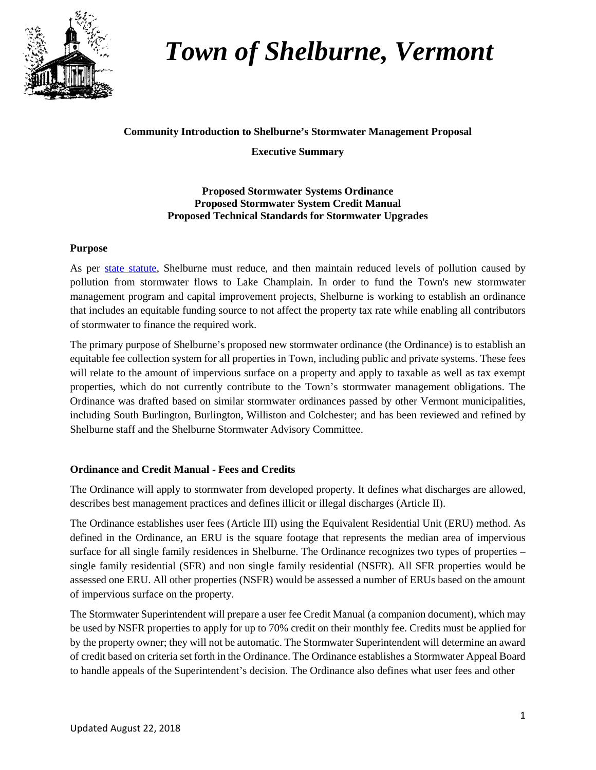# *Town of Shelburne, Vermont*

**Community Introduction to Shelburne's Stormwater Management Proposal**

**Executive Summary**

**Proposed Stormwater Systems Ordinance**
**Proposed Stormwater System Credit Manual**
**Proposed Technical Standards for Stormwater Upgrades**

## Purpose

As per state statute, Shelburne must reduce, and then maintain reduced levels of pollution caused by pollution from stormwater flows to Lake Champlain. In order to fund the Town's new stormwater management program and capital improvement projects, Shelburne is working to establish an ordinance that includes an equitable funding source to not affect the property tax rate while enabling all contributors of stormwater to finance the required work.

The primary purpose of Shelburne's proposed new stormwater ordinance (the Ordinance) is to establish an equitable fee collection system for all properties in Town, including public and private systems. These fees will relate to the amount of impervious surface on a property and apply to taxable as well as tax exempt properties, which do not currently contribute to the Town's stormwater management obligations. The Ordinance was drafted based on similar stormwater ordinances passed by other Vermont municipalities, including South Burlington, Burlington, Williston and Colchester; and has been reviewed and refined by Shelburne staff and the Shelburne Stormwater Advisory Committee.

## Ordinance and Credit Manual - Fees and Credits

The Ordinance will apply to stormwater from developed property. It defines what discharges are allowed, describes best management practices and defines illicit or illegal discharges (Article II).

The Ordinance establishes user fees (Article III) using the Equivalent Residential Unit (ERU) method. As defined in the Ordinance, an ERU is the square footage that represents the median area of impervious surface for all single family residences in Shelburne. The Ordinance recognizes two types of properties – single family residential (SFR) and non single family residential (NSFR). All SFR properties would be assessed one ERU. All other properties (NSFR) would be assessed a number of ERUs based on the amount of impervious surface on the property.

The Stormwater Superintendent will prepare a user fee Credit Manual (a companion document), which may be used by NSFR properties to apply for up to 70% credit on their monthly fee. Credits must be applied for by the property owner; they will not be automatic. The Stormwater Superintendent will determine an award of credit based on criteria set forth in the Ordinance. The Ordinance establishes a Stormwater Appeal Board to handle appeals of the Superintendent's decision. The Ordinance also defines what user fees and other

Updated August 22, 2018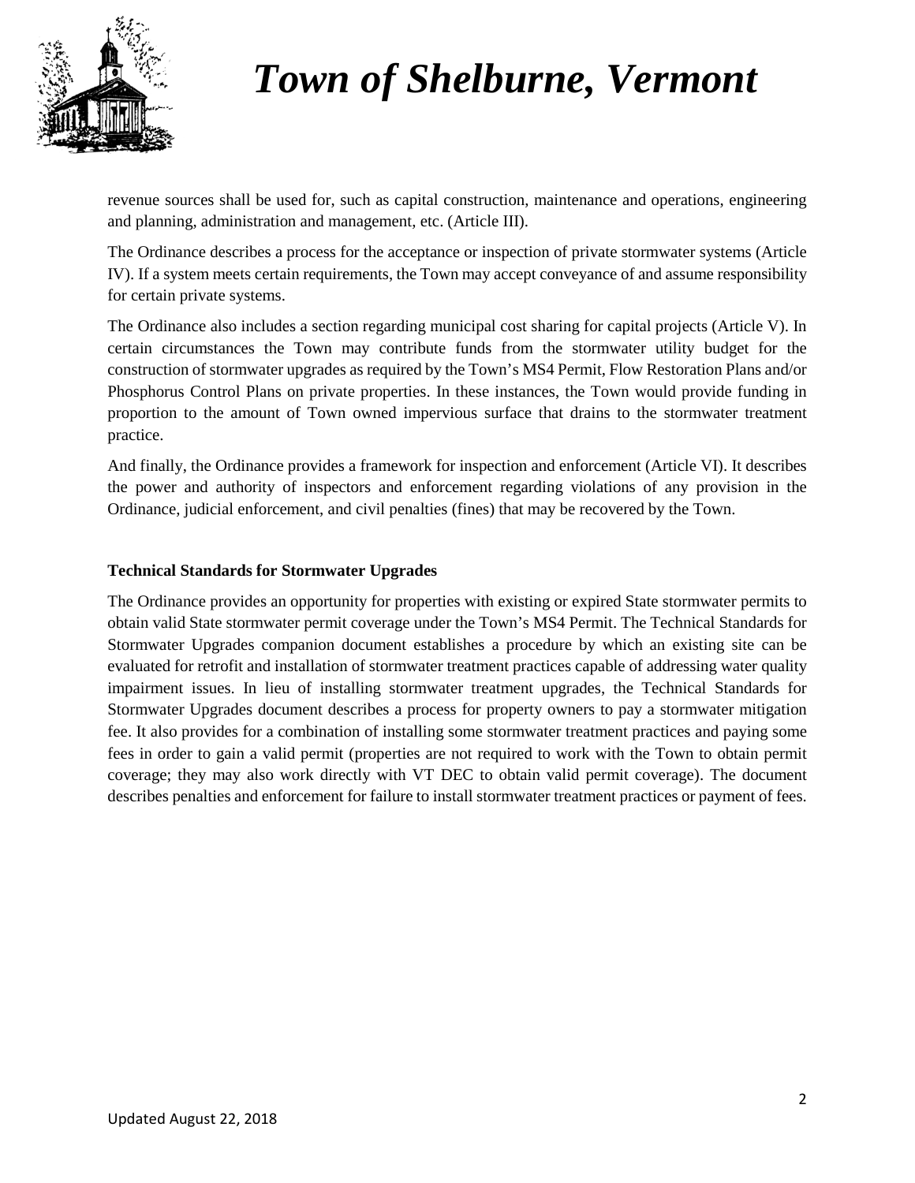revenue sources shall be used for, such as capital construction, maintenance and operations, engineering and planning, administration and management, etc. (Article III).

The Ordinance describes a process for the acceptance or inspection of private stormwater systems (Article IV). If a system meets certain requirements, the Town may accept conveyance of and assume responsibility for certain private systems.

The Ordinance also includes a section regarding municipal cost sharing for capital projects (Article V). In certain circumstances the Town may contribute funds from the stormwater utility budget for the construction of stormwater upgrades as required by the Town's MS4 Permit, Flow Restoration Plans and/or Phosphorus Control Plans on private properties. In these instances, the Town would provide funding in proportion to the amount of Town owned impervious surface that drains to the stormwater treatment practice.

And finally, the Ordinance provides a framework for inspection and enforcement (Article VI). It describes the power and authority of inspectors and enforcement regarding violations of any provision in the Ordinance, judicial enforcement, and civil penalties (fines) that may be recovered by the Town.

**Technical Standards for Stormwater Upgrades**

The Ordinance provides an opportunity for properties with existing or expired State stormwater permits to obtain valid State stormwater permit coverage under the Town's MS4 Permit. The Technical Standards for Stormwater Upgrades companion document establishes a procedure by which an existing site can be evaluated for retrofit and installation of stormwater treatment practices capable of addressing water quality impairment issues. In lieu of installing stormwater treatment upgrades, the Technical Standards for Stormwater Upgrades document describes a process for property owners to pay a stormwater mitigation fee. It also provides for a combination of installing some stormwater treatment practices and paying some fees in order to gain a valid permit (properties are not required to work with the Town to obtain permit coverage; they may also work directly with VT DEC to obtain valid permit coverage). The document describes penalties and enforcement for failure to install stormwater treatment practices or payment of fees.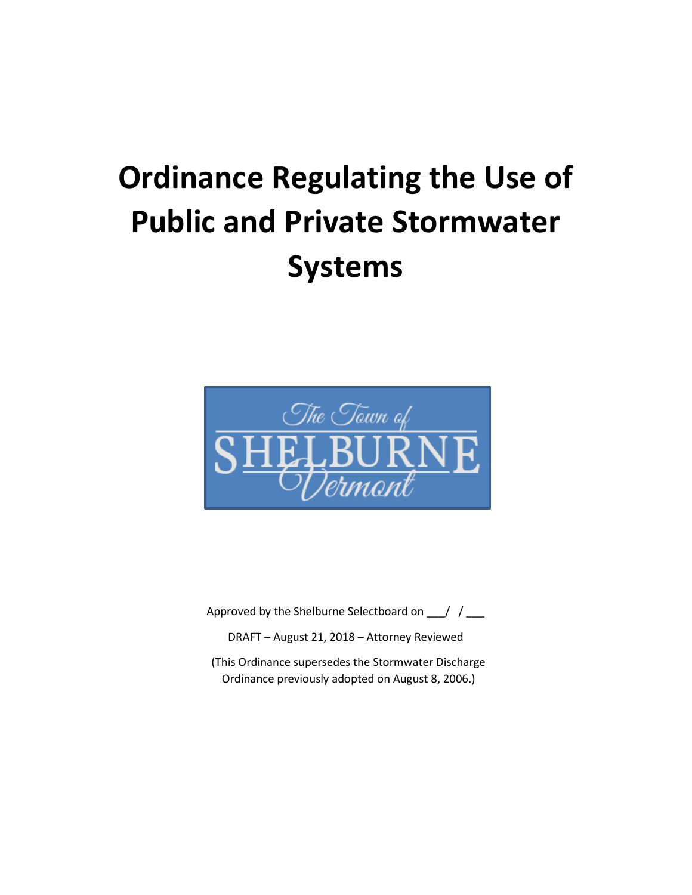# Ordinance Regulating the Use of Public and Private Stormwater Systems

The Town of SHELBURNE Vermont

Approved by the Shelburne Selectboard on ___/ / ___

DRAFT – August 21, 2018 – Attorney Reviewed

(This Ordinance supersedes the Stormwater Discharge Ordinance previously adopted on August 8, 2006.)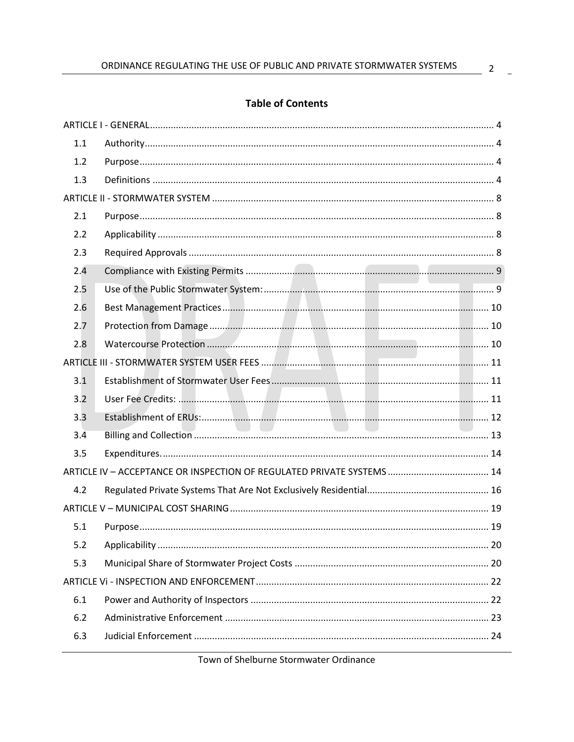## Table of Contents

ARTICLE I - GENERAL .......... 4

1.1 Authority .......... 4

1.2 Purpose .......... 4

1.3 Definitions .......... 4

ARTICLE II - STORMWATER SYSTEM .......... 8

2.1 Purpose .......... 8

2.2 Applicability .......... 8

2.3 Required Approvals .......... 8

2.4 Compliance with Existing Permits .......... 9

2.5 Use of the Public Stormwater System: .......... 9

2.6 Best Management Practices .......... 10

2.7 Protection from Damage .......... 10

2.8 Watercourse Protection .......... 10

ARTICLE III - STORMWATER SYSTEM USER FEES .......... 11

3.1 Establishment of Stormwater User Fees .......... 11

3.2 User Fee Credits: .......... 11

3.3 Establishment of ERUs: .......... 12

3.4 Billing and Collection .......... 13

3.5 Expenditures. .......... 14

ARTICLE IV – ACCEPTANCE OR INSPECTION OF REGULATED PRIVATE SYSTEMS .......... 14

4.2 Regulated Private Systems That Are Not Exclusively Residential .......... 16

ARTICLE V – MUNICIPAL COST SHARING .......... 19

5.1 Purpose .......... 19

5.2 Applicability .......... 20

5.3 Municipal Share of Stormwater Project Costs .......... 20

ARTICLE Vi - INSPECTION AND ENFORCEMENT .......... 22

6.1 Power and Authority of Inspectors .......... 22

6.2 Administrative Enforcement .......... 23

6.3 Judicial Enforcement .......... 24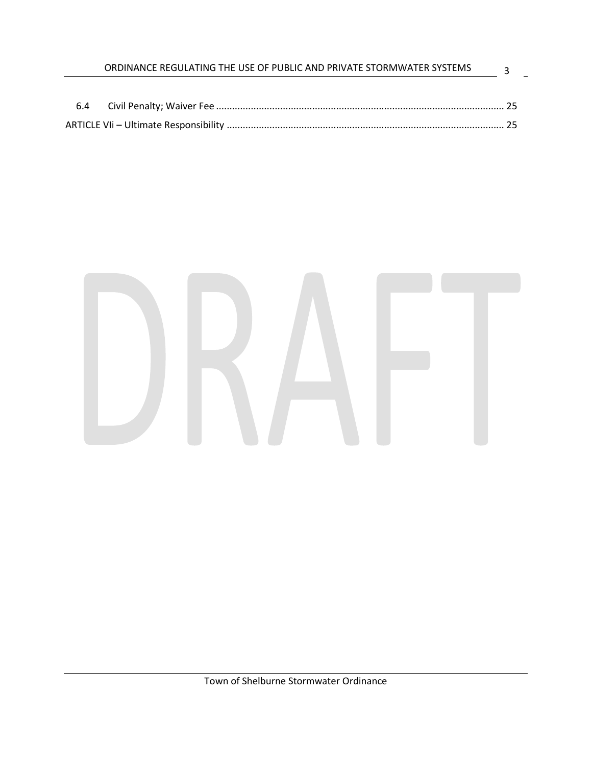6.4 Civil Penalty; Waiver Fee ........................................................................................................ 25

ARTICLE VIi – Ultimate Responsibility ........................................................................................................ 25

DRAFT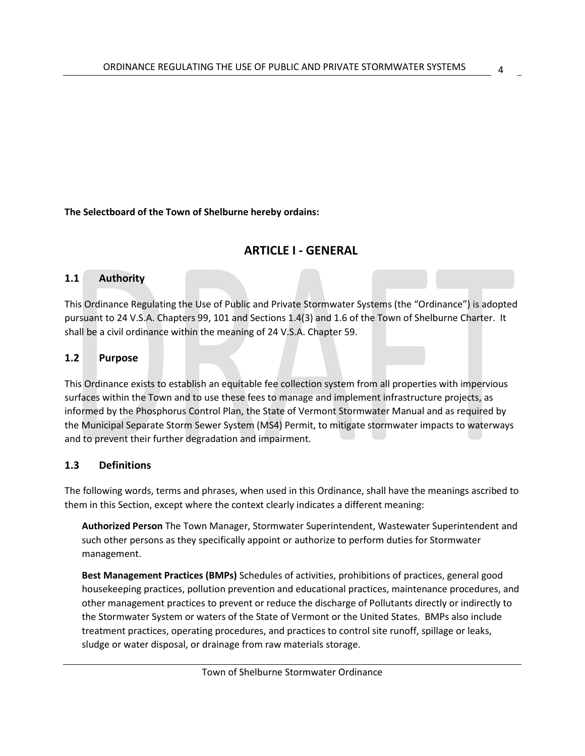**The Selectboard of the Town of Shelburne hereby ordains:**

## ARTICLE I - GENERAL

### 1.1 Authority

This Ordinance Regulating the Use of Public and Private Stormwater Systems (the "Ordinance") is adopted pursuant to 24 V.S.A. Chapters 99, 101 and Sections 1.4(3) and 1.6 of the Town of Shelburne Charter. It shall be a civil ordinance within the meaning of 24 V.S.A. Chapter 59.

### 1.2 Purpose

This Ordinance exists to establish an equitable fee collection system from all properties with impervious surfaces within the Town and to use these fees to manage and implement infrastructure projects, as informed by the Phosphorus Control Plan, the State of Vermont Stormwater Manual and as required by the Municipal Separate Storm Sewer System (MS4) Permit, to mitigate stormwater impacts to waterways and to prevent their further degradation and impairment.

### 1.3 Definitions

The following words, terms and phrases, when used in this Ordinance, shall have the meanings ascribed to them in this Section, except where the context clearly indicates a different meaning:

**Authorized Person** The Town Manager, Stormwater Superintendent, Wastewater Superintendent and such other persons as they specifically appoint or authorize to perform duties for Stormwater management.

**Best Management Practices (BMPs)** Schedules of activities, prohibitions of practices, general good housekeeping practices, pollution prevention and educational practices, maintenance procedures, and other management practices to prevent or reduce the discharge of Pollutants directly or indirectly to the Stormwater System or waters of the State of Vermont or the United States. BMPs also include treatment practices, operating procedures, and practices to control site runoff, spillage or leaks, sludge or water disposal, or drainage from raw materials storage.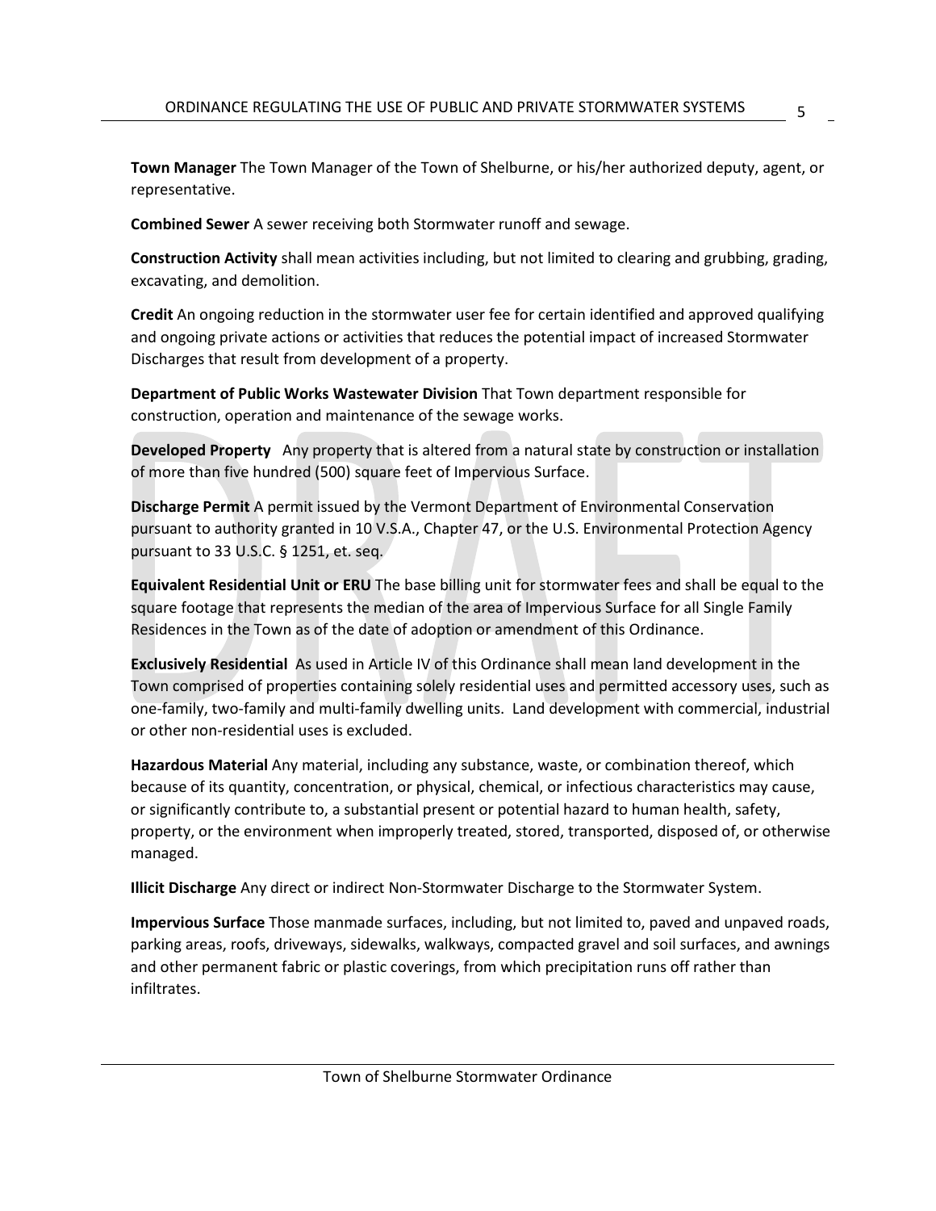**Town Manager** The Town Manager of the Town of Shelburne, or his/her authorized deputy, agent, or representative.

**Combined Sewer** A sewer receiving both Stormwater runoff and sewage.

**Construction Activity** shall mean activities including, but not limited to clearing and grubbing, grading, excavating, and demolition.

**Credit** An ongoing reduction in the stormwater user fee for certain identified and approved qualifying and ongoing private actions or activities that reduces the potential impact of increased Stormwater Discharges that result from development of a property.

**Department of Public Works Wastewater Division** That Town department responsible for construction, operation and maintenance of the sewage works.

**Developed Property** Any property that is altered from a natural state by construction or installation of more than five hundred (500) square feet of Impervious Surface.

**Discharge Permit** A permit issued by the Vermont Department of Environmental Conservation pursuant to authority granted in 10 V.S.A., Chapter 47, or the U.S. Environmental Protection Agency pursuant to 33 U.S.C. § 1251, et. seq.

**Equivalent Residential Unit or ERU** The base billing unit for stormwater fees and shall be equal to the square footage that represents the median of the area of Impervious Surface for all Single Family Residences in the Town as of the date of adoption or amendment of this Ordinance.

**Exclusively Residential** As used in Article IV of this Ordinance shall mean land development in the Town comprised of properties containing solely residential uses and permitted accessory uses, such as one-family, two-family and multi-family dwelling units. Land development with commercial, industrial or other non-residential uses is excluded.

**Hazardous Material** Any material, including any substance, waste, or combination thereof, which because of its quantity, concentration, or physical, chemical, or infectious characteristics may cause, or significantly contribute to, a substantial present or potential hazard to human health, safety, property, or the environment when improperly treated, stored, transported, disposed of, or otherwise managed.

**Illicit Discharge** Any direct or indirect Non-Stormwater Discharge to the Stormwater System.

**Impervious Surface** Those manmade surfaces, including, but not limited to, paved and unpaved roads, parking areas, roofs, driveways, sidewalks, walkways, compacted gravel and soil surfaces, and awnings and other permanent fabric or plastic coverings, from which precipitation runs off rather than infiltrates.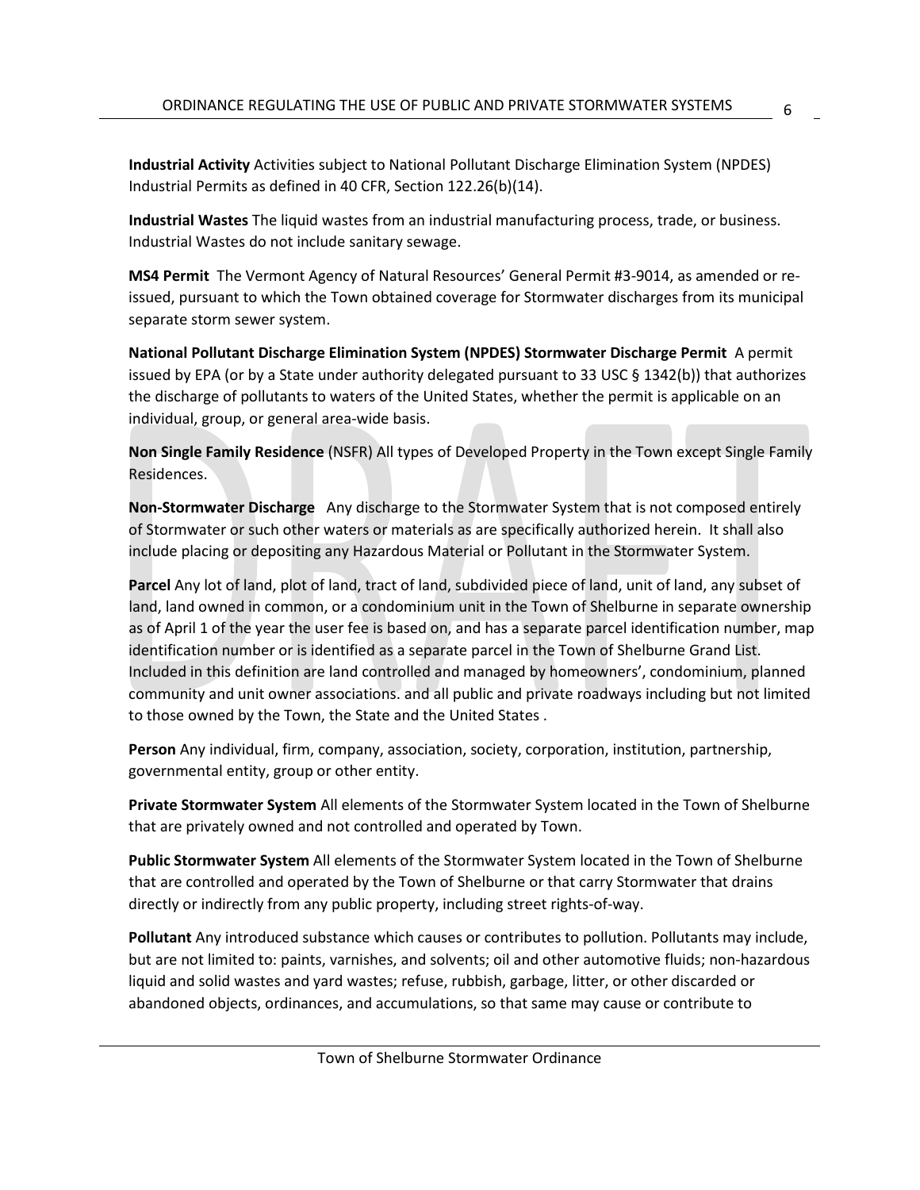**Industrial Activity** Activities subject to National Pollutant Discharge Elimination System (NPDES) Industrial Permits as defined in 40 CFR, Section 122.26(b)(14).

**Industrial Wastes** The liquid wastes from an industrial manufacturing process, trade, or business. Industrial Wastes do not include sanitary sewage.

**MS4 Permit** The Vermont Agency of Natural Resources' General Permit #3-9014, as amended or re-issued, pursuant to which the Town obtained coverage for Stormwater discharges from its municipal separate storm sewer system.

**National Pollutant Discharge Elimination System (NPDES) Stormwater Discharge Permit** A permit issued by EPA (or by a State under authority delegated pursuant to 33 USC § 1342(b)) that authorizes the discharge of pollutants to waters of the United States, whether the permit is applicable on an individual, group, or general area-wide basis.

**Non Single Family Residence** (NSFR) All types of Developed Property in the Town except Single Family Residences.

**Non-Stormwater Discharge** Any discharge to the Stormwater System that is not composed entirely of Stormwater or such other waters or materials as are specifically authorized herein. It shall also include placing or depositing any Hazardous Material or Pollutant in the Stormwater System.

**Parcel** Any lot of land, plot of land, tract of land, subdivided piece of land, unit of land, any subset of land, land owned in common, or a condominium unit in the Town of Shelburne in separate ownership as of April 1 of the year the user fee is based on, and has a separate parcel identification number, map identification number or is identified as a separate parcel in the Town of Shelburne Grand List. Included in this definition are land controlled and managed by homeowners', condominium, planned community and unit owner associations. and all public and private roadways including but not limited to those owned by the Town, the State and the United States .

**Person** Any individual, firm, company, association, society, corporation, institution, partnership, governmental entity, group or other entity.

**Private Stormwater System** All elements of the Stormwater System located in the Town of Shelburne that are privately owned and not controlled and operated by Town.

**Public Stormwater System** All elements of the Stormwater System located in the Town of Shelburne that are controlled and operated by the Town of Shelburne or that carry Stormwater that drains directly or indirectly from any public property, including street rights-of-way.

**Pollutant** Any introduced substance which causes or contributes to pollution. Pollutants may include, but are not limited to: paints, varnishes, and solvents; oil and other automotive fluids; non-hazardous liquid and solid wastes and yard wastes; refuse, rubbish, garbage, litter, or other discarded or abandoned objects, ordinances, and accumulations, so that same may cause or contribute to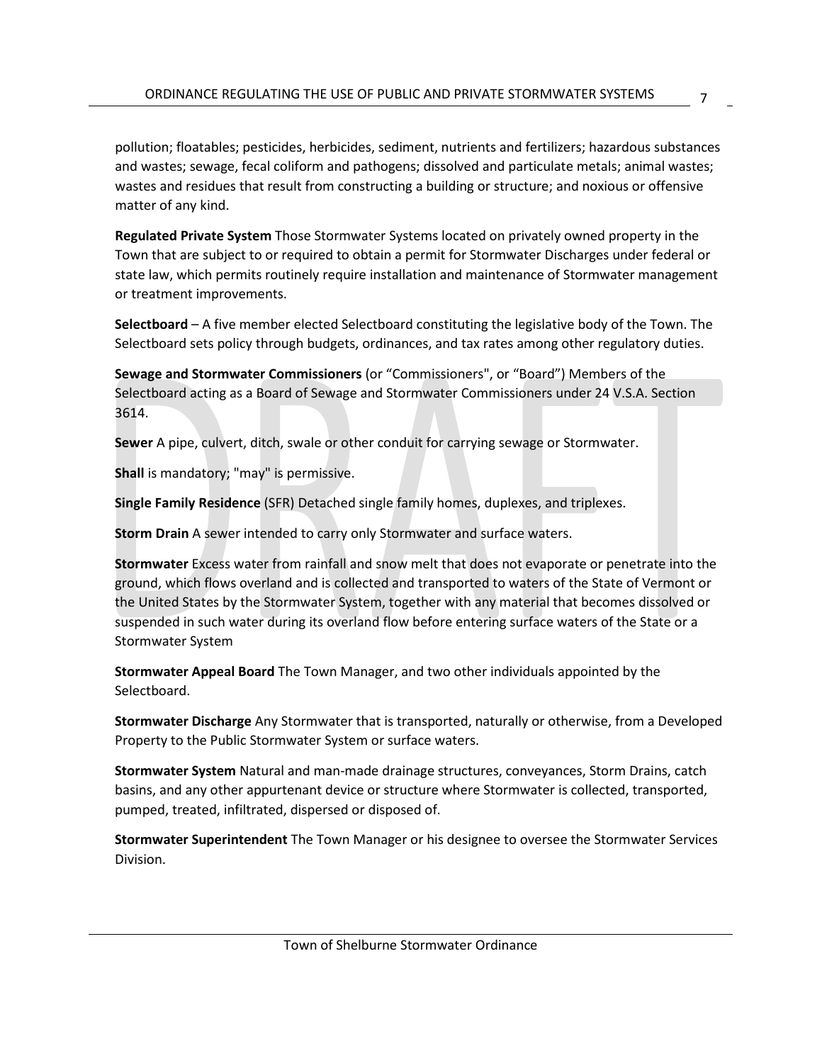pollution; floatables; pesticides, herbicides, sediment, nutrients and fertilizers; hazardous substances and wastes; sewage, fecal coliform and pathogens; dissolved and particulate metals; animal wastes; wastes and residues that result from constructing a building or structure; and noxious or offensive matter of any kind.

**Regulated Private System** Those Stormwater Systems located on privately owned property in the Town that are subject to or required to obtain a permit for Stormwater Discharges under federal or state law, which permits routinely require installation and maintenance of Stormwater management or treatment improvements.

**Selectboard** – A five member elected Selectboard constituting the legislative body of the Town. The Selectboard sets policy through budgets, ordinances, and tax rates among other regulatory duties.

**Sewage and Stormwater Commissioners** (or "Commissioners", or "Board") Members of the Selectboard acting as a Board of Sewage and Stormwater Commissioners under 24 V.S.A. Section 3614.

**Sewer** A pipe, culvert, ditch, swale or other conduit for carrying sewage or Stormwater.

**Shall** is mandatory; "may" is permissive.

**Single Family Residence** (SFR) Detached single family homes, duplexes, and triplexes.

**Storm Drain** A sewer intended to carry only Stormwater and surface waters.

**Stormwater** Excess water from rainfall and snow melt that does not evaporate or penetrate into the ground, which flows overland and is collected and transported to waters of the State of Vermont or the United States by the Stormwater System, together with any material that becomes dissolved or suspended in such water during its overland flow before entering surface waters of the State or a Stormwater System

**Stormwater Appeal Board** The Town Manager, and two other individuals appointed by the Selectboard.

**Stormwater Discharge** Any Stormwater that is transported, naturally or otherwise, from a Developed Property to the Public Stormwater System or surface waters.

**Stormwater System** Natural and man-made drainage structures, conveyances, Storm Drains, catch basins, and any other appurtenant device or structure where Stormwater is collected, transported, pumped, treated, infiltrated, dispersed or disposed of.

**Stormwater Superintendent** The Town Manager or his designee to oversee the Stormwater Services Division.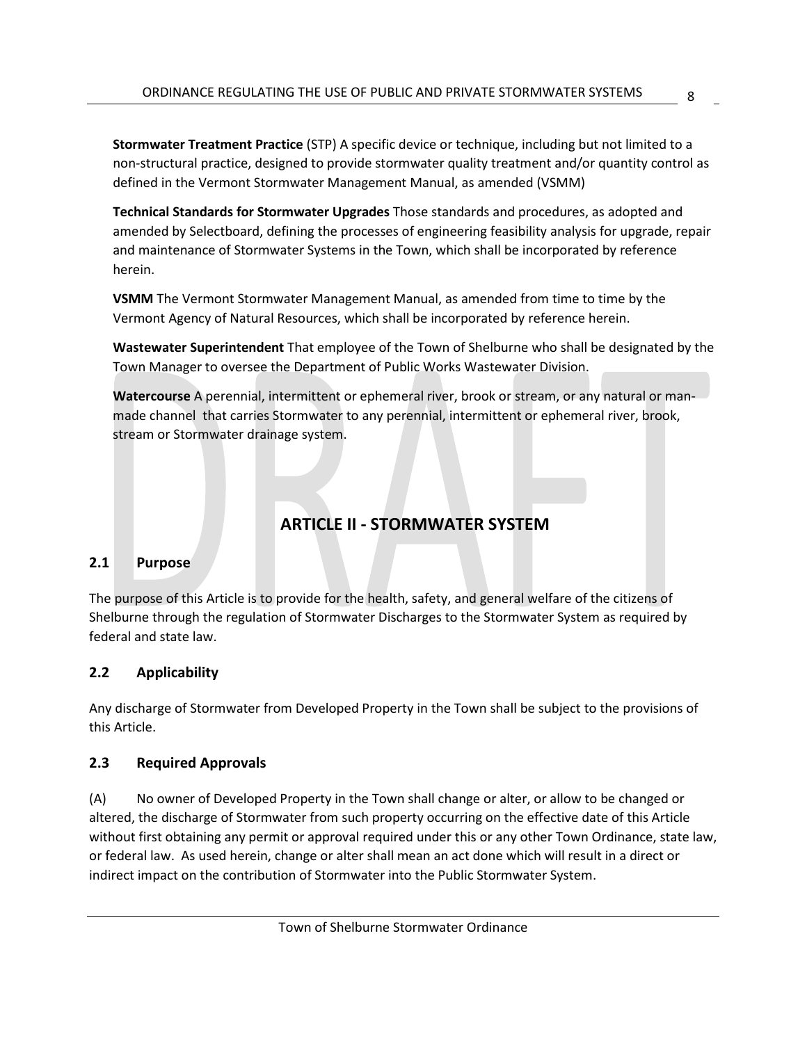**Stormwater Treatment Practice** (STP) A specific device or technique, including but not limited to a non-structural practice, designed to provide stormwater quality treatment and/or quantity control as defined in the Vermont Stormwater Management Manual, as amended (VSMM)

**Technical Standards for Stormwater Upgrades** Those standards and procedures, as adopted and amended by Selectboard, defining the processes of engineering feasibility analysis for upgrade, repair and maintenance of Stormwater Systems in the Town, which shall be incorporated by reference herein.

**VSMM** The Vermont Stormwater Management Manual, as amended from time to time by the Vermont Agency of Natural Resources, which shall be incorporated by reference herein.

**Wastewater Superintendent** That employee of the Town of Shelburne who shall be designated by the Town Manager to oversee the Department of Public Works Wastewater Division.

**Watercourse** A perennial, intermittent or ephemeral river, brook or stream, or any natural or man-made channel that carries Stormwater to any perennial, intermittent or ephemeral river, brook, stream or Stormwater drainage system.

# ARTICLE II - STORMWATER SYSTEM

## 2.1 Purpose

The purpose of this Article is to provide for the health, safety, and general welfare of the citizens of Shelburne through the regulation of Stormwater Discharges to the Stormwater System as required by federal and state law.

## 2.2 Applicability

Any discharge of Stormwater from Developed Property in the Town shall be subject to the provisions of this Article.

## 2.3 Required Approvals

(A) No owner of Developed Property in the Town shall change or alter, or allow to be changed or altered, the discharge of Stormwater from such property occurring on the effective date of this Article without first obtaining any permit or approval required under this or any other Town Ordinance, state law, or federal law. As used herein, change or alter shall mean an act done which will result in a direct or indirect impact on the contribution of Stormwater into the Public Stormwater System.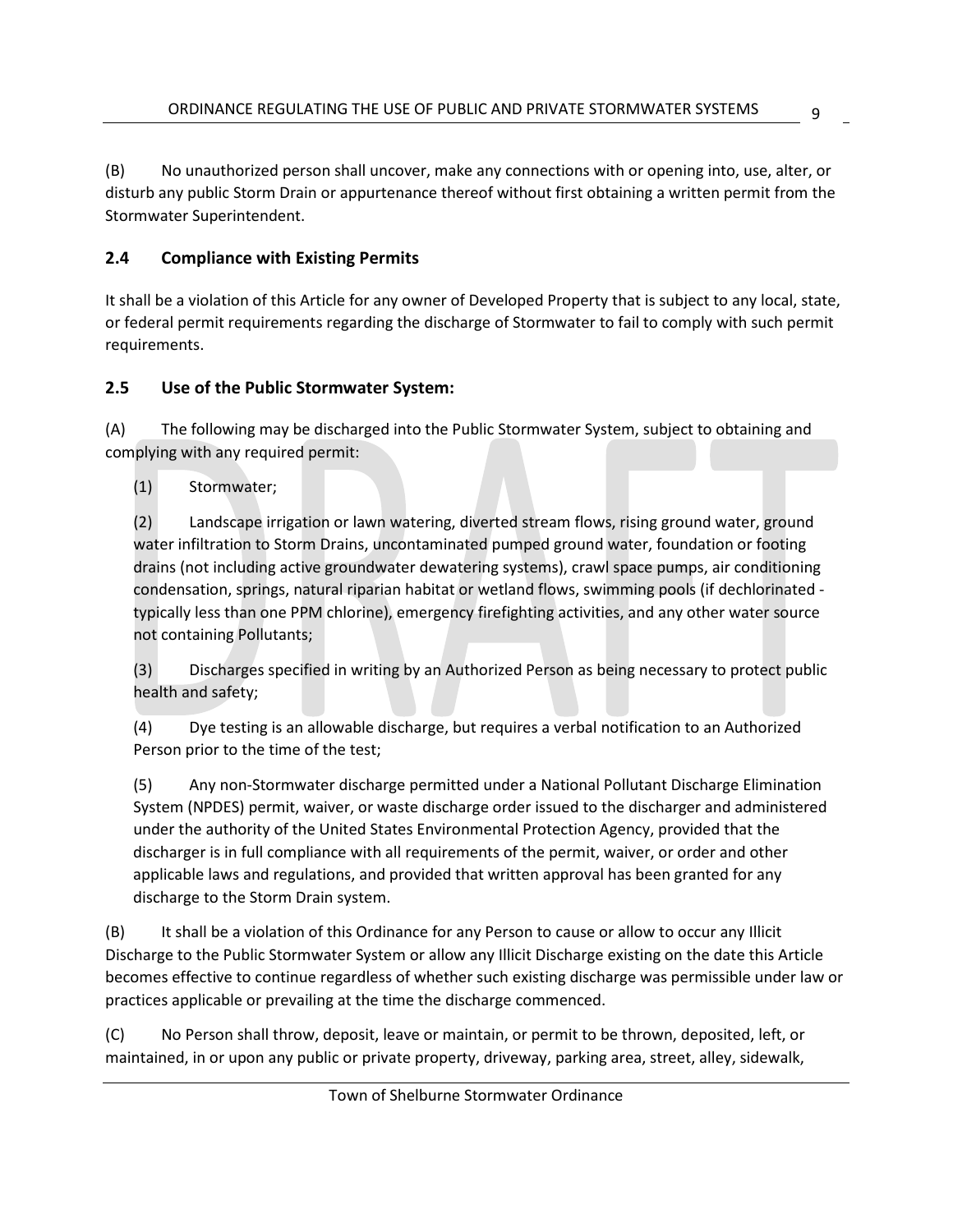(B) No unauthorized person shall uncover, make any connections with or opening into, use, alter, or disturb any public Storm Drain or appurtenance thereof without first obtaining a written permit from the Stormwater Superintendent.

## 2.4 Compliance with Existing Permits

It shall be a violation of this Article for any owner of Developed Property that is subject to any local, state, or federal permit requirements regarding the discharge of Stormwater to fail to comply with such permit requirements.

## 2.5 Use of the Public Stormwater System:

(A) The following may be discharged into the Public Stormwater System, subject to obtaining and complying with any required permit:

(1) Stormwater;

(2) Landscape irrigation or lawn watering, diverted stream flows, rising ground water, ground water infiltration to Storm Drains, uncontaminated pumped ground water, foundation or footing drains (not including active groundwater dewatering systems), crawl space pumps, air conditioning condensation, springs, natural riparian habitat or wetland flows, swimming pools (if dechlorinated - typically less than one PPM chlorine), emergency firefighting activities, and any other water source not containing Pollutants;

(3) Discharges specified in writing by an Authorized Person as being necessary to protect public health and safety;

(4) Dye testing is an allowable discharge, but requires a verbal notification to an Authorized Person prior to the time of the test;

(5) Any non-Stormwater discharge permitted under a National Pollutant Discharge Elimination System (NPDES) permit, waiver, or waste discharge order issued to the discharger and administered under the authority of the United States Environmental Protection Agency, provided that the discharger is in full compliance with all requirements of the permit, waiver, or order and other applicable laws and regulations, and provided that written approval has been granted for any discharge to the Storm Drain system.

(B) It shall be a violation of this Ordinance for any Person to cause or allow to occur any Illicit Discharge to the Public Stormwater System or allow any Illicit Discharge existing on the date this Article becomes effective to continue regardless of whether such existing discharge was permissible under law or practices applicable or prevailing at the time the discharge commenced.

(C) No Person shall throw, deposit, leave or maintain, or permit to be thrown, deposited, left, or maintained, in or upon any public or private property, driveway, parking area, street, alley, sidewalk,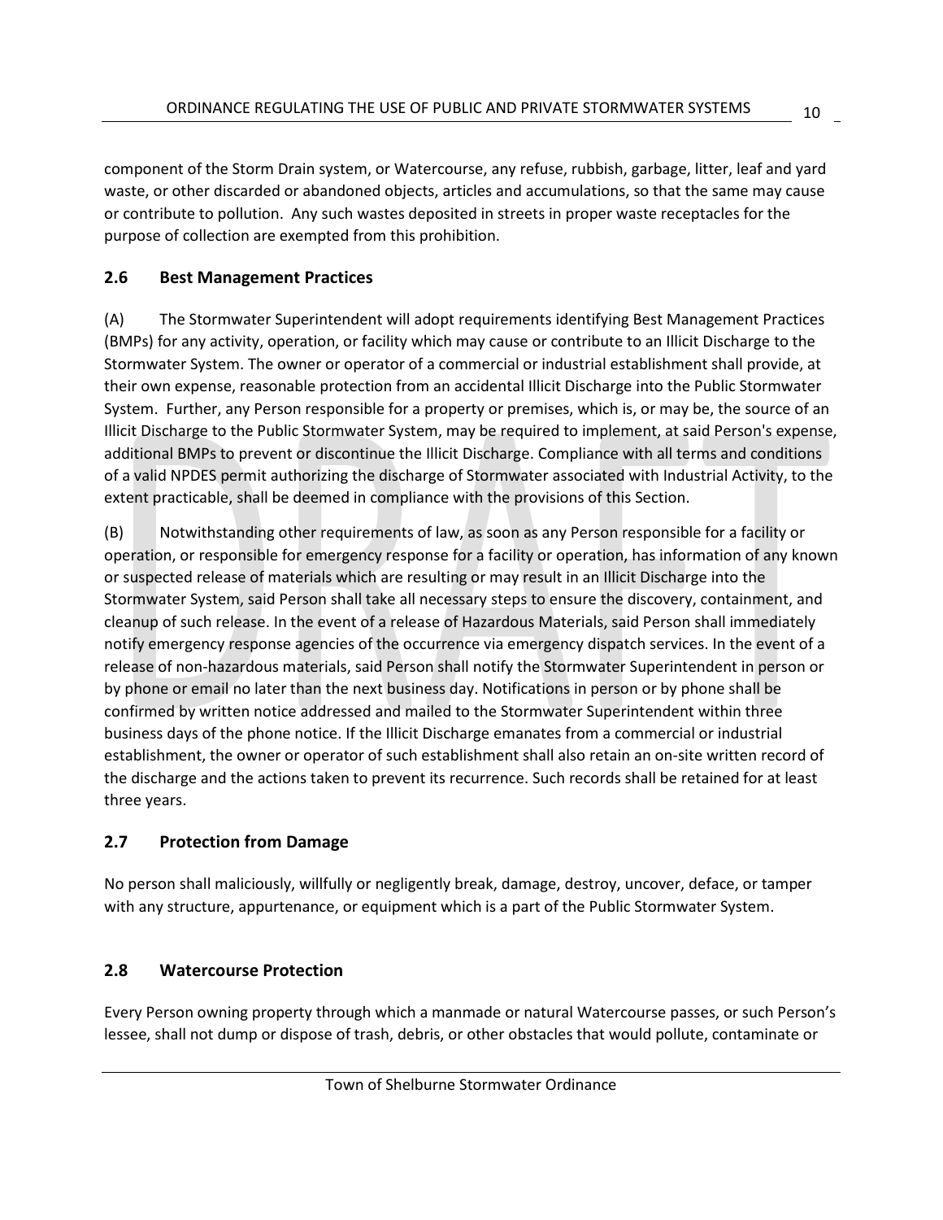component of the Storm Drain system, or Watercourse, any refuse, rubbish, garbage, litter, leaf and yard waste, or other discarded or abandoned objects, articles and accumulations, so that the same may cause or contribute to pollution. Any such wastes deposited in streets in proper waste receptacles for the purpose of collection are exempted from this prohibition.

## 2.6 Best Management Practices

(A) The Stormwater Superintendent will adopt requirements identifying Best Management Practices (BMPs) for any activity, operation, or facility which may cause or contribute to an Illicit Discharge to the Stormwater System. The owner or operator of a commercial or industrial establishment shall provide, at their own expense, reasonable protection from an accidental Illicit Discharge into the Public Stormwater System. Further, any Person responsible for a property or premises, which is, or may be, the source of an Illicit Discharge to the Public Stormwater System, may be required to implement, at said Person's expense, additional BMPs to prevent or discontinue the Illicit Discharge. Compliance with all terms and conditions of a valid NPDES permit authorizing the discharge of Stormwater associated with Industrial Activity, to the extent practicable, shall be deemed in compliance with the provisions of this Section.

(B) Notwithstanding other requirements of law, as soon as any Person responsible for a facility or operation, or responsible for emergency response for a facility or operation, has information of any known or suspected release of materials which are resulting or may result in an Illicit Discharge into the Stormwater System, said Person shall take all necessary steps to ensure the discovery, containment, and cleanup of such release. In the event of a release of Hazardous Materials, said Person shall immediately notify emergency response agencies of the occurrence via emergency dispatch services. In the event of a release of non-hazardous materials, said Person shall notify the Stormwater Superintendent in person or by phone or email no later than the next business day. Notifications in person or by phone shall be confirmed by written notice addressed and mailed to the Stormwater Superintendent within three business days of the phone notice. If the Illicit Discharge emanates from a commercial or industrial establishment, the owner or operator of such establishment shall also retain an on-site written record of the discharge and the actions taken to prevent its recurrence. Such records shall be retained for at least three years.

## 2.7 Protection from Damage

No person shall maliciously, willfully or negligently break, damage, destroy, uncover, deface, or tamper with any structure, appurtenance, or equipment which is a part of the Public Stormwater System.

## 2.8 Watercourse Protection

Every Person owning property through which a manmade or natural Watercourse passes, or such Person's lessee, shall not dump or dispose of trash, debris, or other obstacles that would pollute, contaminate or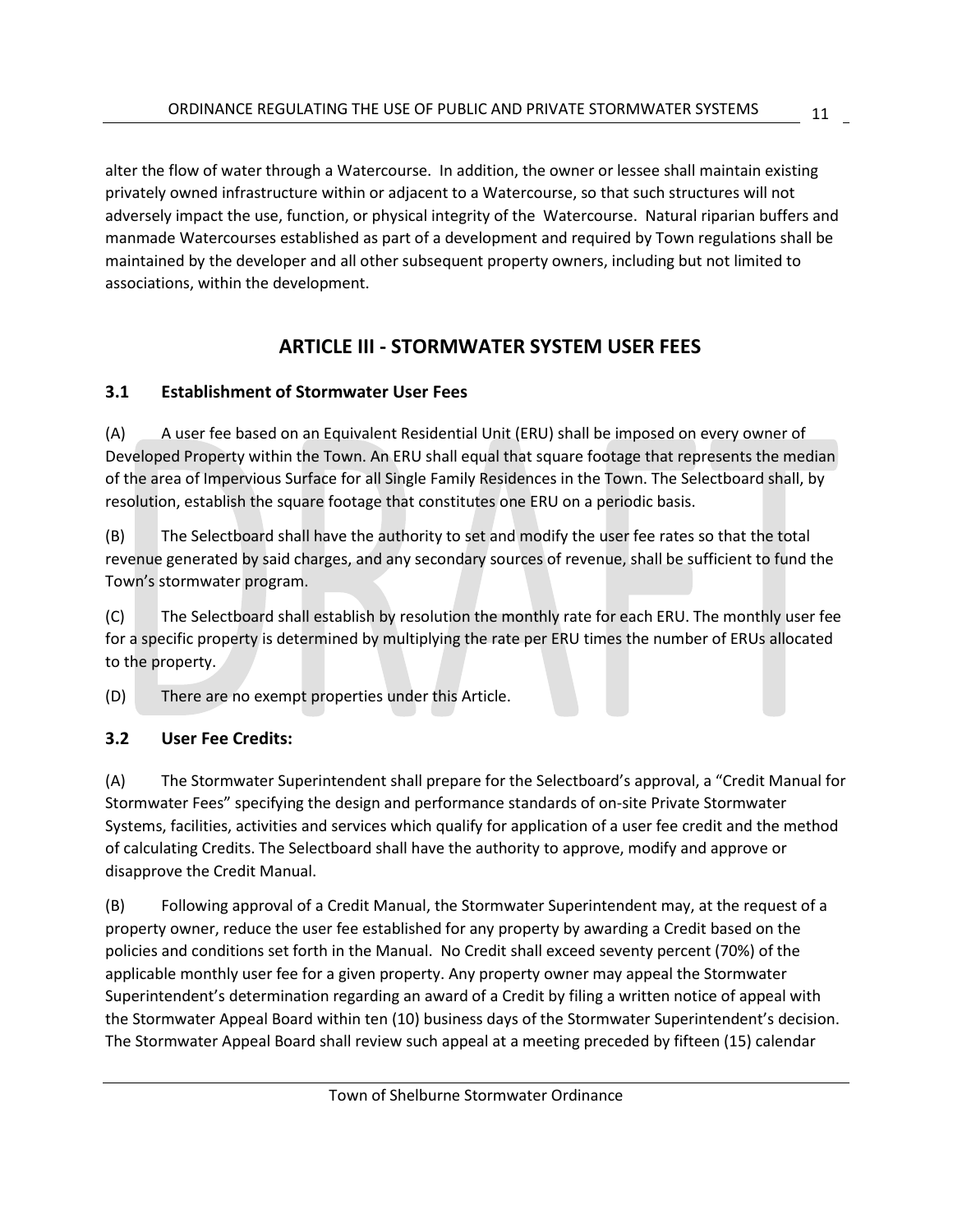alter the flow of water through a Watercourse. In addition, the owner or lessee shall maintain existing privately owned infrastructure within or adjacent to a Watercourse, so that such structures will not adversely impact the use, function, or physical integrity of the Watercourse. Natural riparian buffers and manmade Watercourses established as part of a development and required by Town regulations shall be maintained by the developer and all other subsequent property owners, including but not limited to associations, within the development.

## ARTICLE III - STORMWATER SYSTEM USER FEES

### 3.1 Establishment of Stormwater User Fees

(A) A user fee based on an Equivalent Residential Unit (ERU) shall be imposed on every owner of Developed Property within the Town. An ERU shall equal that square footage that represents the median of the area of Impervious Surface for all Single Family Residences in the Town. The Selectboard shall, by resolution, establish the square footage that constitutes one ERU on a periodic basis.

(B) The Selectboard shall have the authority to set and modify the user fee rates so that the total revenue generated by said charges, and any secondary sources of revenue, shall be sufficient to fund the Town's stormwater program.

(C) The Selectboard shall establish by resolution the monthly rate for each ERU. The monthly user fee for a specific property is determined by multiplying the rate per ERU times the number of ERUs allocated to the property.

(D) There are no exempt properties under this Article.

### 3.2 User Fee Credits:

(A) The Stormwater Superintendent shall prepare for the Selectboard's approval, a "Credit Manual for Stormwater Fees" specifying the design and performance standards of on-site Private Stormwater Systems, facilities, activities and services which qualify for application of a user fee credit and the method of calculating Credits. The Selectboard shall have the authority to approve, modify and approve or disapprove the Credit Manual.

(B) Following approval of a Credit Manual, the Stormwater Superintendent may, at the request of a property owner, reduce the user fee established for any property by awarding a Credit based on the policies and conditions set forth in the Manual. No Credit shall exceed seventy percent (70%) of the applicable monthly user fee for a given property. Any property owner may appeal the Stormwater Superintendent's determination regarding an award of a Credit by filing a written notice of appeal with the Stormwater Appeal Board within ten (10) business days of the Stormwater Superintendent's decision. The Stormwater Appeal Board shall review such appeal at a meeting preceded by fifteen (15) calendar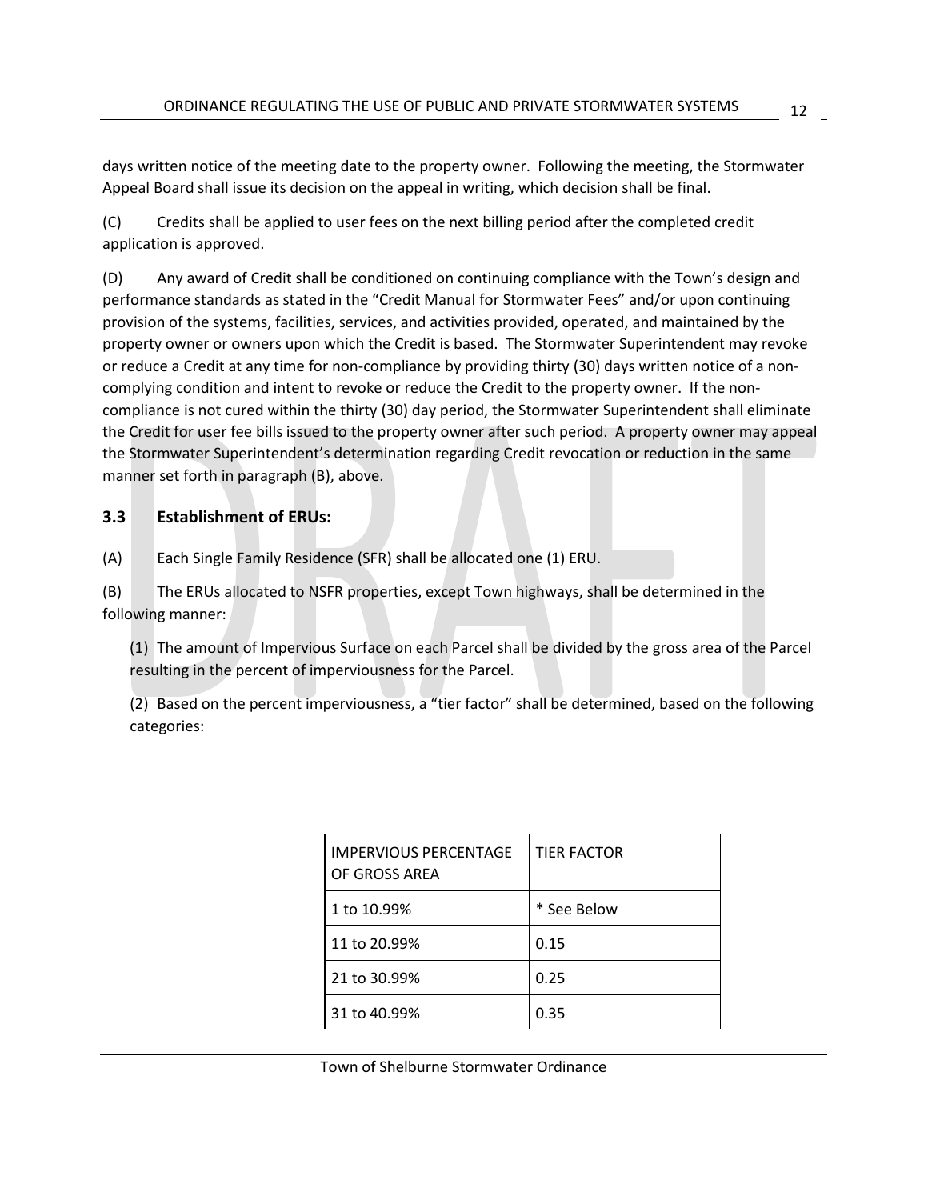days written notice of the meeting date to the property owner. Following the meeting, the Stormwater Appeal Board shall issue its decision on the appeal in writing, which decision shall be final.

(C) Credits shall be applied to user fees on the next billing period after the completed credit application is approved.

(D) Any award of Credit shall be conditioned on continuing compliance with the Town's design and performance standards as stated in the "Credit Manual for Stormwater Fees" and/or upon continuing provision of the systems, facilities, services, and activities provided, operated, and maintained by the property owner or owners upon which the Credit is based. The Stormwater Superintendent may revoke or reduce a Credit at any time for non-compliance by providing thirty (30) days written notice of a non-complying condition and intent to revoke or reduce the Credit to the property owner. If the non-compliance is not cured within the thirty (30) day period, the Stormwater Superintendent shall eliminate the Credit for user fee bills issued to the property owner after such period. A property owner may appeal the Stormwater Superintendent's determination regarding Credit revocation or reduction in the same manner set forth in paragraph (B), above.

### 3.3 Establishment of ERUs:

(A) Each Single Family Residence (SFR) shall be allocated one (1) ERU.

(B) The ERUs allocated to NSFR properties, except Town highways, shall be determined in the following manner:

(1) The amount of Impervious Surface on each Parcel shall be divided by the gross area of the Parcel resulting in the percent of imperviousness for the Parcel.

(2) Based on the percent imperviousness, a "tier factor" shall be determined, based on the following categories:

| IMPERVIOUS PERCENTAGE OF GROSS AREA | TIER FACTOR |
|---|---|
| 1 to 10.99% | * See Below |
| 11 to 20.99% | 0.15 |
| 21 to 30.99% | 0.25 |
| 31 to 40.99% | 0.35 |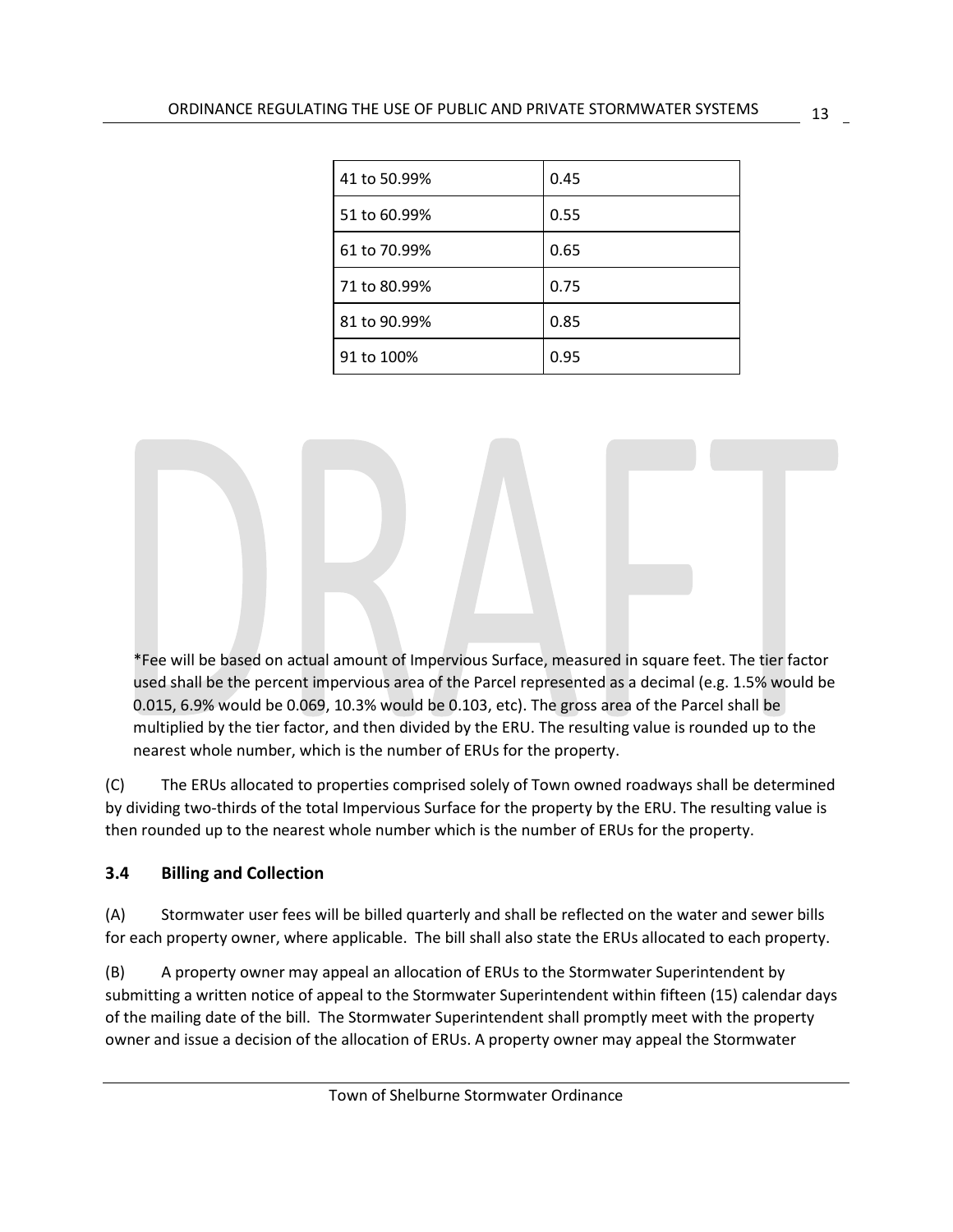| 41 to 50.99% | 0.45 |
|---|---|
| 51 to 60.99% | 0.55 |
| 61 to 70.99% | 0.65 |
| 71 to 80.99% | 0.75 |
| 81 to 90.99% | 0.85 |
| 91 to 100% | 0.95 |

*Fee will be based on actual amount of Impervious Surface, measured in square feet. The tier factor used shall be the percent impervious area of the Parcel represented as a decimal (e.g. 1.5% would be 0.015, 6.9% would be 0.069, 10.3% would be 0.103, etc). The gross area of the Parcel shall be multiplied by the tier factor, and then divided by the ERU. The resulting value is rounded up to the nearest whole number, which is the number of ERUs for the property.

(C) The ERUs allocated to properties comprised solely of Town owned roadways shall be determined by dividing two-thirds of the total Impervious Surface for the property by the ERU. The resulting value is then rounded up to the nearest whole number which is the number of ERUs for the property.

### 3.4 Billing and Collection

(A) Stormwater user fees will be billed quarterly and shall be reflected on the water and sewer bills for each property owner, where applicable. The bill shall also state the ERUs allocated to each property.

(B) A property owner may appeal an allocation of ERUs to the Stormwater Superintendent by submitting a written notice of appeal to the Stormwater Superintendent within fifteen (15) calendar days of the mailing date of the bill. The Stormwater Superintendent shall promptly meet with the property owner and issue a decision of the allocation of ERUs. A property owner may appeal the Stormwater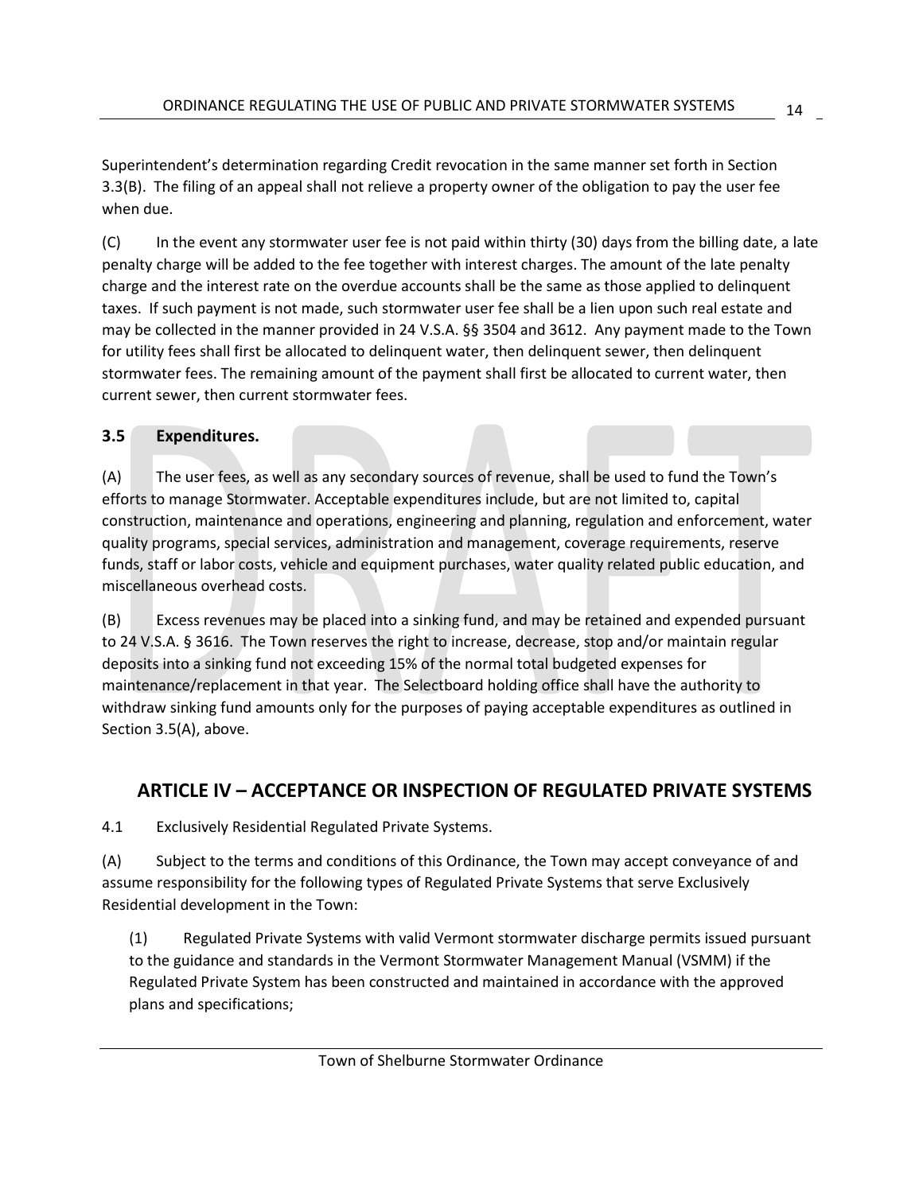Superintendent's determination regarding Credit revocation in the same manner set forth in Section 3.3(B). The filing of an appeal shall not relieve a property owner of the obligation to pay the user fee when due.

(C) In the event any stormwater user fee is not paid within thirty (30) days from the billing date, a late penalty charge will be added to the fee together with interest charges. The amount of the late penalty charge and the interest rate on the overdue accounts shall be the same as those applied to delinquent taxes. If such payment is not made, such stormwater user fee shall be a lien upon such real estate and may be collected in the manner provided in 24 V.S.A. §§ 3504 and 3612. Any payment made to the Town for utility fees shall first be allocated to delinquent water, then delinquent sewer, then delinquent stormwater fees. The remaining amount of the payment shall first be allocated to current water, then current sewer, then current stormwater fees.

### 3.5 Expenditures.

(A) The user fees, as well as any secondary sources of revenue, shall be used to fund the Town's efforts to manage Stormwater. Acceptable expenditures include, but are not limited to, capital construction, maintenance and operations, engineering and planning, regulation and enforcement, water quality programs, special services, administration and management, coverage requirements, reserve funds, staff or labor costs, vehicle and equipment purchases, water quality related public education, and miscellaneous overhead costs.

(B) Excess revenues may be placed into a sinking fund, and may be retained and expended pursuant to 24 V.S.A. § 3616. The Town reserves the right to increase, decrease, stop and/or maintain regular deposits into a sinking fund not exceeding 15% of the normal total budgeted expenses for maintenance/replacement in that year. The Selectboard holding office shall have the authority to withdraw sinking fund amounts only for the purposes of paying acceptable expenditures as outlined in Section 3.5(A), above.

## ARTICLE IV – ACCEPTANCE OR INSPECTION OF REGULATED PRIVATE SYSTEMS

4.1 Exclusively Residential Regulated Private Systems.

(A) Subject to the terms and conditions of this Ordinance, the Town may accept conveyance of and assume responsibility for the following types of Regulated Private Systems that serve Exclusively Residential development in the Town:

(1) Regulated Private Systems with valid Vermont stormwater discharge permits issued pursuant to the guidance and standards in the Vermont Stormwater Management Manual (VSMM) if the Regulated Private System has been constructed and maintained in accordance with the approved plans and specifications;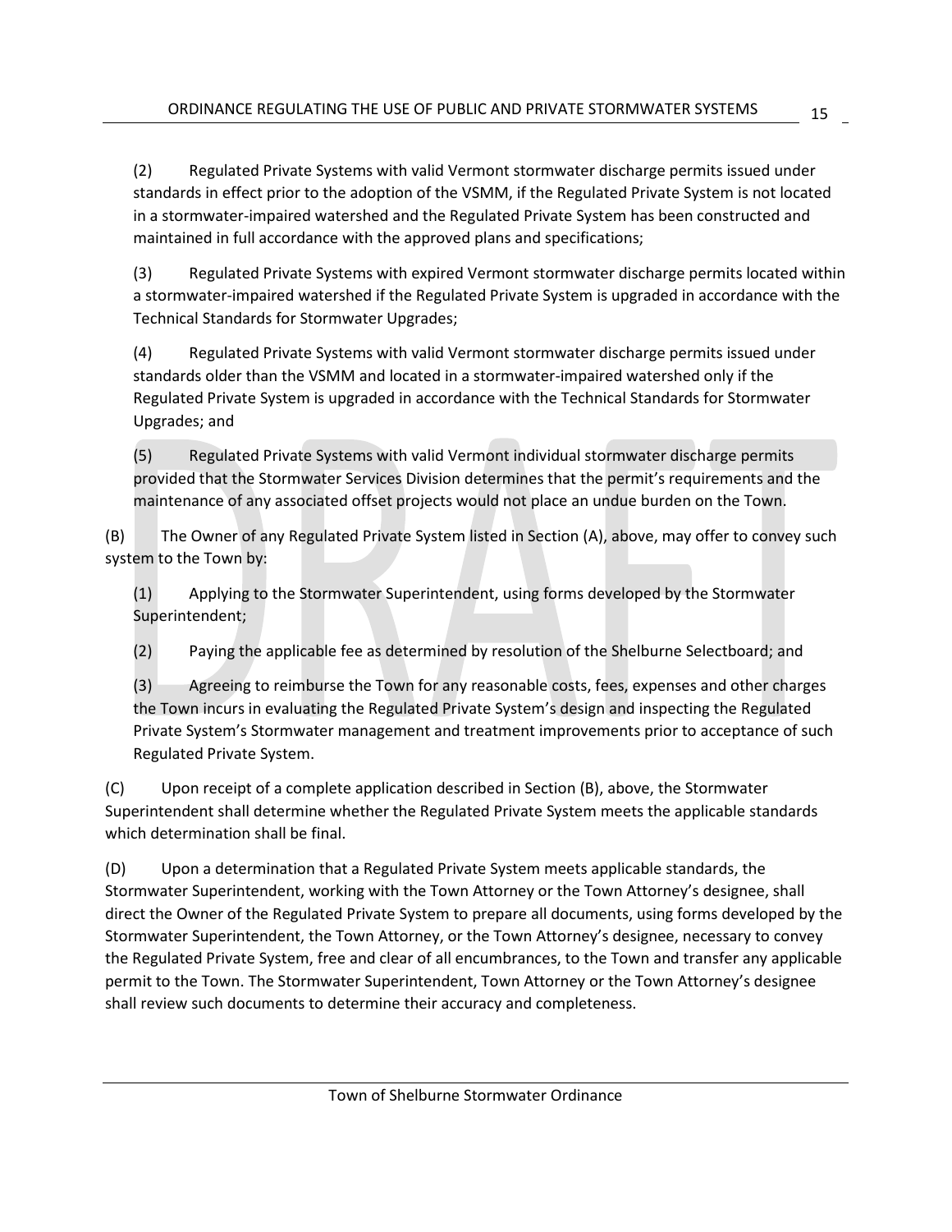(2) Regulated Private Systems with valid Vermont stormwater discharge permits issued under standards in effect prior to the adoption of the VSMM, if the Regulated Private System is not located in a stormwater-impaired watershed and the Regulated Private System has been constructed and maintained in full accordance with the approved plans and specifications;

(3) Regulated Private Systems with expired Vermont stormwater discharge permits located within a stormwater-impaired watershed if the Regulated Private System is upgraded in accordance with the Technical Standards for Stormwater Upgrades;

(4) Regulated Private Systems with valid Vermont stormwater discharge permits issued under standards older than the VSMM and located in a stormwater-impaired watershed only if the Regulated Private System is upgraded in accordance with the Technical Standards for Stormwater Upgrades; and

(5) Regulated Private Systems with valid Vermont individual stormwater discharge permits provided that the Stormwater Services Division determines that the permit's requirements and the maintenance of any associated offset projects would not place an undue burden on the Town.

(B) The Owner of any Regulated Private System listed in Section (A), above, may offer to convey such system to the Town by:

(1) Applying to the Stormwater Superintendent, using forms developed by the Stormwater Superintendent;

(2) Paying the applicable fee as determined by resolution of the Shelburne Selectboard; and

(3) Agreeing to reimburse the Town for any reasonable costs, fees, expenses and other charges the Town incurs in evaluating the Regulated Private System's design and inspecting the Regulated Private System's Stormwater management and treatment improvements prior to acceptance of such Regulated Private System.

(C) Upon receipt of a complete application described in Section (B), above, the Stormwater Superintendent shall determine whether the Regulated Private System meets the applicable standards which determination shall be final.

(D) Upon a determination that a Regulated Private System meets applicable standards, the Stormwater Superintendent, working with the Town Attorney or the Town Attorney's designee, shall direct the Owner of the Regulated Private System to prepare all documents, using forms developed by the Stormwater Superintendent, the Town Attorney, or the Town Attorney's designee, necessary to convey the Regulated Private System, free and clear of all encumbrances, to the Town and transfer any applicable permit to the Town. The Stormwater Superintendent, Town Attorney or the Town Attorney's designee shall review such documents to determine their accuracy and completeness.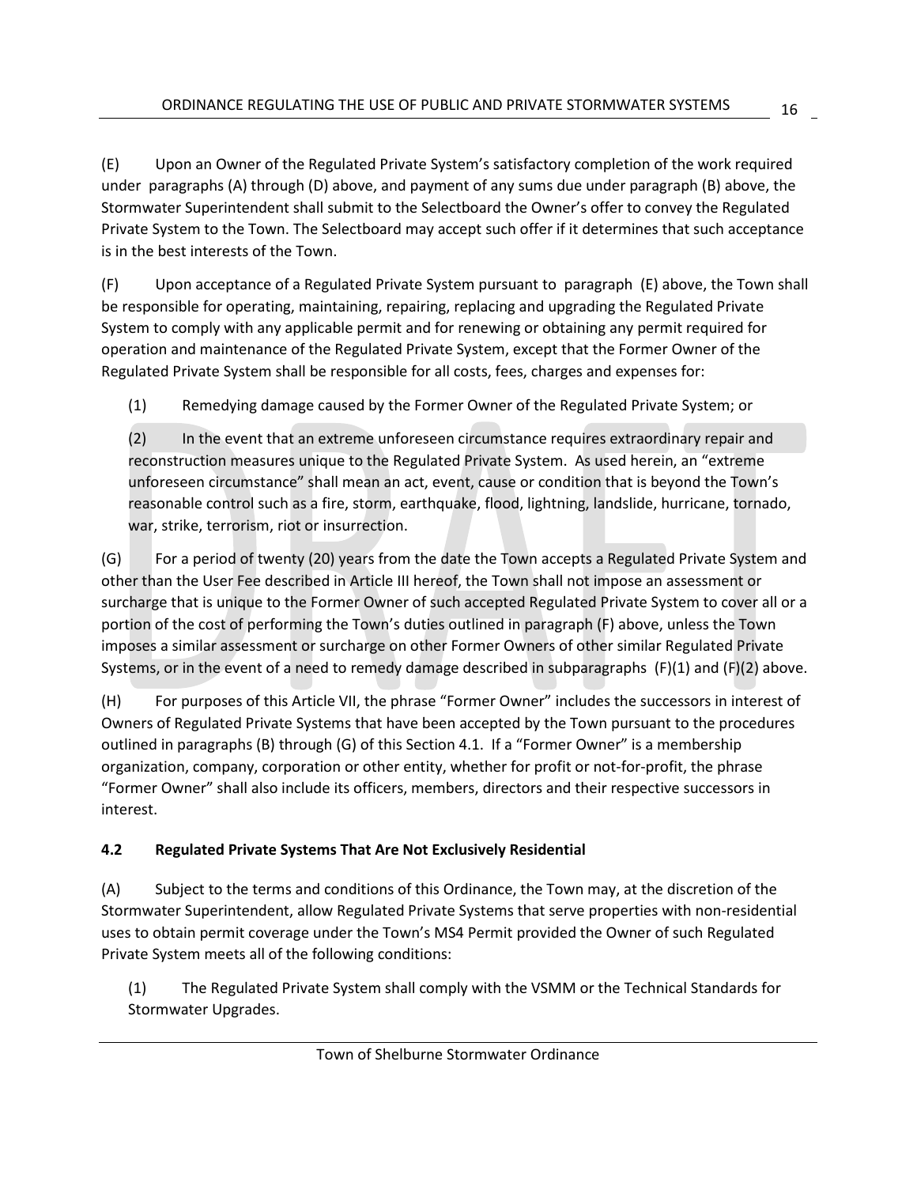(E) Upon an Owner of the Regulated Private System's satisfactory completion of the work required under paragraphs (A) through (D) above, and payment of any sums due under paragraph (B) above, the Stormwater Superintendent shall submit to the Selectboard the Owner's offer to convey the Regulated Private System to the Town. The Selectboard may accept such offer if it determines that such acceptance is in the best interests of the Town.

(F) Upon acceptance of a Regulated Private System pursuant to paragraph (E) above, the Town shall be responsible for operating, maintaining, repairing, replacing and upgrading the Regulated Private System to comply with any applicable permit and for renewing or obtaining any permit required for operation and maintenance of the Regulated Private System, except that the Former Owner of the Regulated Private System shall be responsible for all costs, fees, charges and expenses for:

(1) Remedying damage caused by the Former Owner of the Regulated Private System; or

(2) In the event that an extreme unforeseen circumstance requires extraordinary repair and reconstruction measures unique to the Regulated Private System. As used herein, an "extreme unforeseen circumstance" shall mean an act, event, cause or condition that is beyond the Town's reasonable control such as a fire, storm, earthquake, flood, lightning, landslide, hurricane, tornado, war, strike, terrorism, riot or insurrection.

(G) For a period of twenty (20) years from the date the Town accepts a Regulated Private System and other than the User Fee described in Article III hereof, the Town shall not impose an assessment or surcharge that is unique to the Former Owner of such accepted Regulated Private System to cover all or a portion of the cost of performing the Town's duties outlined in paragraph (F) above, unless the Town imposes a similar assessment or surcharge on other Former Owners of other similar Regulated Private Systems, or in the event of a need to remedy damage described in subparagraphs (F)(1) and (F)(2) above.

(H) For purposes of this Article VII, the phrase "Former Owner" includes the successors in interest of Owners of Regulated Private Systems that have been accepted by the Town pursuant to the procedures outlined in paragraphs (B) through (G) of this Section 4.1. If a "Former Owner" is a membership organization, company, corporation or other entity, whether for profit or not-for-profit, the phrase "Former Owner" shall also include its officers, members, directors and their respective successors in interest.

**4.2 Regulated Private Systems That Are Not Exclusively Residential**

(A) Subject to the terms and conditions of this Ordinance, the Town may, at the discretion of the Stormwater Superintendent, allow Regulated Private Systems that serve properties with non-residential uses to obtain permit coverage under the Town's MS4 Permit provided the Owner of such Regulated Private System meets all of the following conditions:

(1) The Regulated Private System shall comply with the VSMM or the Technical Standards for Stormwater Upgrades.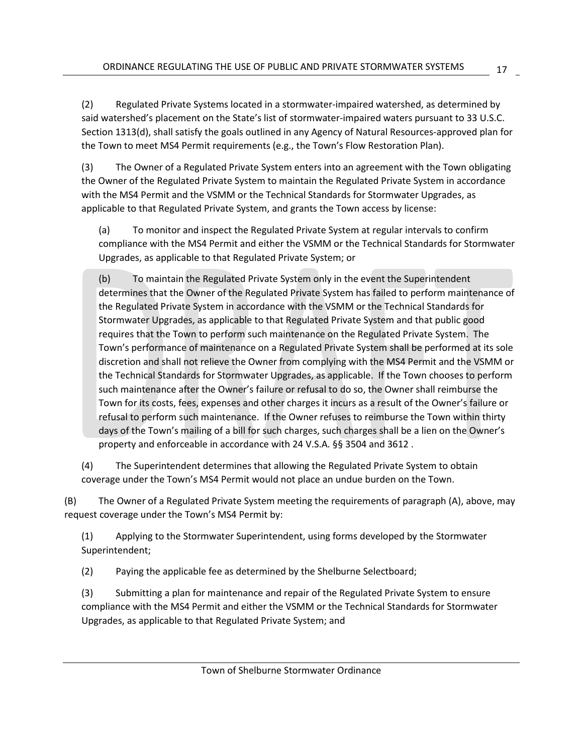(2) Regulated Private Systems located in a stormwater-impaired watershed, as determined by said watershed's placement on the State's list of stormwater-impaired waters pursuant to 33 U.S.C. Section 1313(d), shall satisfy the goals outlined in any Agency of Natural Resources-approved plan for the Town to meet MS4 Permit requirements (e.g., the Town's Flow Restoration Plan).

(3) The Owner of a Regulated Private System enters into an agreement with the Town obligating the Owner of the Regulated Private System to maintain the Regulated Private System in accordance with the MS4 Permit and the VSMM or the Technical Standards for Stormwater Upgrades, as applicable to that Regulated Private System, and grants the Town access by license:

(a) To monitor and inspect the Regulated Private System at regular intervals to confirm compliance with the MS4 Permit and either the VSMM or the Technical Standards for Stormwater Upgrades, as applicable to that Regulated Private System; or

(b) To maintain the Regulated Private System only in the event the Superintendent determines that the Owner of the Regulated Private System has failed to perform maintenance of the Regulated Private System in accordance with the VSMM or the Technical Standards for Stormwater Upgrades, as applicable to that Regulated Private System and that public good requires that the Town to perform such maintenance on the Regulated Private System. The Town's performance of maintenance on a Regulated Private System shall be performed at its sole discretion and shall not relieve the Owner from complying with the MS4 Permit and the VSMM or the Technical Standards for Stormwater Upgrades, as applicable. If the Town chooses to perform such maintenance after the Owner's failure or refusal to do so, the Owner shall reimburse the Town for its costs, fees, expenses and other charges it incurs as a result of the Owner's failure or refusal to perform such maintenance. If the Owner refuses to reimburse the Town within thirty days of the Town's mailing of a bill for such charges, such charges shall be a lien on the Owner's property and enforceable in accordance with 24 V.S.A. §§ 3504 and 3612 .

(4) The Superintendent determines that allowing the Regulated Private System to obtain coverage under the Town's MS4 Permit would not place an undue burden on the Town.

(B) The Owner of a Regulated Private System meeting the requirements of paragraph (A), above, may request coverage under the Town's MS4 Permit by:

(1) Applying to the Stormwater Superintendent, using forms developed by the Stormwater Superintendent;

(2) Paying the applicable fee as determined by the Shelburne Selectboard;

(3) Submitting a plan for maintenance and repair of the Regulated Private System to ensure compliance with the MS4 Permit and either the VSMM or the Technical Standards for Stormwater Upgrades, as applicable to that Regulated Private System; and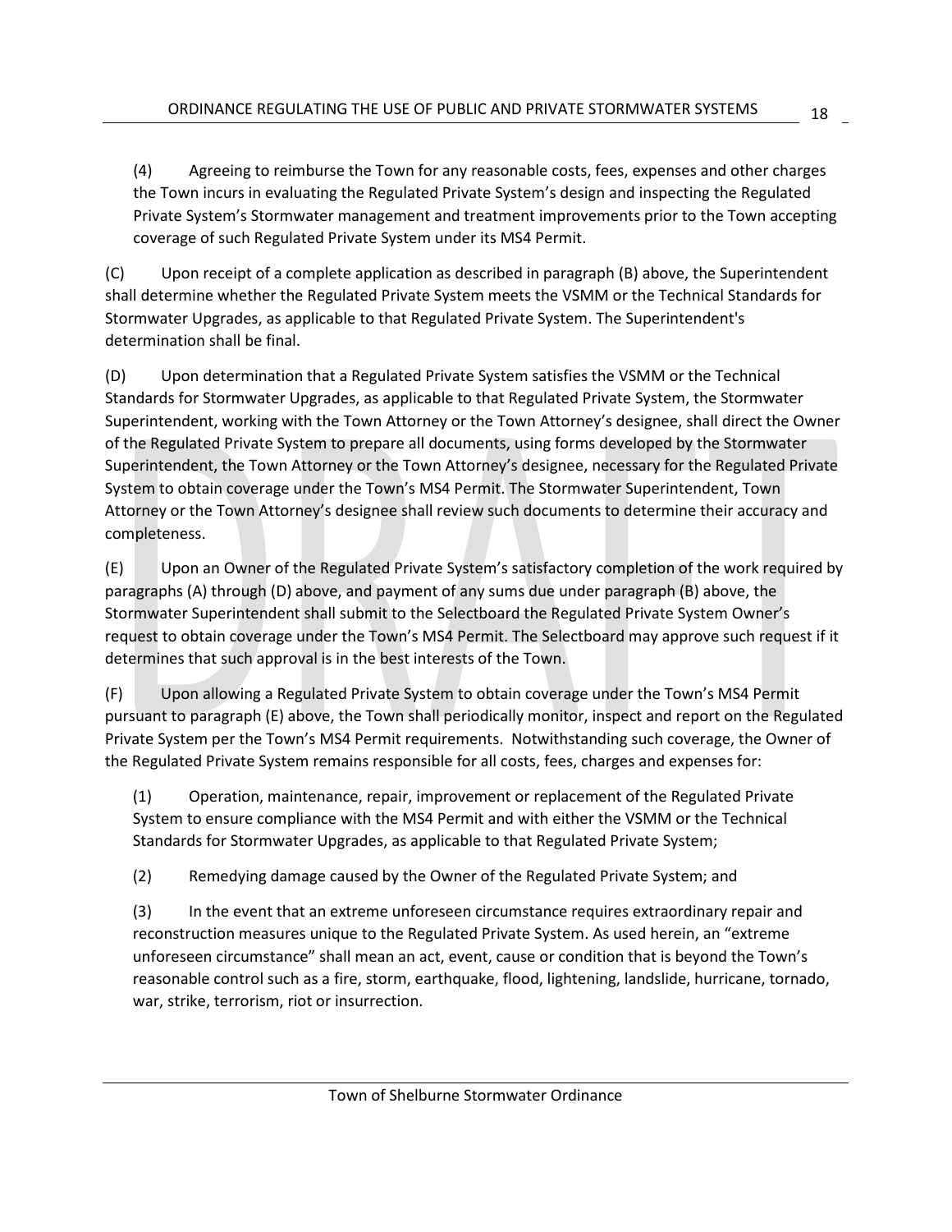(4) Agreeing to reimburse the Town for any reasonable costs, fees, expenses and other charges the Town incurs in evaluating the Regulated Private System's design and inspecting the Regulated Private System's Stormwater management and treatment improvements prior to the Town accepting coverage of such Regulated Private System under its MS4 Permit.

(C) Upon receipt of a complete application as described in paragraph (B) above, the Superintendent shall determine whether the Regulated Private System meets the VSMM or the Technical Standards for Stormwater Upgrades, as applicable to that Regulated Private System. The Superintendent's determination shall be final.

(D) Upon determination that a Regulated Private System satisfies the VSMM or the Technical Standards for Stormwater Upgrades, as applicable to that Regulated Private System, the Stormwater Superintendent, working with the Town Attorney or the Town Attorney's designee, shall direct the Owner of the Regulated Private System to prepare all documents, using forms developed by the Stormwater Superintendent, the Town Attorney or the Town Attorney's designee, necessary for the Regulated Private System to obtain coverage under the Town's MS4 Permit. The Stormwater Superintendent, Town Attorney or the Town Attorney's designee shall review such documents to determine their accuracy and completeness.

(E) Upon an Owner of the Regulated Private System's satisfactory completion of the work required by paragraphs (A) through (D) above, and payment of any sums due under paragraph (B) above, the Stormwater Superintendent shall submit to the Selectboard the Regulated Private System Owner's request to obtain coverage under the Town's MS4 Permit. The Selectboard may approve such request if it determines that such approval is in the best interests of the Town.

(F) Upon allowing a Regulated Private System to obtain coverage under the Town's MS4 Permit pursuant to paragraph (E) above, the Town shall periodically monitor, inspect and report on the Regulated Private System per the Town's MS4 Permit requirements. Notwithstanding such coverage, the Owner of the Regulated Private System remains responsible for all costs, fees, charges and expenses for:

(1) Operation, maintenance, repair, improvement or replacement of the Regulated Private System to ensure compliance with the MS4 Permit and with either the VSMM or the Technical Standards for Stormwater Upgrades, as applicable to that Regulated Private System;

(2) Remedying damage caused by the Owner of the Regulated Private System; and

(3) In the event that an extreme unforeseen circumstance requires extraordinary repair and reconstruction measures unique to the Regulated Private System. As used herein, an "extreme unforeseen circumstance" shall mean an act, event, cause or condition that is beyond the Town's reasonable control such as a fire, storm, earthquake, flood, lightening, landslide, hurricane, tornado, war, strike, terrorism, riot or insurrection.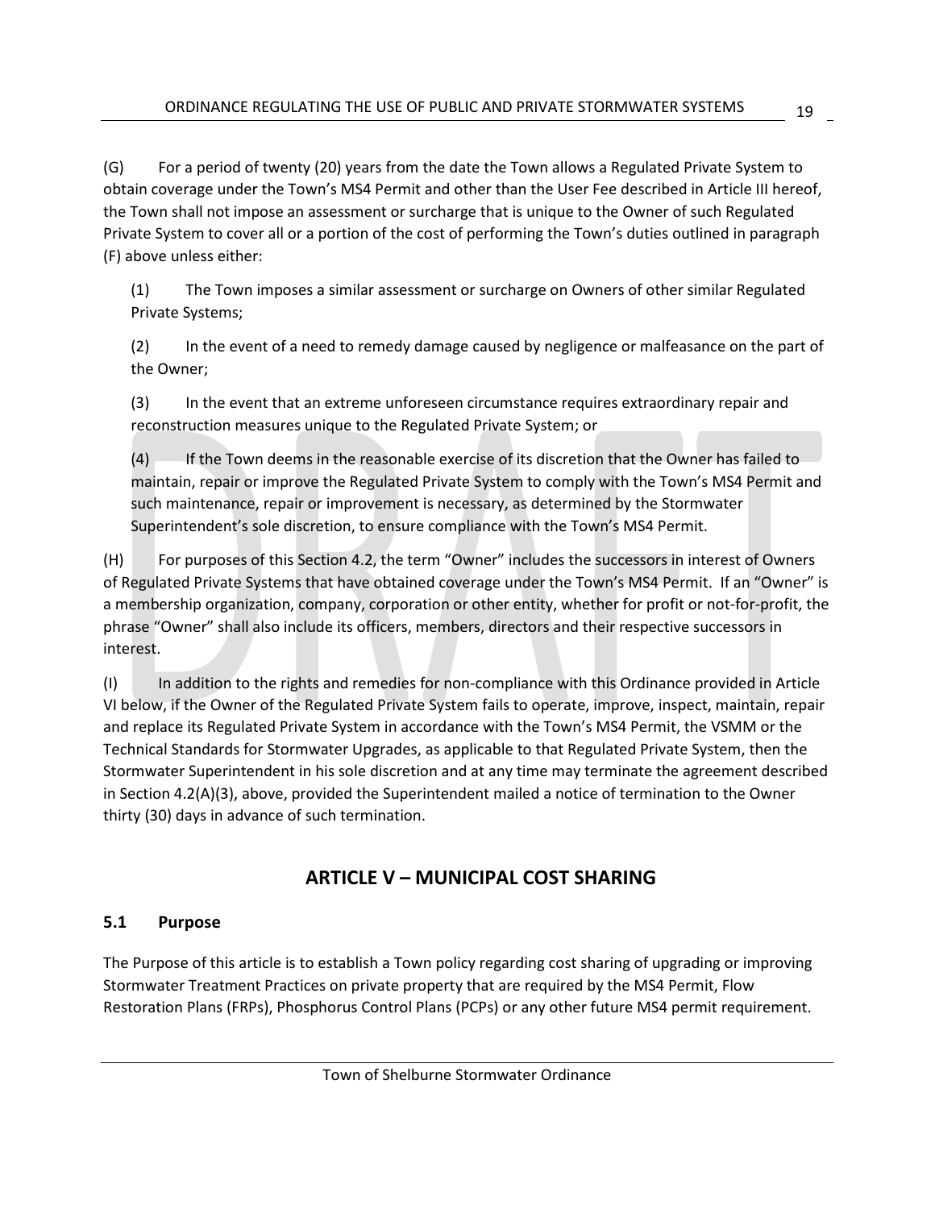(G) For a period of twenty (20) years from the date the Town allows a Regulated Private System to obtain coverage under the Town's MS4 Permit and other than the User Fee described in Article III hereof, the Town shall not impose an assessment or surcharge that is unique to the Owner of such Regulated Private System to cover all or a portion of the cost of performing the Town's duties outlined in paragraph (F) above unless either:

(1) The Town imposes a similar assessment or surcharge on Owners of other similar Regulated Private Systems;

(2) In the event of a need to remedy damage caused by negligence or malfeasance on the part of the Owner;

(3) In the event that an extreme unforeseen circumstance requires extraordinary repair and reconstruction measures unique to the Regulated Private System; or

(4) If the Town deems in the reasonable exercise of its discretion that the Owner has failed to maintain, repair or improve the Regulated Private System to comply with the Town's MS4 Permit and such maintenance, repair or improvement is necessary, as determined by the Stormwater Superintendent's sole discretion, to ensure compliance with the Town's MS4 Permit.

(H) For purposes of this Section 4.2, the term "Owner" includes the successors in interest of Owners of Regulated Private Systems that have obtained coverage under the Town's MS4 Permit. If an "Owner" is a membership organization, company, corporation or other entity, whether for profit or not-for-profit, the phrase "Owner" shall also include its officers, members, directors and their respective successors in interest.

(I) In addition to the rights and remedies for non-compliance with this Ordinance provided in Article VI below, if the Owner of the Regulated Private System fails to operate, improve, inspect, maintain, repair and replace its Regulated Private System in accordance with the Town's MS4 Permit, the VSMM or the Technical Standards for Stormwater Upgrades, as applicable to that Regulated Private System, then the Stormwater Superintendent in his sole discretion and at any time may terminate the agreement described in Section 4.2(A)(3), above, provided the Superintendent mailed a notice of termination to the Owner thirty (30) days in advance of such termination.

## ARTICLE V – MUNICIPAL COST SHARING

### 5.1 Purpose

The Purpose of this article is to establish a Town policy regarding cost sharing of upgrading or improving Stormwater Treatment Practices on private property that are required by the MS4 Permit, Flow Restoration Plans (FRPs), Phosphorus Control Plans (PCPs) or any other future MS4 permit requirement.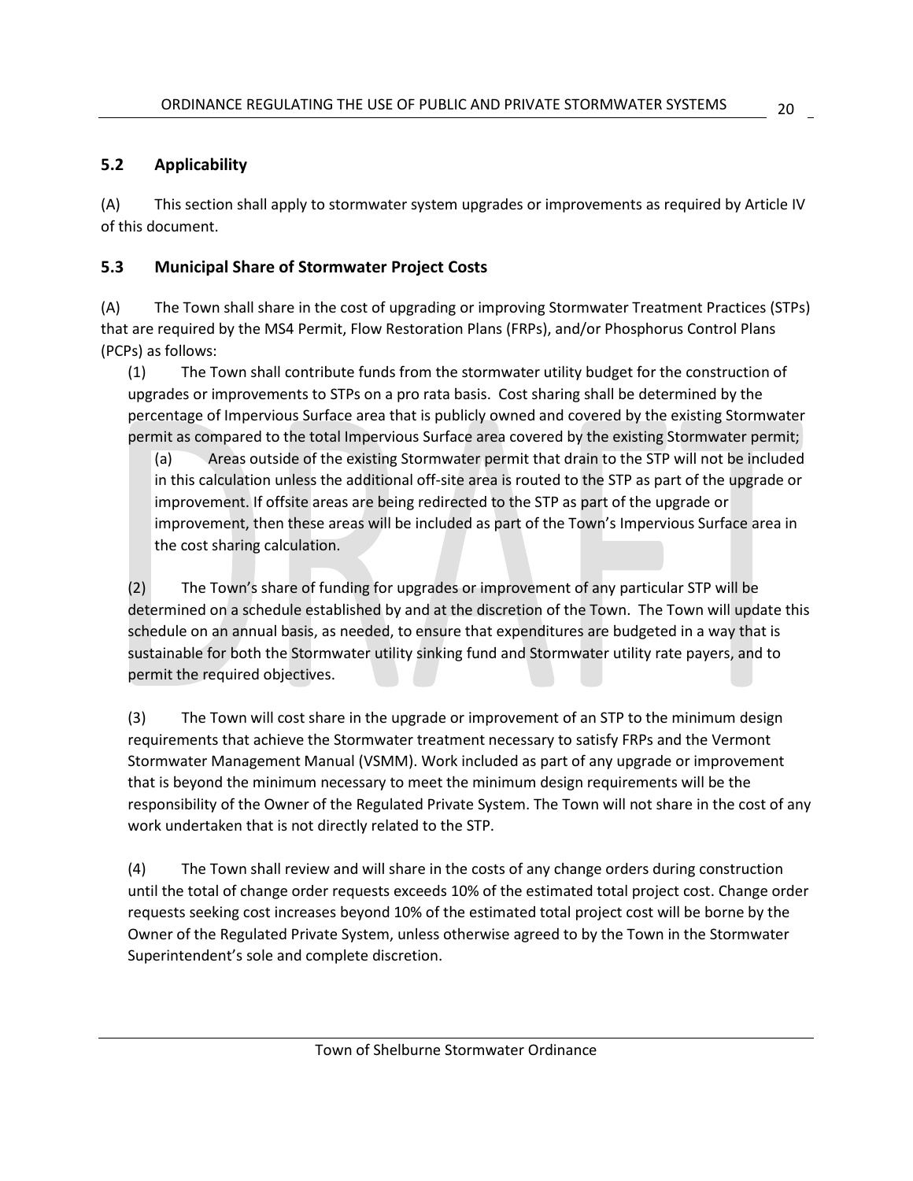## 5.2 Applicability

(A) This section shall apply to stormwater system upgrades or improvements as required by Article IV of this document.

## 5.3 Municipal Share of Stormwater Project Costs

(A) The Town shall share in the cost of upgrading or improving Stormwater Treatment Practices (STPs) that are required by the MS4 Permit, Flow Restoration Plans (FRPs), and/or Phosphorus Control Plans (PCPs) as follows:

(1) The Town shall contribute funds from the stormwater utility budget for the construction of upgrades or improvements to STPs on a pro rata basis. Cost sharing shall be determined by the percentage of Impervious Surface area that is publicly owned and covered by the existing Stormwater permit as compared to the total Impervious Surface area covered by the existing Stormwater permit;

(a) Areas outside of the existing Stormwater permit that drain to the STP will not be included in this calculation unless the additional off-site area is routed to the STP as part of the upgrade or improvement. If offsite areas are being redirected to the STP as part of the upgrade or improvement, then these areas will be included as part of the Town's Impervious Surface area in the cost sharing calculation.

(2) The Town's share of funding for upgrades or improvement of any particular STP will be determined on a schedule established by and at the discretion of the Town. The Town will update this schedule on an annual basis, as needed, to ensure that expenditures are budgeted in a way that is sustainable for both the Stormwater utility sinking fund and Stormwater utility rate payers, and to permit the required objectives.

(3) The Town will cost share in the upgrade or improvement of an STP to the minimum design requirements that achieve the Stormwater treatment necessary to satisfy FRPs and the Vermont Stormwater Management Manual (VSMM). Work included as part of any upgrade or improvement that is beyond the minimum necessary to meet the minimum design requirements will be the responsibility of the Owner of the Regulated Private System. The Town will not share in the cost of any work undertaken that is not directly related to the STP.

(4) The Town shall review and will share in the costs of any change orders during construction until the total of change order requests exceeds 10% of the estimated total project cost. Change order requests seeking cost increases beyond 10% of the estimated total project cost will be borne by the Owner of the Regulated Private System, unless otherwise agreed to by the Town in the Stormwater Superintendent's sole and complete discretion.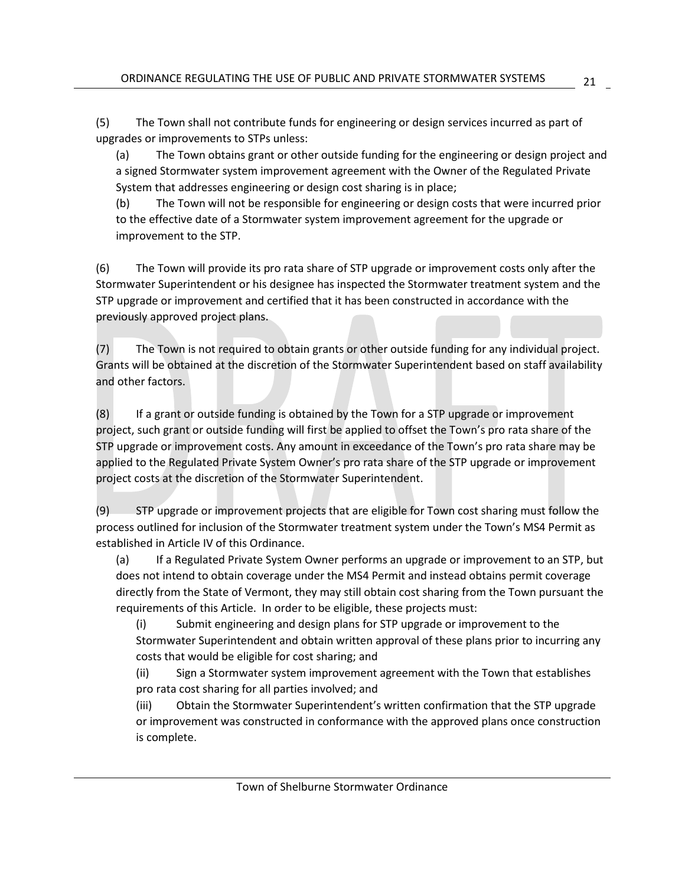(5) The Town shall not contribute funds for engineering or design services incurred as part of upgrades or improvements to STPs unless:

(a) The Town obtains grant or other outside funding for the engineering or design project and a signed Stormwater system improvement agreement with the Owner of the Regulated Private System that addresses engineering or design cost sharing is in place;

(b) The Town will not be responsible for engineering or design costs that were incurred prior to the effective date of a Stormwater system improvement agreement for the upgrade or improvement to the STP.

(6) The Town will provide its pro rata share of STP upgrade or improvement costs only after the Stormwater Superintendent or his designee has inspected the Stormwater treatment system and the STP upgrade or improvement and certified that it has been constructed in accordance with the previously approved project plans.

(7) The Town is not required to obtain grants or other outside funding for any individual project. Grants will be obtained at the discretion of the Stormwater Superintendent based on staff availability and other factors.

(8) If a grant or outside funding is obtained by the Town for a STP upgrade or improvement project, such grant or outside funding will first be applied to offset the Town's pro rata share of the STP upgrade or improvement costs. Any amount in exceedance of the Town's pro rata share may be applied to the Regulated Private System Owner's pro rata share of the STP upgrade or improvement project costs at the discretion of the Stormwater Superintendent.

(9) STP upgrade or improvement projects that are eligible for Town cost sharing must follow the process outlined for inclusion of the Stormwater treatment system under the Town's MS4 Permit as established in Article IV of this Ordinance.

(a) If a Regulated Private System Owner performs an upgrade or improvement to an STP, but does not intend to obtain coverage under the MS4 Permit and instead obtains permit coverage directly from the State of Vermont, they may still obtain cost sharing from the Town pursuant the requirements of this Article. In order to be eligible, these projects must:

(i) Submit engineering and design plans for STP upgrade or improvement to the Stormwater Superintendent and obtain written approval of these plans prior to incurring any costs that would be eligible for cost sharing; and

(ii) Sign a Stormwater system improvement agreement with the Town that establishes pro rata cost sharing for all parties involved; and

(iii) Obtain the Stormwater Superintendent's written confirmation that the STP upgrade or improvement was constructed in conformance with the approved plans once construction is complete.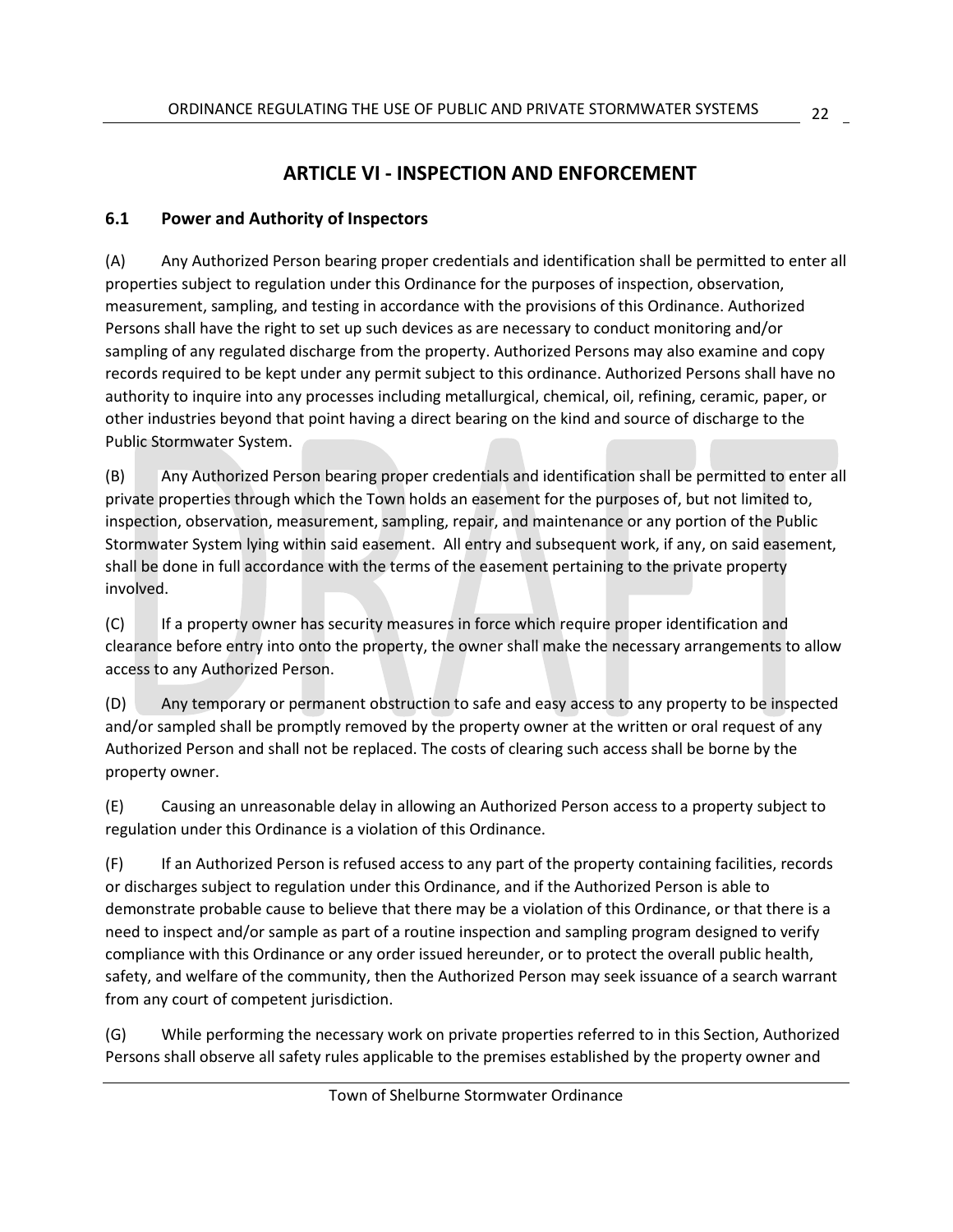# ARTICLE VI - INSPECTION AND ENFORCEMENT

## 6.1 Power and Authority of Inspectors

(A) Any Authorized Person bearing proper credentials and identification shall be permitted to enter all properties subject to regulation under this Ordinance for the purposes of inspection, observation, measurement, sampling, and testing in accordance with the provisions of this Ordinance. Authorized Persons shall have the right to set up such devices as are necessary to conduct monitoring and/or sampling of any regulated discharge from the property. Authorized Persons may also examine and copy records required to be kept under any permit subject to this ordinance. Authorized Persons shall have no authority to inquire into any processes including metallurgical, chemical, oil, refining, ceramic, paper, or other industries beyond that point having a direct bearing on the kind and source of discharge to the Public Stormwater System.

(B) Any Authorized Person bearing proper credentials and identification shall be permitted to enter all private properties through which the Town holds an easement for the purposes of, but not limited to, inspection, observation, measurement, sampling, repair, and maintenance or any portion of the Public Stormwater System lying within said easement. All entry and subsequent work, if any, on said easement, shall be done in full accordance with the terms of the easement pertaining to the private property involved.

(C) If a property owner has security measures in force which require proper identification and clearance before entry into onto the property, the owner shall make the necessary arrangements to allow access to any Authorized Person.

(D) Any temporary or permanent obstruction to safe and easy access to any property to be inspected and/or sampled shall be promptly removed by the property owner at the written or oral request of any Authorized Person and shall not be replaced. The costs of clearing such access shall be borne by the property owner.

(E) Causing an unreasonable delay in allowing an Authorized Person access to a property subject to regulation under this Ordinance is a violation of this Ordinance.

(F) If an Authorized Person is refused access to any part of the property containing facilities, records or discharges subject to regulation under this Ordinance, and if the Authorized Person is able to demonstrate probable cause to believe that there may be a violation of this Ordinance, or that there is a need to inspect and/or sample as part of a routine inspection and sampling program designed to verify compliance with this Ordinance or any order issued hereunder, or to protect the overall public health, safety, and welfare of the community, then the Authorized Person may seek issuance of a search warrant from any court of competent jurisdiction.

(G) While performing the necessary work on private properties referred to in this Section, Authorized Persons shall observe all safety rules applicable to the premises established by the property owner and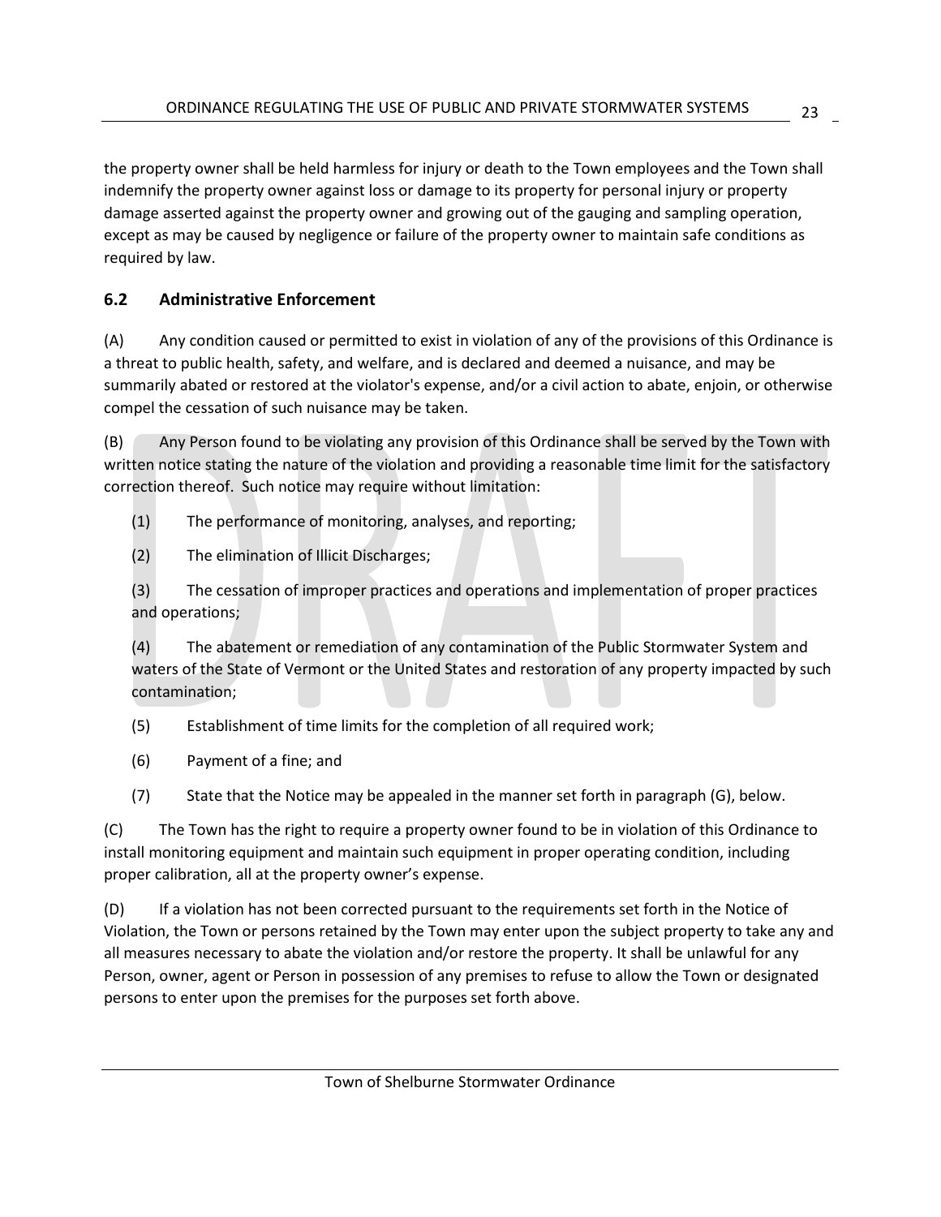the property owner shall be held harmless for injury or death to the Town employees and the Town shall indemnify the property owner against loss or damage to its property for personal injury or property damage asserted against the property owner and growing out of the gauging and sampling operation, except as may be caused by negligence or failure of the property owner to maintain safe conditions as required by law.

## 6.2 Administrative Enforcement

(A) Any condition caused or permitted to exist in violation of any of the provisions of this Ordinance is a threat to public health, safety, and welfare, and is declared and deemed a nuisance, and may be summarily abated or restored at the violator's expense, and/or a civil action to abate, enjoin, or otherwise compel the cessation of such nuisance may be taken.

(B) Any Person found to be violating any provision of this Ordinance shall be served by the Town with written notice stating the nature of the violation and providing a reasonable time limit for the satisfactory correction thereof. Such notice may require without limitation:

(1) The performance of monitoring, analyses, and reporting;

(2) The elimination of Illicit Discharges;

(3) The cessation of improper practices and operations and implementation of proper practices and operations;

(4) The abatement or remediation of any contamination of the Public Stormwater System and waters of the State of Vermont or the United States and restoration of any property impacted by such contamination;

(5) Establishment of time limits for the completion of all required work;

(6) Payment of a fine; and

(7) State that the Notice may be appealed in the manner set forth in paragraph (G), below.

(C) The Town has the right to require a property owner found to be in violation of this Ordinance to install monitoring equipment and maintain such equipment in proper operating condition, including proper calibration, all at the property owner's expense.

(D) If a violation has not been corrected pursuant to the requirements set forth in the Notice of Violation, the Town or persons retained by the Town may enter upon the subject property to take any and all measures necessary to abate the violation and/or restore the property. It shall be unlawful for any Person, owner, agent or Person in possession of any premises to refuse to allow the Town or designated persons to enter upon the premises for the purposes set forth above.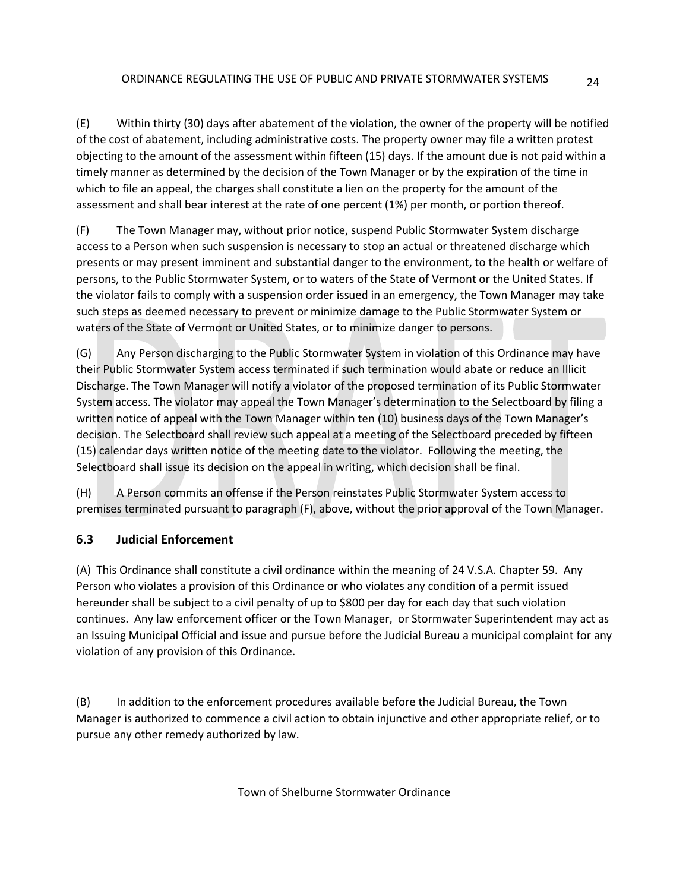(E) Within thirty (30) days after abatement of the violation, the owner of the property will be notified of the cost of abatement, including administrative costs. The property owner may file a written protest objecting to the amount of the assessment within fifteen (15) days. If the amount due is not paid within a timely manner as determined by the decision of the Town Manager or by the expiration of the time in which to file an appeal, the charges shall constitute a lien on the property for the amount of the assessment and shall bear interest at the rate of one percent (1%) per month, or portion thereof.

(F) The Town Manager may, without prior notice, suspend Public Stormwater System discharge access to a Person when such suspension is necessary to stop an actual or threatened discharge which presents or may present imminent and substantial danger to the environment, to the health or welfare of persons, to the Public Stormwater System, or to waters of the State of Vermont or the United States. If the violator fails to comply with a suspension order issued in an emergency, the Town Manager may take such steps as deemed necessary to prevent or minimize damage to the Public Stormwater System or waters of the State of Vermont or United States, or to minimize danger to persons.

(G) Any Person discharging to the Public Stormwater System in violation of this Ordinance may have their Public Stormwater System access terminated if such termination would abate or reduce an Illicit Discharge. The Town Manager will notify a violator of the proposed termination of its Public Stormwater System access. The violator may appeal the Town Manager's determination to the Selectboard by filing a written notice of appeal with the Town Manager within ten (10) business days of the Town Manager's decision. The Selectboard shall review such appeal at a meeting of the Selectboard preceded by fifteen (15) calendar days written notice of the meeting date to the violator. Following the meeting, the Selectboard shall issue its decision on the appeal in writing, which decision shall be final.

(H) A Person commits an offense if the Person reinstates Public Stormwater System access to premises terminated pursuant to paragraph (F), above, without the prior approval of the Town Manager.

### 6.3 Judicial Enforcement

(A) This Ordinance shall constitute a civil ordinance within the meaning of 24 V.S.A. Chapter 59. Any Person who violates a provision of this Ordinance or who violates any condition of a permit issued hereunder shall be subject to a civil penalty of up to $800 per day for each day that such violation continues. Any law enforcement officer or the Town Manager, or Stormwater Superintendent may act as an Issuing Municipal Official and issue and pursue before the Judicial Bureau a municipal complaint for any violation of any provision of this Ordinance.

(B) In addition to the enforcement procedures available before the Judicial Bureau, the Town Manager is authorized to commence a civil action to obtain injunctive and other appropriate relief, or to pursue any other remedy authorized by law.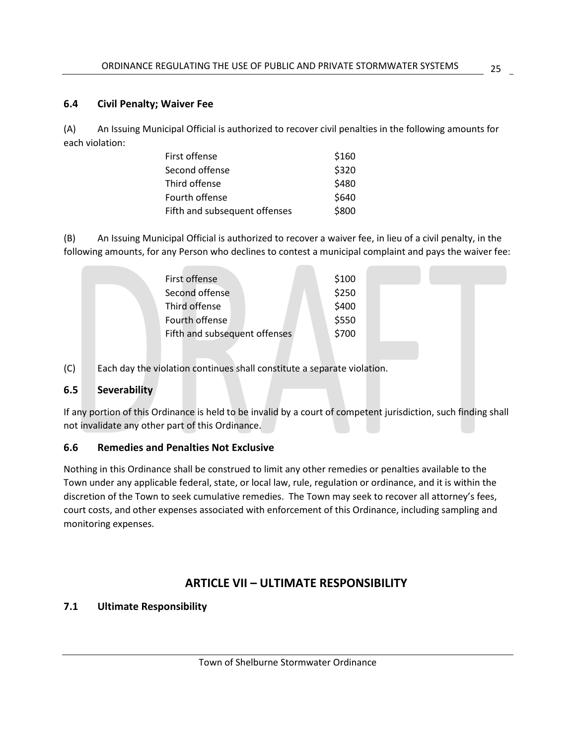### 6.4 Civil Penalty; Waiver Fee

(A) An Issuing Municipal Official is authorized to recover civil penalties in the following amounts for each violation:

| | |
|---|---|
| First offense | $160 |
| Second offense | $320 |
| Third offense | $480 |
| Fourth offense | $640 |
| Fifth and subsequent offenses | $800 |

(B) An Issuing Municipal Official is authorized to recover a waiver fee, in lieu of a civil penalty, in the following amounts, for any Person who declines to contest a municipal complaint and pays the waiver fee:

| | |
|---|---|
| First offense | $100 |
| Second offense | $250 |
| Third offense | $400 |
| Fourth offense | $550 |
| Fifth and subsequent offenses | $700 |

(C) Each day the violation continues shall constitute a separate violation.

### 6.5 Severability

If any portion of this Ordinance is held to be invalid by a court of competent jurisdiction, such finding shall not invalidate any other part of this Ordinance.

### 6.6 Remedies and Penalties Not Exclusive

Nothing in this Ordinance shall be construed to limit any other remedies or penalties available to the Town under any applicable federal, state, or local law, rule, regulation or ordinance, and it is within the discretion of the Town to seek cumulative remedies. The Town may seek to recover all attorney's fees, court costs, and other expenses associated with enforcement of this Ordinance, including sampling and monitoring expenses.

## ARTICLE VII – ULTIMATE RESPONSIBILITY

### 7.1 Ultimate Responsibility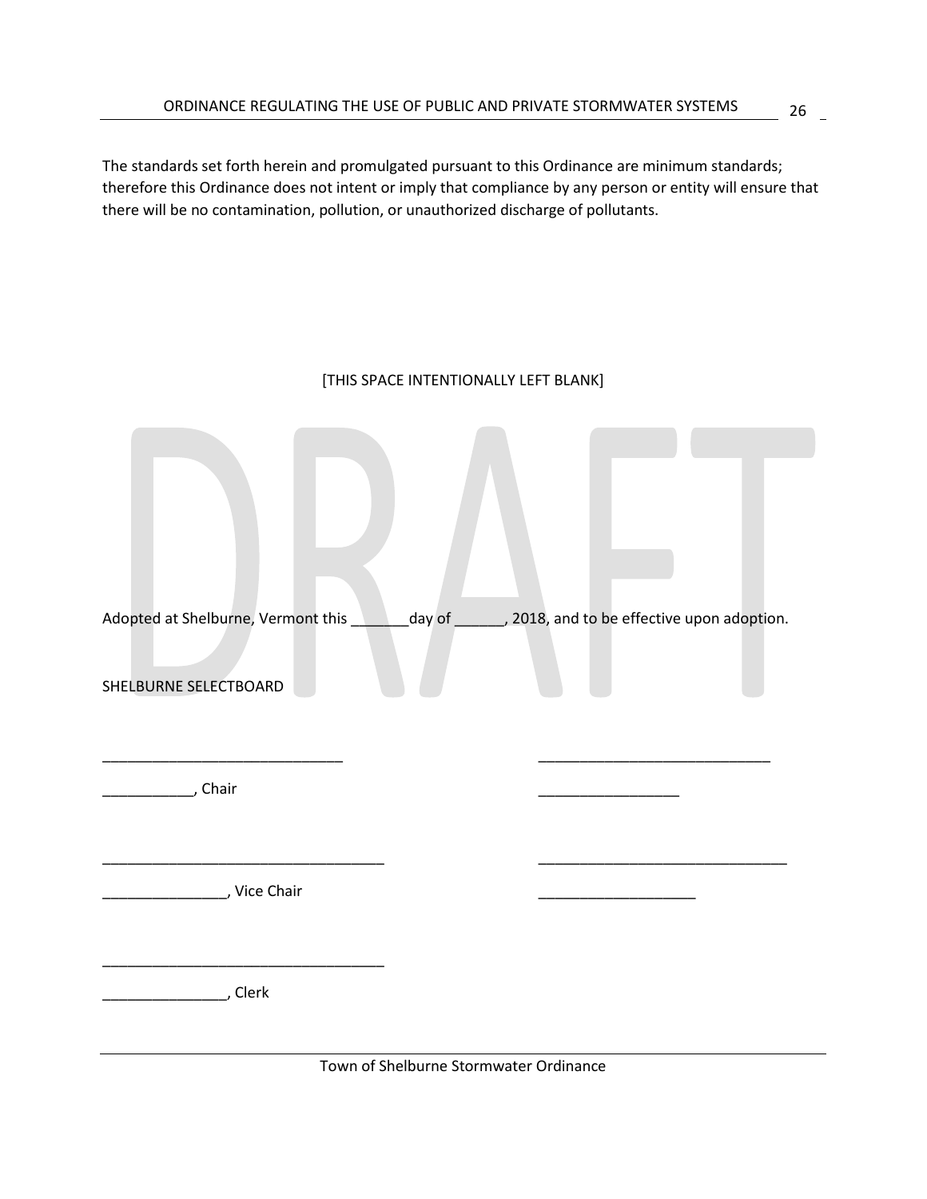The standards set forth herein and promulgated pursuant to this Ordinance are minimum standards; therefore this Ordinance does not intent or imply that compliance by any person or entity will ensure that there will be no contamination, pollution, or unauthorized discharge of pollutants.

[THIS SPACE INTENTIONALLY LEFT BLANK]

DRAFT

Adopted at Shelburne, Vermont this _______day of ______, 2018, and to be effective upon adoption.

SHELBURNE SELECTBOARD

______________________________ ____________________________

___________, Chair _________________

___________________________________ ______________________________

_______________, Vice Chair ___________________

___________________________________

_______________, Clerk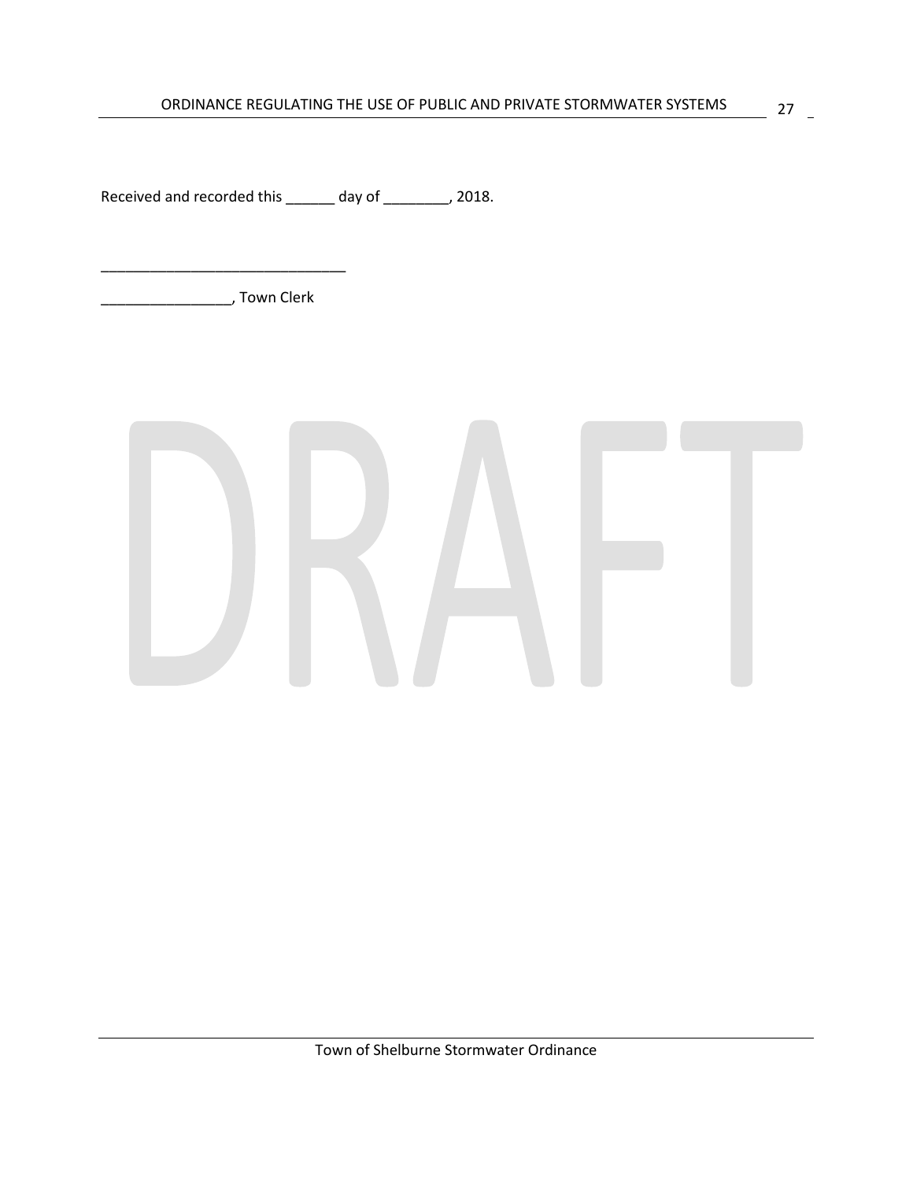Received and recorded this ______ day of ________, 2018.

______________________________

________________, Town Clerk

DRAFT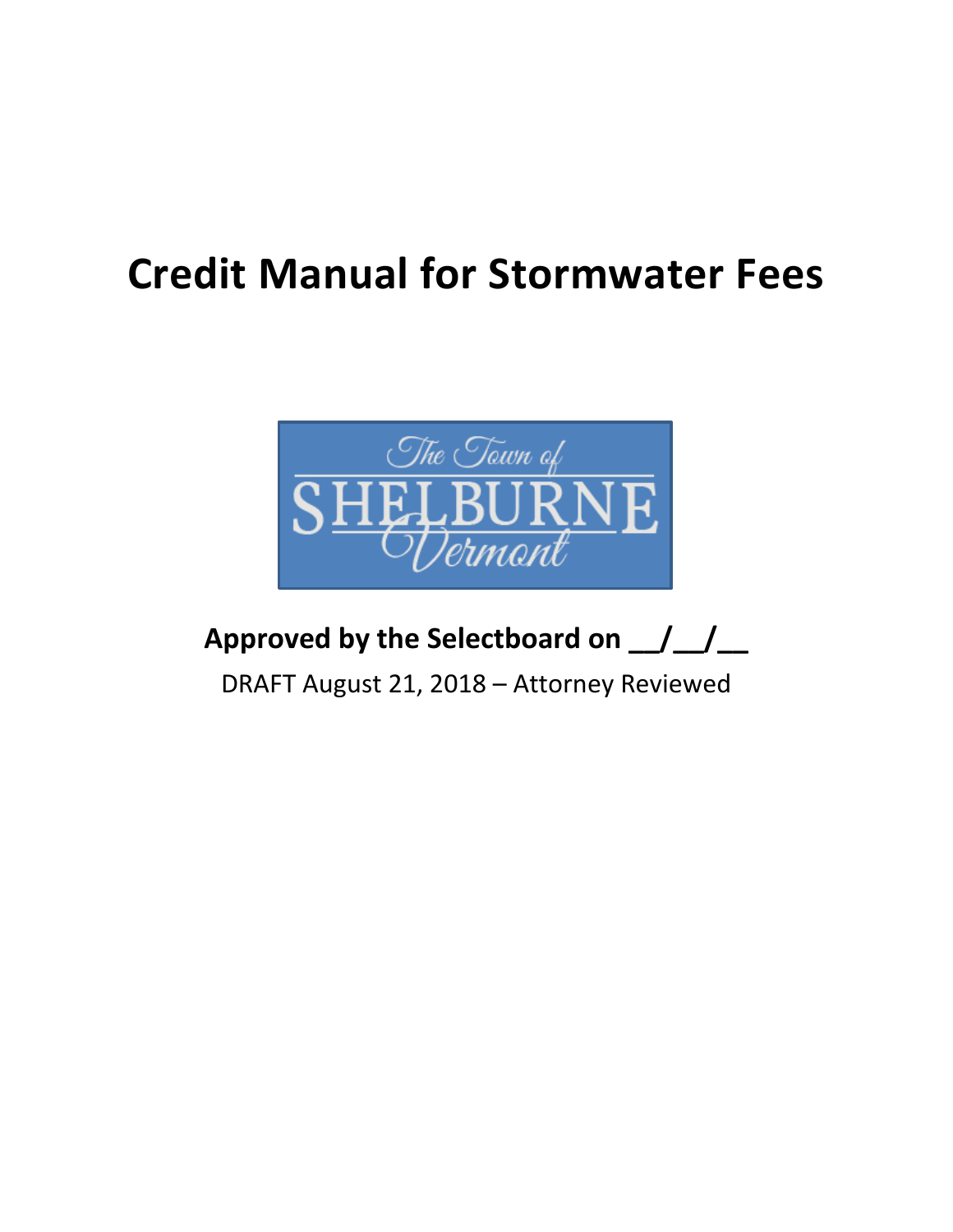# Credit Manual for Stormwater Fees

The Town of SHELBURNE Vermont

**Approved by the Selectboard on __/__/__**

DRAFT August 21, 2018 – Attorney Reviewed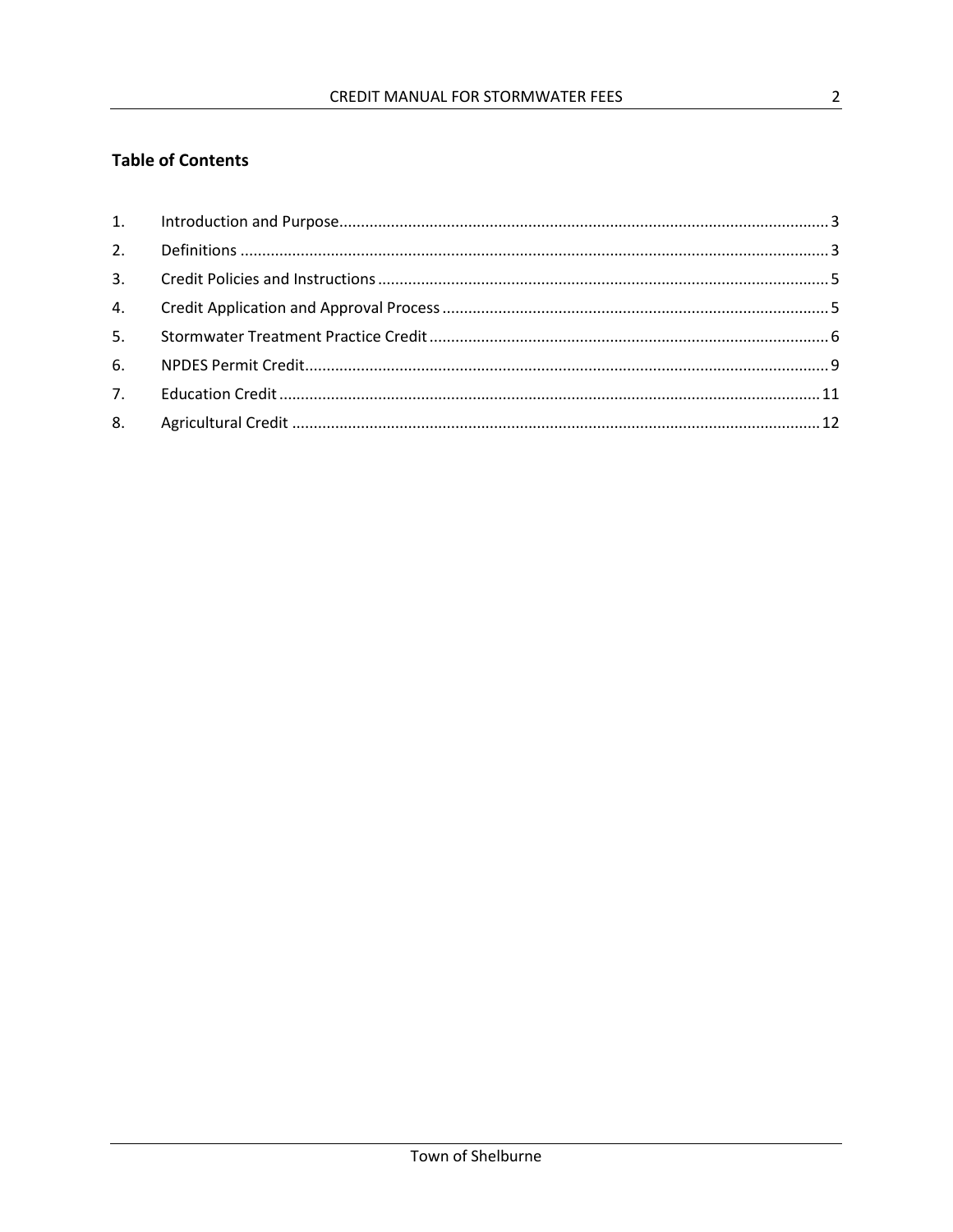## Table of Contents

1. Introduction and Purpose.....3
2. Definitions.....3
3. Credit Policies and Instructions.....5
4. Credit Application and Approval Process.....5
5. Stormwater Treatment Practice Credit.....6
6. NPDES Permit Credit.....9
7. Education Credit.....11
8. Agricultural Credit.....12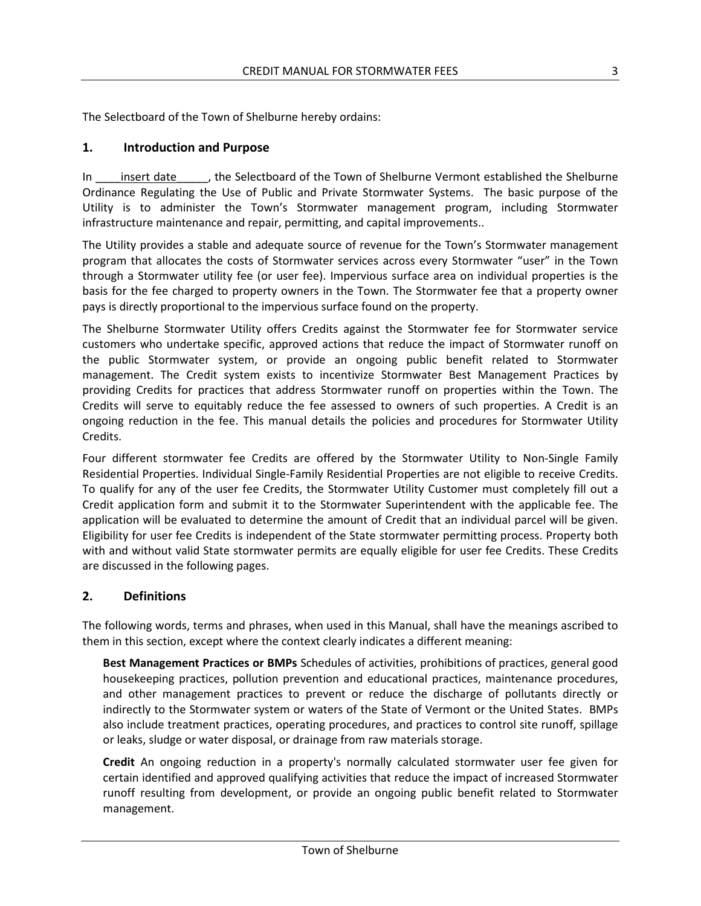The Selectboard of the Town of Shelburne hereby ordains:

## 1. Introduction and Purpose

In ____insert date_____, the Selectboard of the Town of Shelburne Vermont established the Shelburne Ordinance Regulating the Use of Public and Private Stormwater Systems. The basic purpose of the Utility is to administer the Town's Stormwater management program, including Stormwater infrastructure maintenance and repair, permitting, and capital improvements..

The Utility provides a stable and adequate source of revenue for the Town's Stormwater management program that allocates the costs of Stormwater services across every Stormwater "user" in the Town through a Stormwater utility fee (or user fee). Impervious surface area on individual properties is the basis for the fee charged to property owners in the Town. The Stormwater fee that a property owner pays is directly proportional to the impervious surface found on the property.

The Shelburne Stormwater Utility offers Credits against the Stormwater fee for Stormwater service customers who undertake specific, approved actions that reduce the impact of Stormwater runoff on the public Stormwater system, or provide an ongoing public benefit related to Stormwater management. The Credit system exists to incentivize Stormwater Best Management Practices by providing Credits for practices that address Stormwater runoff on properties within the Town. The Credits will serve to equitably reduce the fee assessed to owners of such properties. A Credit is an ongoing reduction in the fee. This manual details the policies and procedures for Stormwater Utility Credits.

Four different stormwater fee Credits are offered by the Stormwater Utility to Non-Single Family Residential Properties. Individual Single-Family Residential Properties are not eligible to receive Credits. To qualify for any of the user fee Credits, the Stormwater Utility Customer must completely fill out a Credit application form and submit it to the Stormwater Superintendent with the applicable fee. The application will be evaluated to determine the amount of Credit that an individual parcel will be given. Eligibility for user fee Credits is independent of the State stormwater permitting process. Property both with and without valid State stormwater permits are equally eligible for user fee Credits. These Credits are discussed in the following pages.

## 2. Definitions

The following words, terms and phrases, when used in this Manual, shall have the meanings ascribed to them in this section, except where the context clearly indicates a different meaning:

**Best Management Practices or BMPs** Schedules of activities, prohibitions of practices, general good housekeeping practices, pollution prevention and educational practices, maintenance procedures, and other management practices to prevent or reduce the discharge of pollutants directly or indirectly to the Stormwater system or waters of the State of Vermont or the United States. BMPs also include treatment practices, operating procedures, and practices to control site runoff, spillage or leaks, sludge or water disposal, or drainage from raw materials storage.

**Credit** An ongoing reduction in a property's normally calculated stormwater user fee given for certain identified and approved qualifying activities that reduce the impact of increased Stormwater runoff resulting from development, or provide an ongoing public benefit related to Stormwater management.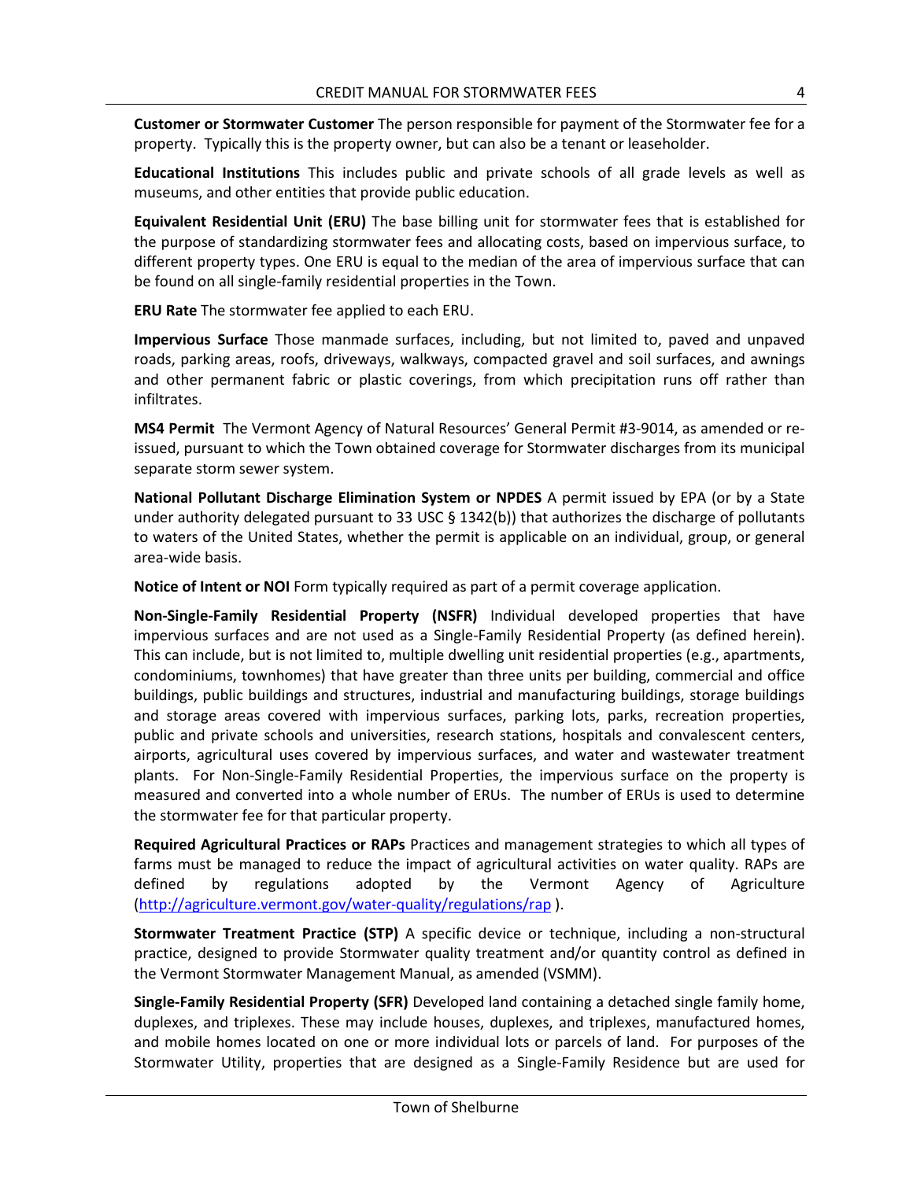**Customer or Stormwater Customer** The person responsible for payment of the Stormwater fee for a property. Typically this is the property owner, but can also be a tenant or leaseholder.

**Educational Institutions** This includes public and private schools of all grade levels as well as museums, and other entities that provide public education.

**Equivalent Residential Unit (ERU)** The base billing unit for stormwater fees that is established for the purpose of standardizing stormwater fees and allocating costs, based on impervious surface, to different property types. One ERU is equal to the median of the area of impervious surface that can be found on all single-family residential properties in the Town.

**ERU Rate** The stormwater fee applied to each ERU.

**Impervious Surface** Those manmade surfaces, including, but not limited to, paved and unpaved roads, parking areas, roofs, driveways, walkways, compacted gravel and soil surfaces, and awnings and other permanent fabric or plastic coverings, from which precipitation runs off rather than infiltrates.

**MS4 Permit** The Vermont Agency of Natural Resources' General Permit #3-9014, as amended or re-issued, pursuant to which the Town obtained coverage for Stormwater discharges from its municipal separate storm sewer system.

**National Pollutant Discharge Elimination System or NPDES** A permit issued by EPA (or by a State under authority delegated pursuant to 33 USC § 1342(b)) that authorizes the discharge of pollutants to waters of the United States, whether the permit is applicable on an individual, group, or general area-wide basis.

**Notice of Intent or NOI** Form typically required as part of a permit coverage application.

**Non-Single-Family Residential Property (NSFR)** Individual developed properties that have impervious surfaces and are not used as a Single-Family Residential Property (as defined herein). This can include, but is not limited to, multiple dwelling unit residential properties (e.g., apartments, condominiums, townhomes) that have greater than three units per building, commercial and office buildings, public buildings and structures, industrial and manufacturing buildings, storage buildings and storage areas covered with impervious surfaces, parking lots, parks, recreation properties, public and private schools and universities, research stations, hospitals and convalescent centers, airports, agricultural uses covered by impervious surfaces, and water and wastewater treatment plants. For Non-Single-Family Residential Properties, the impervious surface on the property is measured and converted into a whole number of ERUs. The number of ERUs is used to determine the stormwater fee for that particular property.

**Required Agricultural Practices or RAPs** Practices and management strategies to which all types of farms must be managed to reduce the impact of agricultural activities on water quality. RAPs are defined by regulations adopted by the Vermont Agency of Agriculture (http://agriculture.vermont.gov/water-quality/regulations/rap ).

**Stormwater Treatment Practice (STP)** A specific device or technique, including a non-structural practice, designed to provide Stormwater quality treatment and/or quantity control as defined in the Vermont Stormwater Management Manual, as amended (VSMM).

**Single-Family Residential Property (SFR)** Developed land containing a detached single family home, duplexes, and triplexes. These may include houses, duplexes, and triplexes, manufactured homes, and mobile homes located on one or more individual lots or parcels of land. For purposes of the Stormwater Utility, properties that are designed as a Single-Family Residence but are used for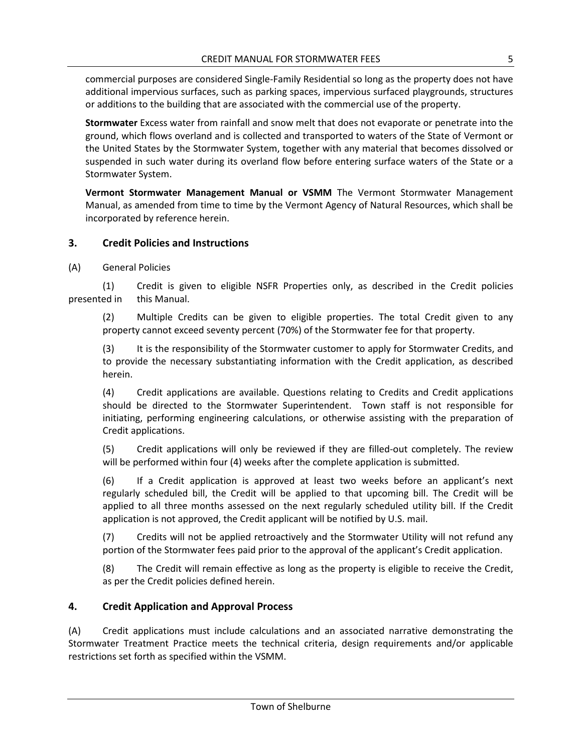commercial purposes are considered Single-Family Residential so long as the property does not have additional impervious surfaces, such as parking spaces, impervious surfaced playgrounds, structures or additions to the building that are associated with the commercial use of the property.

**Stormwater** Excess water from rainfall and snow melt that does not evaporate or penetrate into the ground, which flows overland and is collected and transported to waters of the State of Vermont or the United States by the Stormwater System, together with any material that becomes dissolved or suspended in such water during its overland flow before entering surface waters of the State or a Stormwater System.

**Vermont Stormwater Management Manual or VSMM** The Vermont Stormwater Management Manual, as amended from time to time by the Vermont Agency of Natural Resources, which shall be incorporated by reference herein.

## 3. Credit Policies and Instructions

(A) General Policies

(1) Credit is given to eligible NSFR Properties only, as described in the Credit policies presented in this Manual.

(2) Multiple Credits can be given to eligible properties. The total Credit given to any property cannot exceed seventy percent (70%) of the Stormwater fee for that property.

(3) It is the responsibility of the Stormwater customer to apply for Stormwater Credits, and to provide the necessary substantiating information with the Credit application, as described herein.

(4) Credit applications are available. Questions relating to Credits and Credit applications should be directed to the Stormwater Superintendent. Town staff is not responsible for initiating, performing engineering calculations, or otherwise assisting with the preparation of Credit applications.

(5) Credit applications will only be reviewed if they are filled-out completely. The review will be performed within four (4) weeks after the complete application is submitted.

(6) If a Credit application is approved at least two weeks before an applicant's next regularly scheduled bill, the Credit will be applied to that upcoming bill. The Credit will be applied to all three months assessed on the next regularly scheduled utility bill. If the Credit application is not approved, the Credit applicant will be notified by U.S. mail.

(7) Credits will not be applied retroactively and the Stormwater Utility will not refund any portion of the Stormwater fees paid prior to the approval of the applicant's Credit application.

(8) The Credit will remain effective as long as the property is eligible to receive the Credit, as per the Credit policies defined herein.

## 4. Credit Application and Approval Process

(A) Credit applications must include calculations and an associated narrative demonstrating the Stormwater Treatment Practice meets the technical criteria, design requirements and/or applicable restrictions set forth as specified within the VSMM.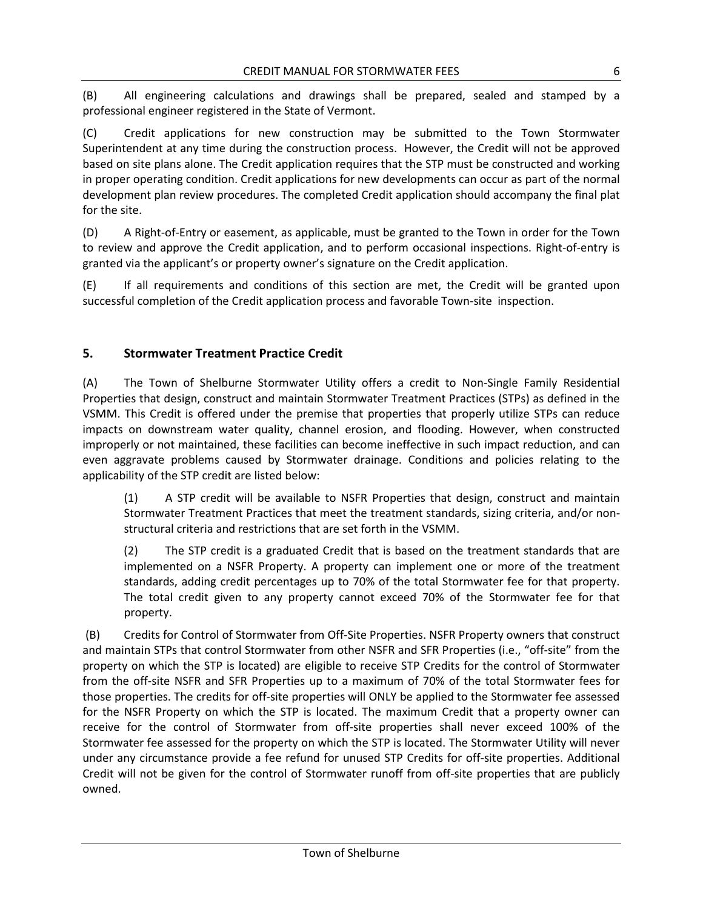(B) All engineering calculations and drawings shall be prepared, sealed and stamped by a professional engineer registered in the State of Vermont.

(C) Credit applications for new construction may be submitted to the Town Stormwater Superintendent at any time during the construction process. However, the Credit will not be approved based on site plans alone. The Credit application requires that the STP must be constructed and working in proper operating condition. Credit applications for new developments can occur as part of the normal development plan review procedures. The completed Credit application should accompany the final plat for the site.

(D) A Right-of-Entry or easement, as applicable, must be granted to the Town in order for the Town to review and approve the Credit application, and to perform occasional inspections. Right-of-entry is granted via the applicant's or property owner's signature on the Credit application.

(E) If all requirements and conditions of this section are met, the Credit will be granted upon successful completion of the Credit application process and favorable Town-site inspection.

## 5. Stormwater Treatment Practice Credit

(A) The Town of Shelburne Stormwater Utility offers a credit to Non-Single Family Residential Properties that design, construct and maintain Stormwater Treatment Practices (STPs) as defined in the VSMM. This Credit is offered under the premise that properties that properly utilize STPs can reduce impacts on downstream water quality, channel erosion, and flooding. However, when constructed improperly or not maintained, these facilities can become ineffective in such impact reduction, and can even aggravate problems caused by Stormwater drainage. Conditions and policies relating to the applicability of the STP credit are listed below:

> (1) A STP credit will be available to NSFR Properties that design, construct and maintain Stormwater Treatment Practices that meet the treatment standards, sizing criteria, and/or non-structural criteria and restrictions that are set forth in the VSMM.
>
> (2) The STP credit is a graduated Credit that is based on the treatment standards that are implemented on a NSFR Property. A property can implement one or more of the treatment standards, adding credit percentages up to 70% of the total Stormwater fee for that property. The total credit given to any property cannot exceed 70% of the Stormwater fee for that property.

(B) Credits for Control of Stormwater from Off-Site Properties. NSFR Property owners that construct and maintain STPs that control Stormwater from other NSFR and SFR Properties (i.e., "off-site" from the property on which the STP is located) are eligible to receive STP Credits for the control of Stormwater from the off-site NSFR and SFR Properties up to a maximum of 70% of the total Stormwater fees for those properties. The credits for off-site properties will ONLY be applied to the Stormwater fee assessed for the NSFR Property on which the STP is located. The maximum Credit that a property owner can receive for the control of Stormwater from off-site properties shall never exceed 100% of the Stormwater fee assessed for the property on which the STP is located. The Stormwater Utility will never under any circumstance provide a fee refund for unused STP Credits for off-site properties. Additional Credit will not be given for the control of Stormwater runoff from off-site properties that are publicly owned.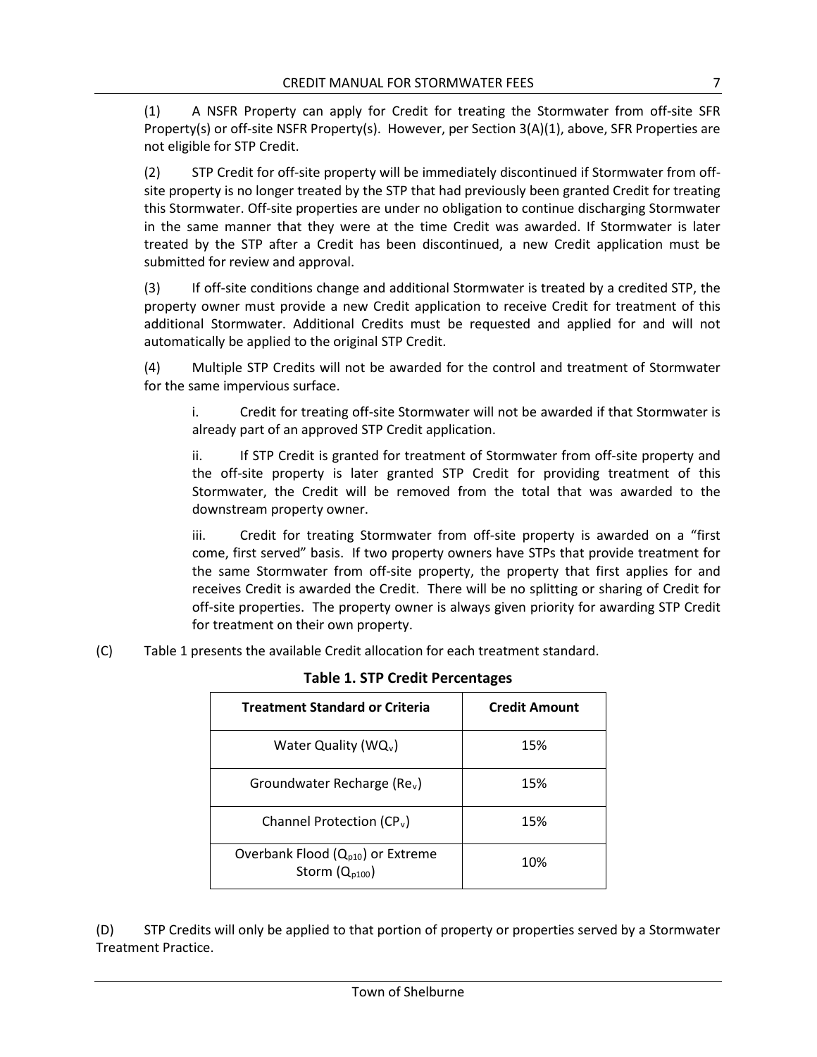(1) A NSFR Property can apply for Credit for treating the Stormwater from off-site SFR Property(s) or off-site NSFR Property(s). However, per Section 3(A)(1), above, SFR Properties are not eligible for STP Credit.

(2) STP Credit for off-site property will be immediately discontinued if Stormwater from off-site property is no longer treated by the STP that had previously been granted Credit for treating this Stormwater. Off-site properties are under no obligation to continue discharging Stormwater in the same manner that they were at the time Credit was awarded. If Stormwater is later treated by the STP after a Credit has been discontinued, a new Credit application must be submitted for review and approval.

(3) If off-site conditions change and additional Stormwater is treated by a credited STP, the property owner must provide a new Credit application to receive Credit for treatment of this additional Stormwater. Additional Credits must be requested and applied for and will not automatically be applied to the original STP Credit.

(4) Multiple STP Credits will not be awarded for the control and treatment of Stormwater for the same impervious surface.

i. Credit for treating off-site Stormwater will not be awarded if that Stormwater is already part of an approved STP Credit application.

ii. If STP Credit is granted for treatment of Stormwater from off-site property and the off-site property is later granted STP Credit for providing treatment of this Stormwater, the Credit will be removed from the total that was awarded to the downstream property owner.

iii. Credit for treating Stormwater from off-site property is awarded on a "first come, first served" basis. If two property owners have STPs that provide treatment for the same Stormwater from off-site property, the property that first applies for and receives Credit is awarded the Credit. There will be no splitting or sharing of Credit for off-site properties. The property owner is always given priority for awarding STP Credit for treatment on their own property.

(C) Table 1 presents the available Credit allocation for each treatment standard.

**Table 1. STP Credit Percentages**

| Treatment Standard or Criteria | Credit Amount |
|---|---|
| Water Quality ($WQ_v$) | 15% |
| Groundwater Recharge ($Re_v$) | 15% |
| Channel Protection ($CP_v$) | 15% |
| Overbank Flood ($Q_{p10}$) or Extreme Storm ($Q_{p100}$) | 10% |

(D) STP Credits will only be applied to that portion of property or properties served by a Stormwater Treatment Practice.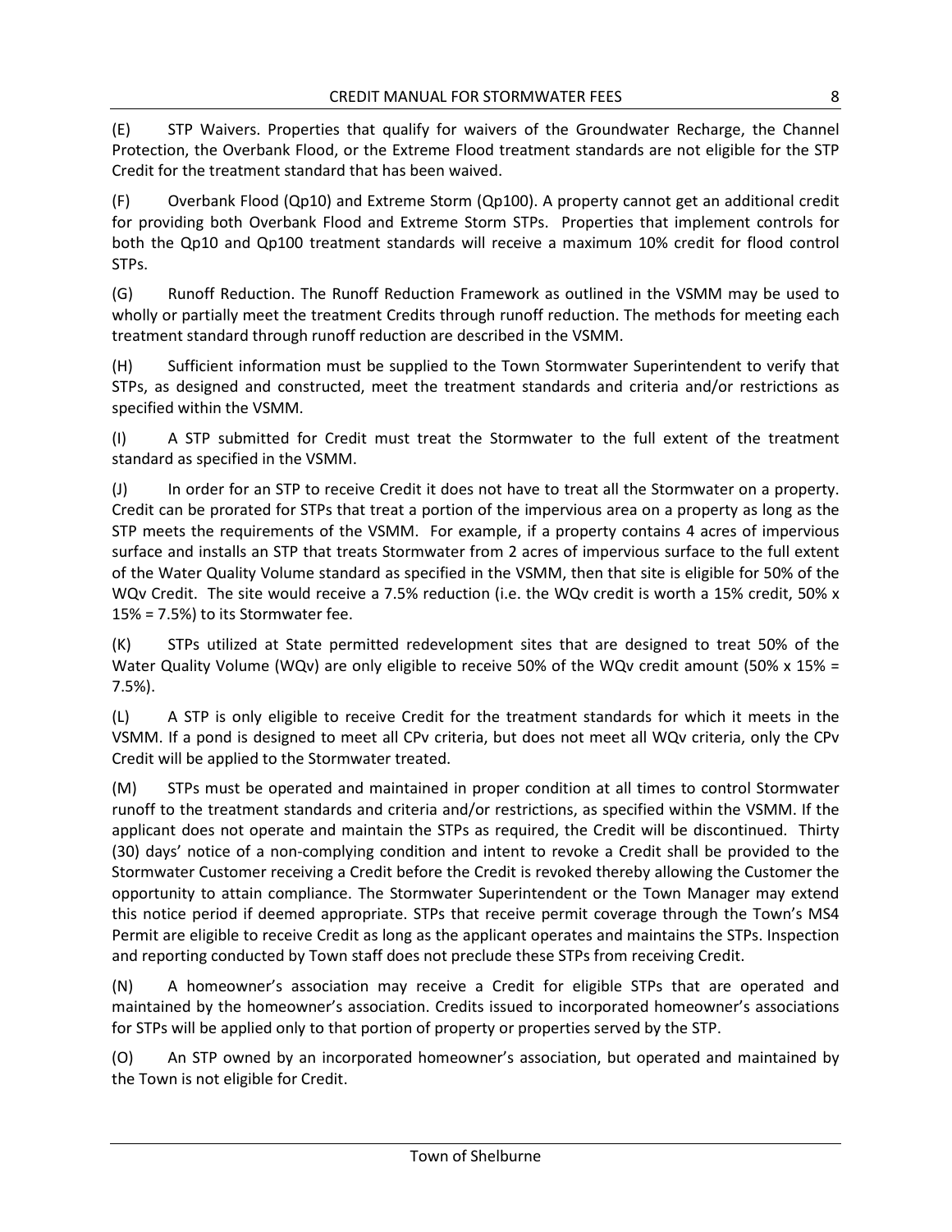(E) STP Waivers. Properties that qualify for waivers of the Groundwater Recharge, the Channel Protection, the Overbank Flood, or the Extreme Flood treatment standards are not eligible for the STP Credit for the treatment standard that has been waived.

(F) Overbank Flood (Qp10) and Extreme Storm (Qp100). A property cannot get an additional credit for providing both Overbank Flood and Extreme Storm STPs. Properties that implement controls for both the Qp10 and Qp100 treatment standards will receive a maximum 10% credit for flood control STPs.

(G) Runoff Reduction. The Runoff Reduction Framework as outlined in the VSMM may be used to wholly or partially meet the treatment Credits through runoff reduction. The methods for meeting each treatment standard through runoff reduction are described in the VSMM.

(H) Sufficient information must be supplied to the Town Stormwater Superintendent to verify that STPs, as designed and constructed, meet the treatment standards and criteria and/or restrictions as specified within the VSMM.

(I) A STP submitted for Credit must treat the Stormwater to the full extent of the treatment standard as specified in the VSMM.

(J) In order for an STP to receive Credit it does not have to treat all the Stormwater on a property. Credit can be prorated for STPs that treat a portion of the impervious area on a property as long as the STP meets the requirements of the VSMM. For example, if a property contains 4 acres of impervious surface and installs an STP that treats Stormwater from 2 acres of impervious surface to the full extent of the Water Quality Volume standard as specified in the VSMM, then that site is eligible for 50% of the WQv Credit. The site would receive a 7.5% reduction (i.e. the WQv credit is worth a 15% credit, 50% x 15% = 7.5%) to its Stormwater fee.

(K) STPs utilized at State permitted redevelopment sites that are designed to treat 50% of the Water Quality Volume (WQv) are only eligible to receive 50% of the WQv credit amount (50% x 15% = 7.5%).

(L) A STP is only eligible to receive Credit for the treatment standards for which it meets in the VSMM. If a pond is designed to meet all CPv criteria, but does not meet all WQv criteria, only the CPv Credit will be applied to the Stormwater treated.

(M) STPs must be operated and maintained in proper condition at all times to control Stormwater runoff to the treatment standards and criteria and/or restrictions, as specified within the VSMM. If the applicant does not operate and maintain the STPs as required, the Credit will be discontinued. Thirty (30) days' notice of a non-complying condition and intent to revoke a Credit shall be provided to the Stormwater Customer receiving a Credit before the Credit is revoked thereby allowing the Customer the opportunity to attain compliance. The Stormwater Superintendent or the Town Manager may extend this notice period if deemed appropriate. STPs that receive permit coverage through the Town's MS4 Permit are eligible to receive Credit as long as the applicant operates and maintains the STPs. Inspection and reporting conducted by Town staff does not preclude these STPs from receiving Credit.

(N) A homeowner's association may receive a Credit for eligible STPs that are operated and maintained by the homeowner's association. Credits issued to incorporated homeowner's associations for STPs will be applied only to that portion of property or properties served by the STP.

(O) An STP owned by an incorporated homeowner's association, but operated and maintained by the Town is not eligible for Credit.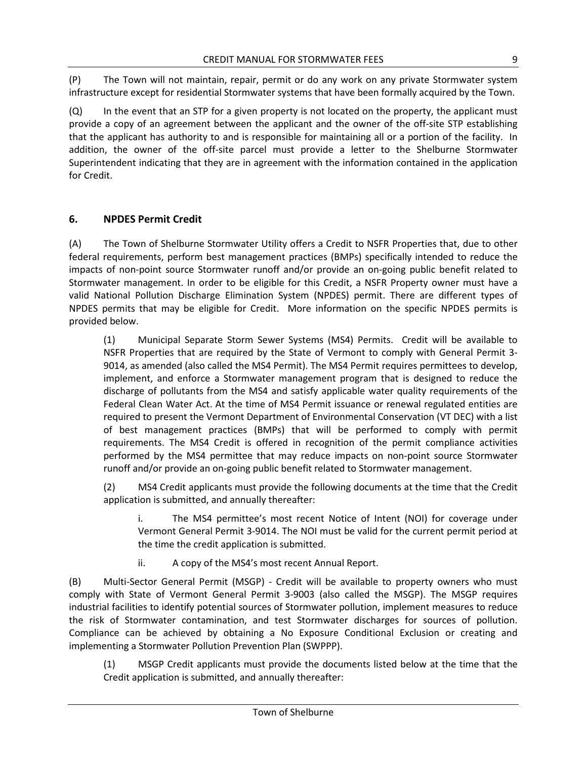(P) The Town will not maintain, repair, permit or do any work on any private Stormwater system infrastructure except for residential Stormwater systems that have been formally acquired by the Town.

(Q) In the event that an STP for a given property is not located on the property, the applicant must provide a copy of an agreement between the applicant and the owner of the off-site STP establishing that the applicant has authority to and is responsible for maintaining all or a portion of the facility. In addition, the owner of the off-site parcel must provide a letter to the Shelburne Stormwater Superintendent indicating that they are in agreement with the information contained in the application for Credit.

## 6. NPDES Permit Credit

(A) The Town of Shelburne Stormwater Utility offers a Credit to NSFR Properties that, due to other federal requirements, perform best management practices (BMPs) specifically intended to reduce the impacts of non-point source Stormwater runoff and/or provide an on-going public benefit related to Stormwater management. In order to be eligible for this Credit, a NSFR Property owner must have a valid National Pollution Discharge Elimination System (NPDES) permit. There are different types of NPDES permits that may be eligible for Credit. More information on the specific NPDES permits is provided below.

> (1) Municipal Separate Storm Sewer Systems (MS4) Permits. Credit will be available to NSFR Properties that are required by the State of Vermont to comply with General Permit 3-9014, as amended (also called the MS4 Permit). The MS4 Permit requires permittees to develop, implement, and enforce a Stormwater management program that is designed to reduce the discharge of pollutants from the MS4 and satisfy applicable water quality requirements of the Federal Clean Water Act. At the time of MS4 Permit issuance or renewal regulated entities are required to present the Vermont Department of Environmental Conservation (VT DEC) with a list of best management practices (BMPs) that will be performed to comply with permit requirements. The MS4 Credit is offered in recognition of the permit compliance activities performed by the MS4 permittee that may reduce impacts on non-point source Stormwater runoff and/or provide an on-going public benefit related to Stormwater management.
>
> (2) MS4 Credit applicants must provide the following documents at the time that the Credit application is submitted, and annually thereafter:
>
> > i. The MS4 permittee's most recent Notice of Intent (NOI) for coverage under Vermont General Permit 3-9014. The NOI must be valid for the current permit period at the time the credit application is submitted.
> >
> > ii. A copy of the MS4's most recent Annual Report.

(B) Multi-Sector General Permit (MSGP) - Credit will be available to property owners who must comply with State of Vermont General Permit 3-9003 (also called the MSGP). The MSGP requires industrial facilities to identify potential sources of Stormwater pollution, implement measures to reduce the risk of Stormwater contamination, and test Stormwater discharges for sources of pollution. Compliance can be achieved by obtaining a No Exposure Conditional Exclusion or creating and implementing a Stormwater Pollution Prevention Plan (SWPPP).

> (1) MSGP Credit applicants must provide the documents listed below at the time that the Credit application is submitted, and annually thereafter: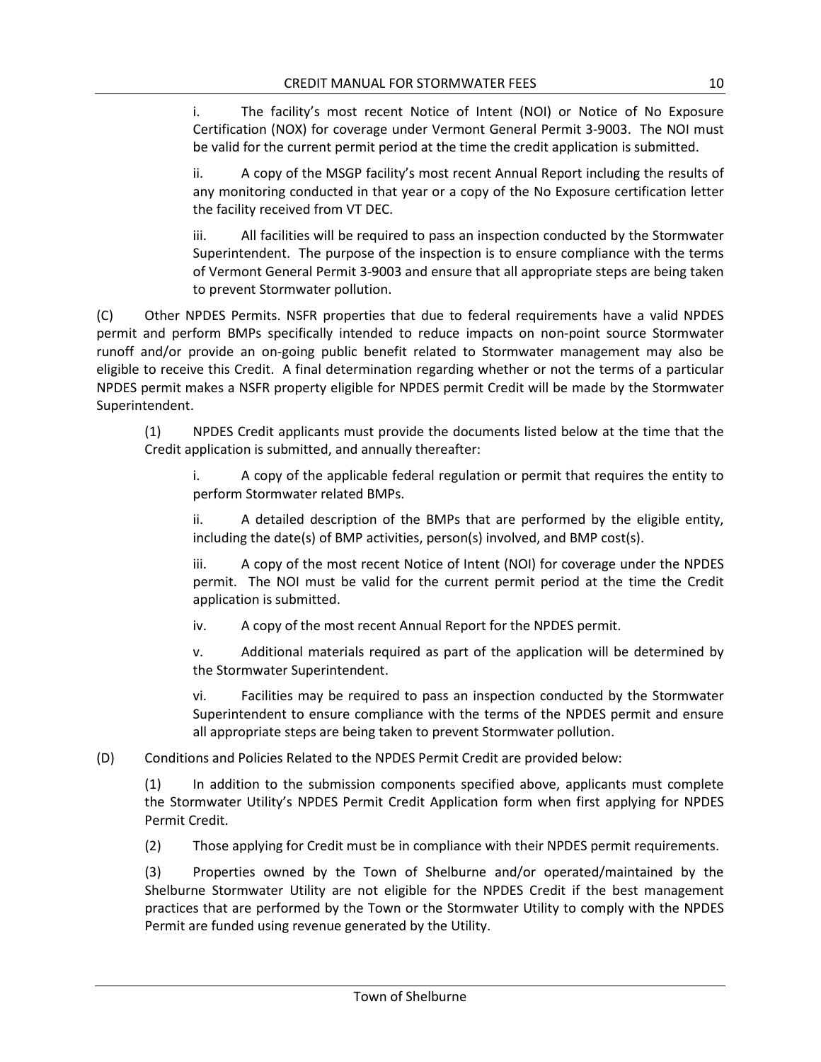i. The facility's most recent Notice of Intent (NOI) or Notice of No Exposure Certification (NOX) for coverage under Vermont General Permit 3-9003. The NOI must be valid for the current permit period at the time the credit application is submitted.

ii. A copy of the MSGP facility's most recent Annual Report including the results of any monitoring conducted in that year or a copy of the No Exposure certification letter the facility received from VT DEC.

iii. All facilities will be required to pass an inspection conducted by the Stormwater Superintendent. The purpose of the inspection is to ensure compliance with the terms of Vermont General Permit 3-9003 and ensure that all appropriate steps are being taken to prevent Stormwater pollution.

(C) Other NPDES Permits. NSFR properties that due to federal requirements have a valid NPDES permit and perform BMPs specifically intended to reduce impacts on non-point source Stormwater runoff and/or provide an on-going public benefit related to Stormwater management may also be eligible to receive this Credit. A final determination regarding whether or not the terms of a particular NPDES permit makes a NSFR property eligible for NPDES permit Credit will be made by the Stormwater Superintendent.

(1) NPDES Credit applicants must provide the documents listed below at the time that the Credit application is submitted, and annually thereafter:

i. A copy of the applicable federal regulation or permit that requires the entity to perform Stormwater related BMPs.

ii. A detailed description of the BMPs that are performed by the eligible entity, including the date(s) of BMP activities, person(s) involved, and BMP cost(s).

iii. A copy of the most recent Notice of Intent (NOI) for coverage under the NPDES permit. The NOI must be valid for the current permit period at the time the Credit application is submitted.

iv. A copy of the most recent Annual Report for the NPDES permit.

v. Additional materials required as part of the application will be determined by the Stormwater Superintendent.

vi. Facilities may be required to pass an inspection conducted by the Stormwater Superintendent to ensure compliance with the terms of the NPDES permit and ensure all appropriate steps are being taken to prevent Stormwater pollution.

(D) Conditions and Policies Related to the NPDES Permit Credit are provided below:

(1) In addition to the submission components specified above, applicants must complete the Stormwater Utility's NPDES Permit Credit Application form when first applying for NPDES Permit Credit.

(2) Those applying for Credit must be in compliance with their NPDES permit requirements.

(3) Properties owned by the Town of Shelburne and/or operated/maintained by the Shelburne Stormwater Utility are not eligible for the NPDES Credit if the best management practices that are performed by the Town or the Stormwater Utility to comply with the NPDES Permit are funded using revenue generated by the Utility.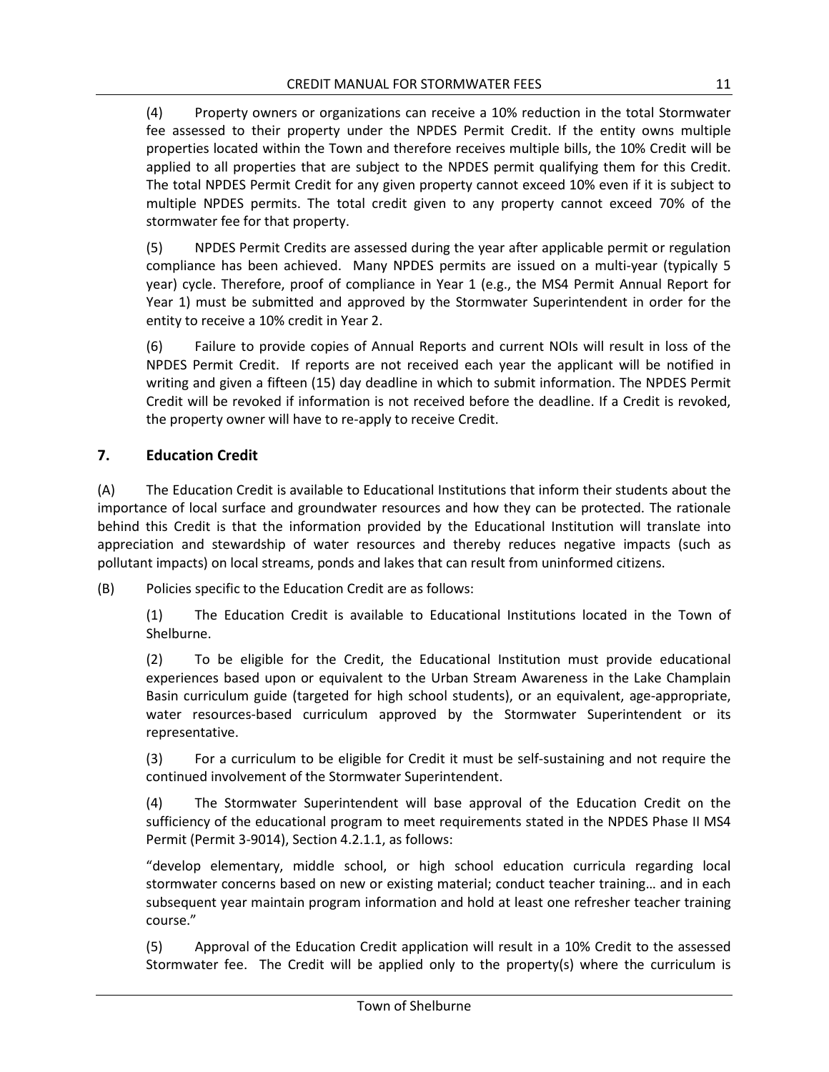(4) Property owners or organizations can receive a 10% reduction in the total Stormwater fee assessed to their property under the NPDES Permit Credit. If the entity owns multiple properties located within the Town and therefore receives multiple bills, the 10% Credit will be applied to all properties that are subject to the NPDES permit qualifying them for this Credit. The total NPDES Permit Credit for any given property cannot exceed 10% even if it is subject to multiple NPDES permits. The total credit given to any property cannot exceed 70% of the stormwater fee for that property.

(5) NPDES Permit Credits are assessed during the year after applicable permit or regulation compliance has been achieved. Many NPDES permits are issued on a multi-year (typically 5 year) cycle. Therefore, proof of compliance in Year 1 (e.g., the MS4 Permit Annual Report for Year 1) must be submitted and approved by the Stormwater Superintendent in order for the entity to receive a 10% credit in Year 2.

(6) Failure to provide copies of Annual Reports and current NOIs will result in loss of the NPDES Permit Credit. If reports are not received each year the applicant will be notified in writing and given a fifteen (15) day deadline in which to submit information. The NPDES Permit Credit will be revoked if information is not received before the deadline. If a Credit is revoked, the property owner will have to re-apply to receive Credit.

## 7. Education Credit

(A) The Education Credit is available to Educational Institutions that inform their students about the importance of local surface and groundwater resources and how they can be protected. The rationale behind this Credit is that the information provided by the Educational Institution will translate into appreciation and stewardship of water resources and thereby reduces negative impacts (such as pollutant impacts) on local streams, ponds and lakes that can result from uninformed citizens.

(B) Policies specific to the Education Credit are as follows:

(1) The Education Credit is available to Educational Institutions located in the Town of Shelburne.

(2) To be eligible for the Credit, the Educational Institution must provide educational experiences based upon or equivalent to the Urban Stream Awareness in the Lake Champlain Basin curriculum guide (targeted for high school students), or an equivalent, age-appropriate, water resources-based curriculum approved by the Stormwater Superintendent or its representative.

(3) For a curriculum to be eligible for Credit it must be self-sustaining and not require the continued involvement of the Stormwater Superintendent.

(4) The Stormwater Superintendent will base approval of the Education Credit on the sufficiency of the educational program to meet requirements stated in the NPDES Phase II MS4 Permit (Permit 3-9014), Section 4.2.1.1, as follows:

"develop elementary, middle school, or high school education curricula regarding local stormwater concerns based on new or existing material; conduct teacher training… and in each subsequent year maintain program information and hold at least one refresher teacher training course."

(5) Approval of the Education Credit application will result in a 10% Credit to the assessed Stormwater fee. The Credit will be applied only to the property(s) where the curriculum is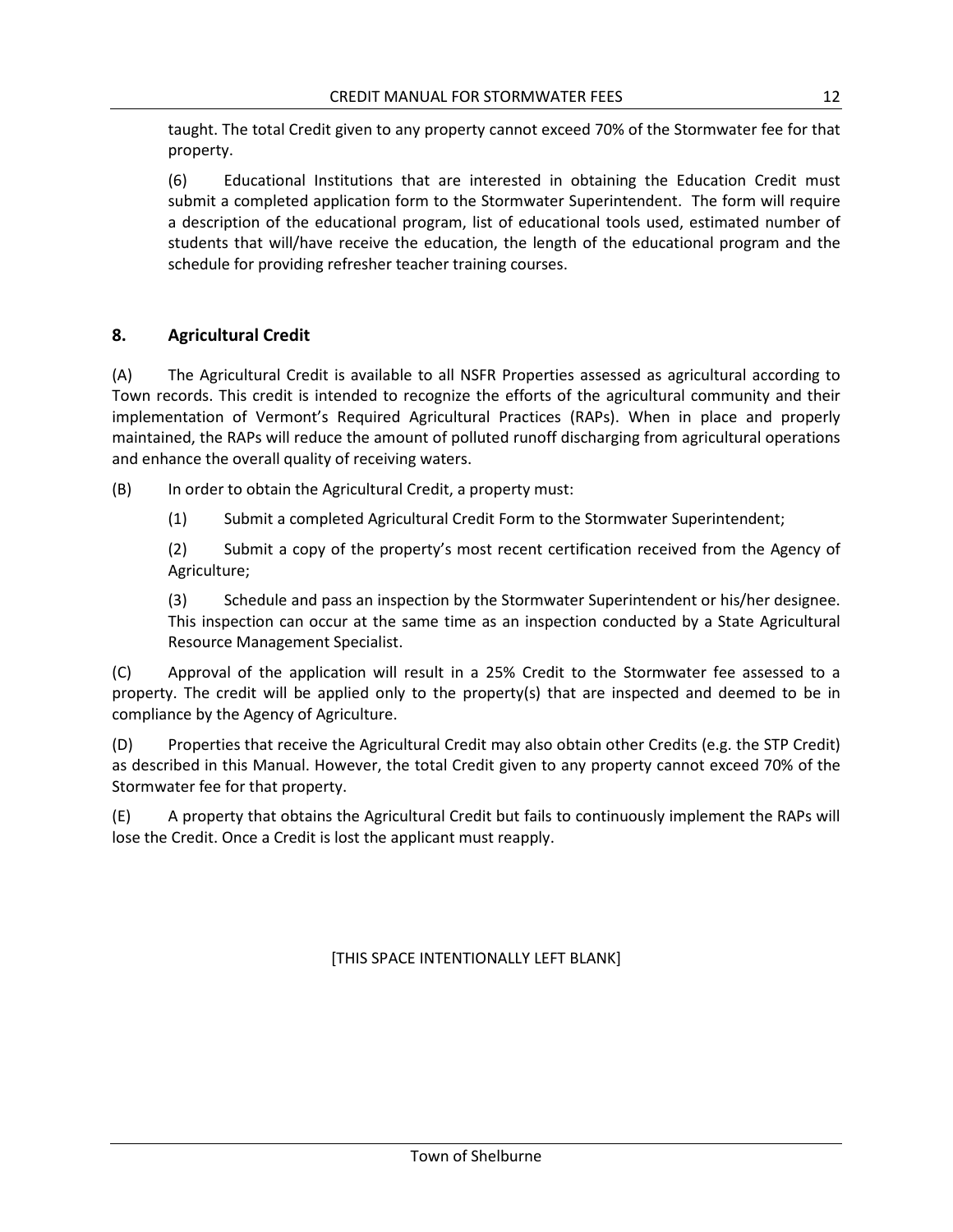taught. The total Credit given to any property cannot exceed 70% of the Stormwater fee for that property.

(6) Educational Institutions that are interested in obtaining the Education Credit must submit a completed application form to the Stormwater Superintendent. The form will require a description of the educational program, list of educational tools used, estimated number of students that will/have receive the education, the length of the educational program and the schedule for providing refresher teacher training courses.

## 8. Agricultural Credit

(A) The Agricultural Credit is available to all NSFR Properties assessed as agricultural according to Town records. This credit is intended to recognize the efforts of the agricultural community and their implementation of Vermont's Required Agricultural Practices (RAPs). When in place and properly maintained, the RAPs will reduce the amount of polluted runoff discharging from agricultural operations and enhance the overall quality of receiving waters.

(B) In order to obtain the Agricultural Credit, a property must:

(1) Submit a completed Agricultural Credit Form to the Stormwater Superintendent;

(2) Submit a copy of the property's most recent certification received from the Agency of Agriculture;

(3) Schedule and pass an inspection by the Stormwater Superintendent or his/her designee. This inspection can occur at the same time as an inspection conducted by a State Agricultural Resource Management Specialist.

(C) Approval of the application will result in a 25% Credit to the Stormwater fee assessed to a property. The credit will be applied only to the property(s) that are inspected and deemed to be in compliance by the Agency of Agriculture.

(D) Properties that receive the Agricultural Credit may also obtain other Credits (e.g. the STP Credit) as described in this Manual. However, the total Credit given to any property cannot exceed 70% of the Stormwater fee for that property.

(E) A property that obtains the Agricultural Credit but fails to continuously implement the RAPs will lose the Credit. Once a Credit is lost the applicant must reapply.

[THIS SPACE INTENTIONALLY LEFT BLANK]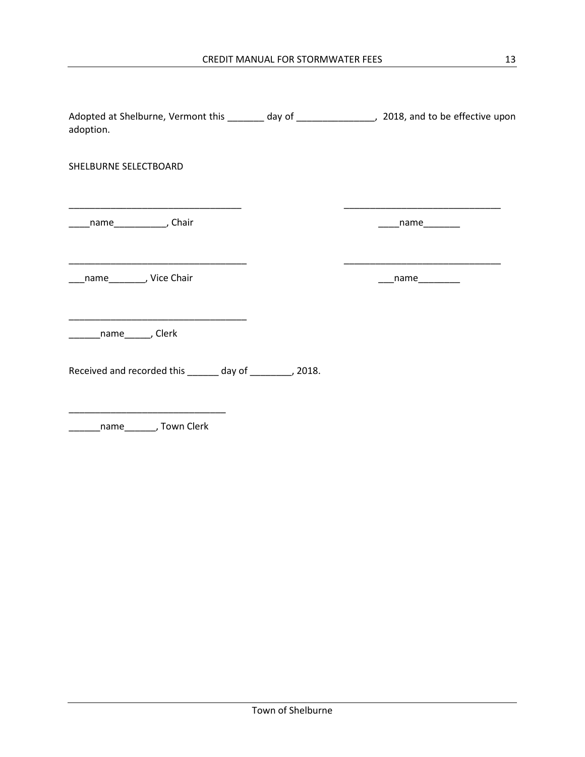Adopted at Shelburne, Vermont this _______ day of _______________, 2018, and to be effective upon adoption.

SHELBURNE SELECTBOARD

__________________________________ __________________________________

____name__________, Chair ____name_______

__________________________________ __________________________________

___name_______, Vice Chair ___name________

__________________________________

______name_____, Clerk

Received and recorded this ______ day of ________, 2018.

______________________________

______name______, Town Clerk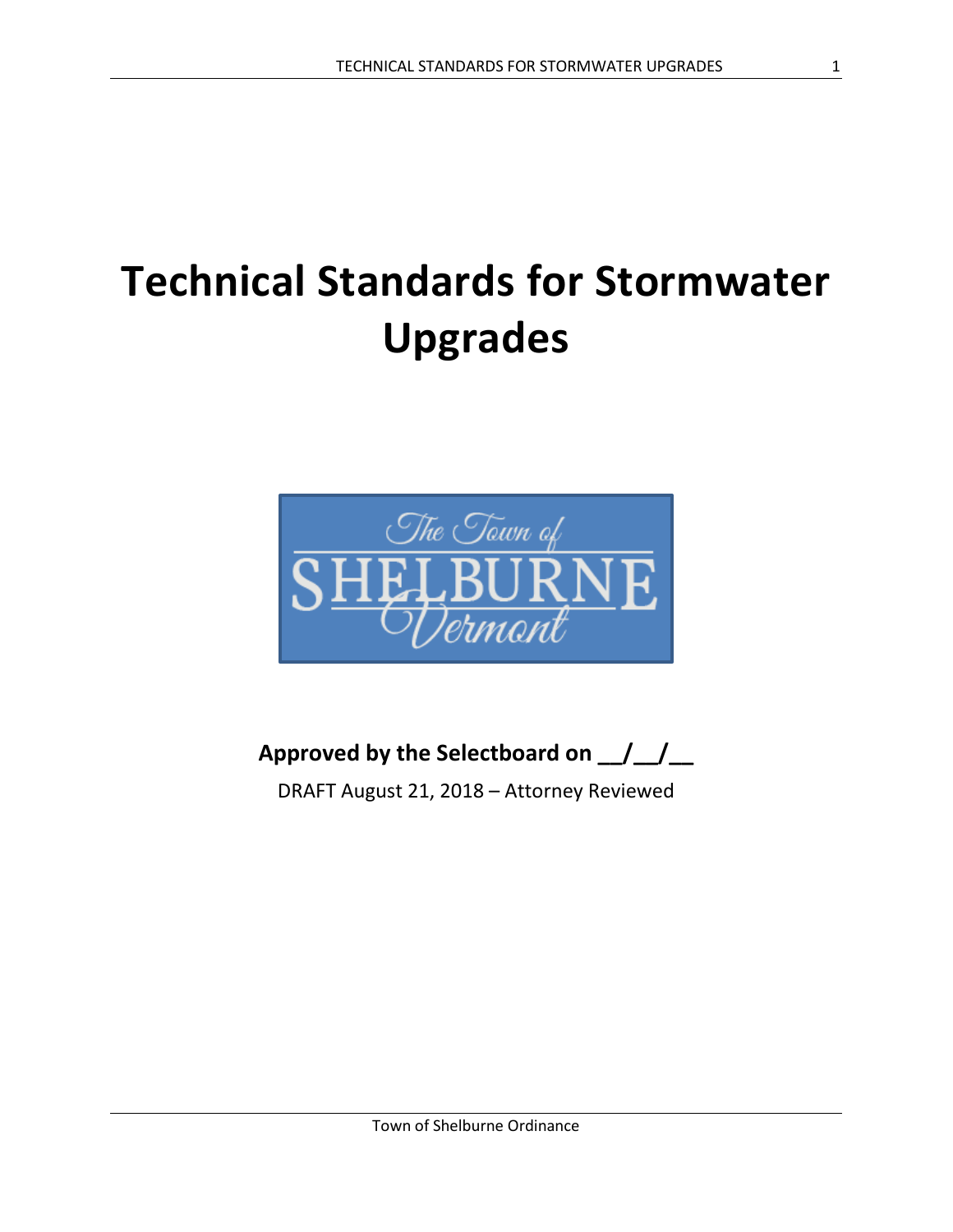# Technical Standards for Stormwater Upgrades

The Town of SHELBURNE Vermont

**Approved by the Selectboard on __/__/__**

DRAFT August 21, 2018 – Attorney Reviewed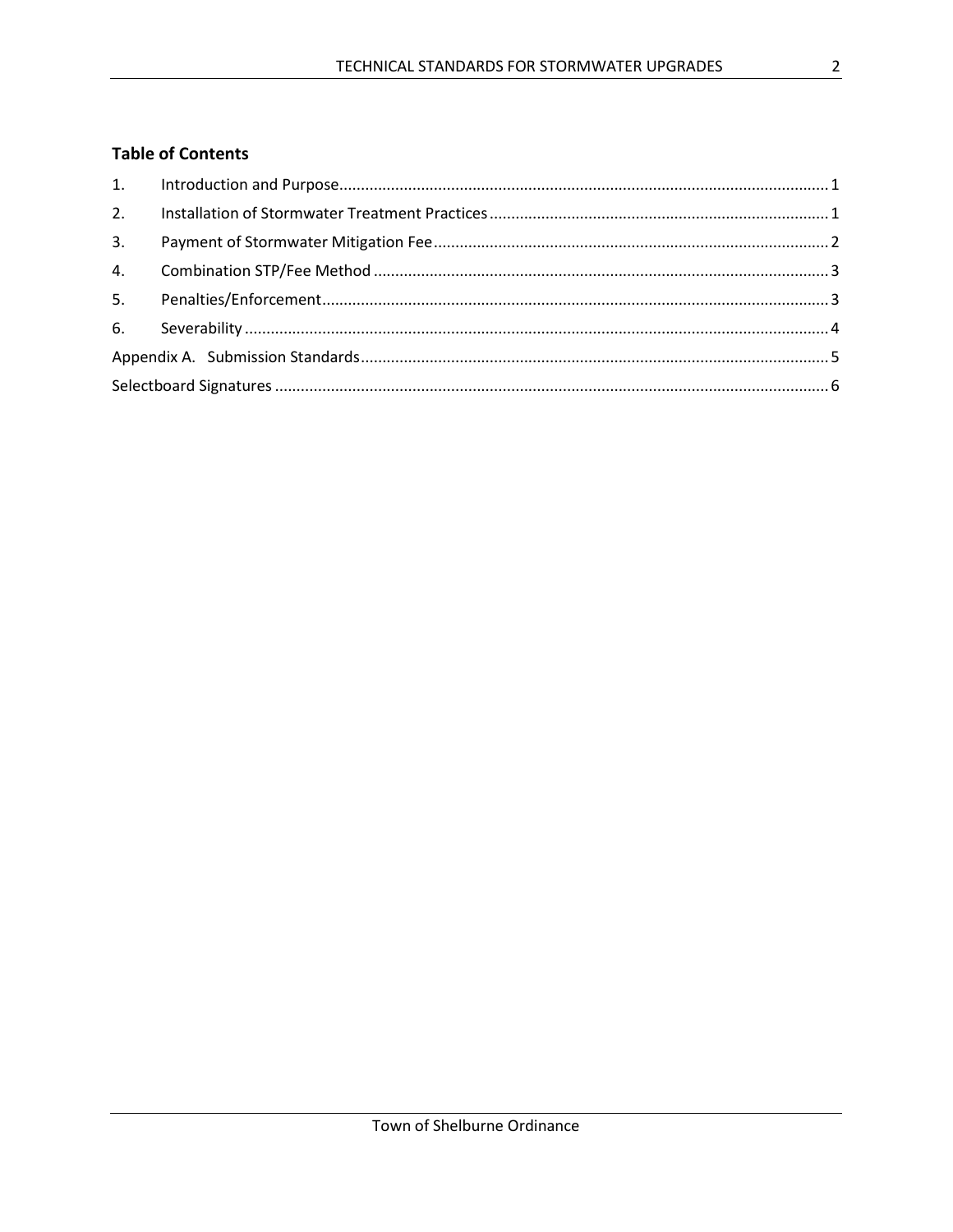## Table of Contents

1. Introduction and Purpose ........ 1
2. Installation of Stormwater Treatment Practices ........ 1
3. Payment of Stormwater Mitigation Fee ........ 2
4. Combination STP/Fee Method ........ 3
5. Penalties/Enforcement ........ 3
6. Severability ........ 4

Appendix A. Submission Standards ........ 5

Selectboard Signatures ........ 6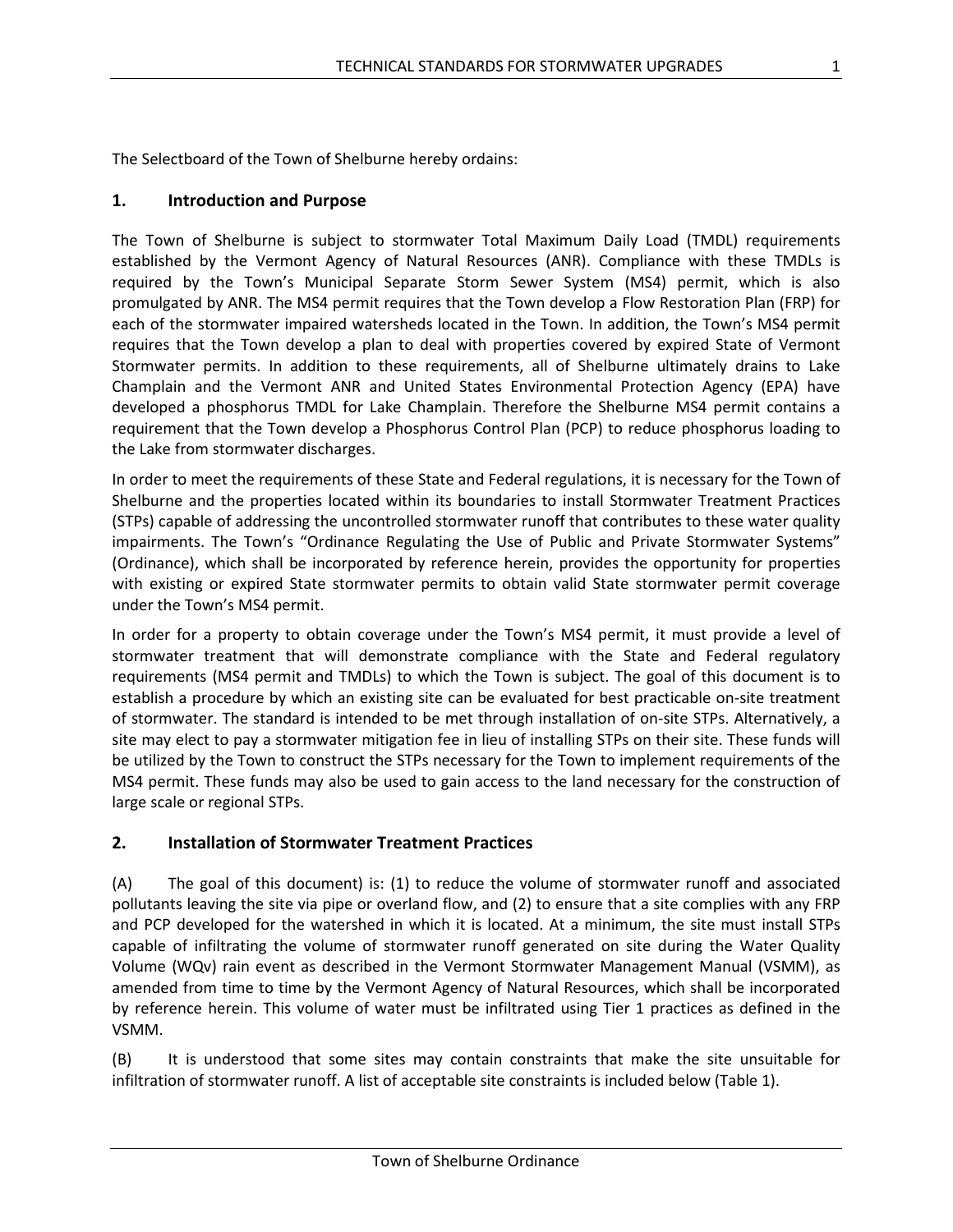The Selectboard of the Town of Shelburne hereby ordains:

## 1. Introduction and Purpose

The Town of Shelburne is subject to stormwater Total Maximum Daily Load (TMDL) requirements established by the Vermont Agency of Natural Resources (ANR). Compliance with these TMDLs is required by the Town's Municipal Separate Storm Sewer System (MS4) permit, which is also promulgated by ANR. The MS4 permit requires that the Town develop a Flow Restoration Plan (FRP) for each of the stormwater impaired watersheds located in the Town. In addition, the Town's MS4 permit requires that the Town develop a plan to deal with properties covered by expired State of Vermont Stormwater permits. In addition to these requirements, all of Shelburne ultimately drains to Lake Champlain and the Vermont ANR and United States Environmental Protection Agency (EPA) have developed a phosphorus TMDL for Lake Champlain. Therefore the Shelburne MS4 permit contains a requirement that the Town develop a Phosphorus Control Plan (PCP) to reduce phosphorus loading to the Lake from stormwater discharges.

In order to meet the requirements of these State and Federal regulations, it is necessary for the Town of Shelburne and the properties located within its boundaries to install Stormwater Treatment Practices (STPs) capable of addressing the uncontrolled stormwater runoff that contributes to these water quality impairments. The Town's "Ordinance Regulating the Use of Public and Private Stormwater Systems" (Ordinance), which shall be incorporated by reference herein, provides the opportunity for properties with existing or expired State stormwater permits to obtain valid State stormwater permit coverage under the Town's MS4 permit.

In order for a property to obtain coverage under the Town's MS4 permit, it must provide a level of stormwater treatment that will demonstrate compliance with the State and Federal regulatory requirements (MS4 permit and TMDLs) to which the Town is subject. The goal of this document is to establish a procedure by which an existing site can be evaluated for best practicable on-site treatment of stormwater. The standard is intended to be met through installation of on-site STPs. Alternatively, a site may elect to pay a stormwater mitigation fee in lieu of installing STPs on their site. These funds will be utilized by the Town to construct the STPs necessary for the Town to implement requirements of the MS4 permit. These funds may also be used to gain access to the land necessary for the construction of large scale or regional STPs.

## 2. Installation of Stormwater Treatment Practices

(A) The goal of this document) is: (1) to reduce the volume of stormwater runoff and associated pollutants leaving the site via pipe or overland flow, and (2) to ensure that a site complies with any FRP and PCP developed for the watershed in which it is located. At a minimum, the site must install STPs capable of infiltrating the volume of stormwater runoff generated on site during the Water Quality Volume (WQv) rain event as described in the Vermont Stormwater Management Manual (VSMM), as amended from time to time by the Vermont Agency of Natural Resources, which shall be incorporated by reference herein. This volume of water must be infiltrated using Tier 1 practices as defined in the VSMM.

(B) It is understood that some sites may contain constraints that make the site unsuitable for infiltration of stormwater runoff. A list of acceptable site constraints is included below (Table 1).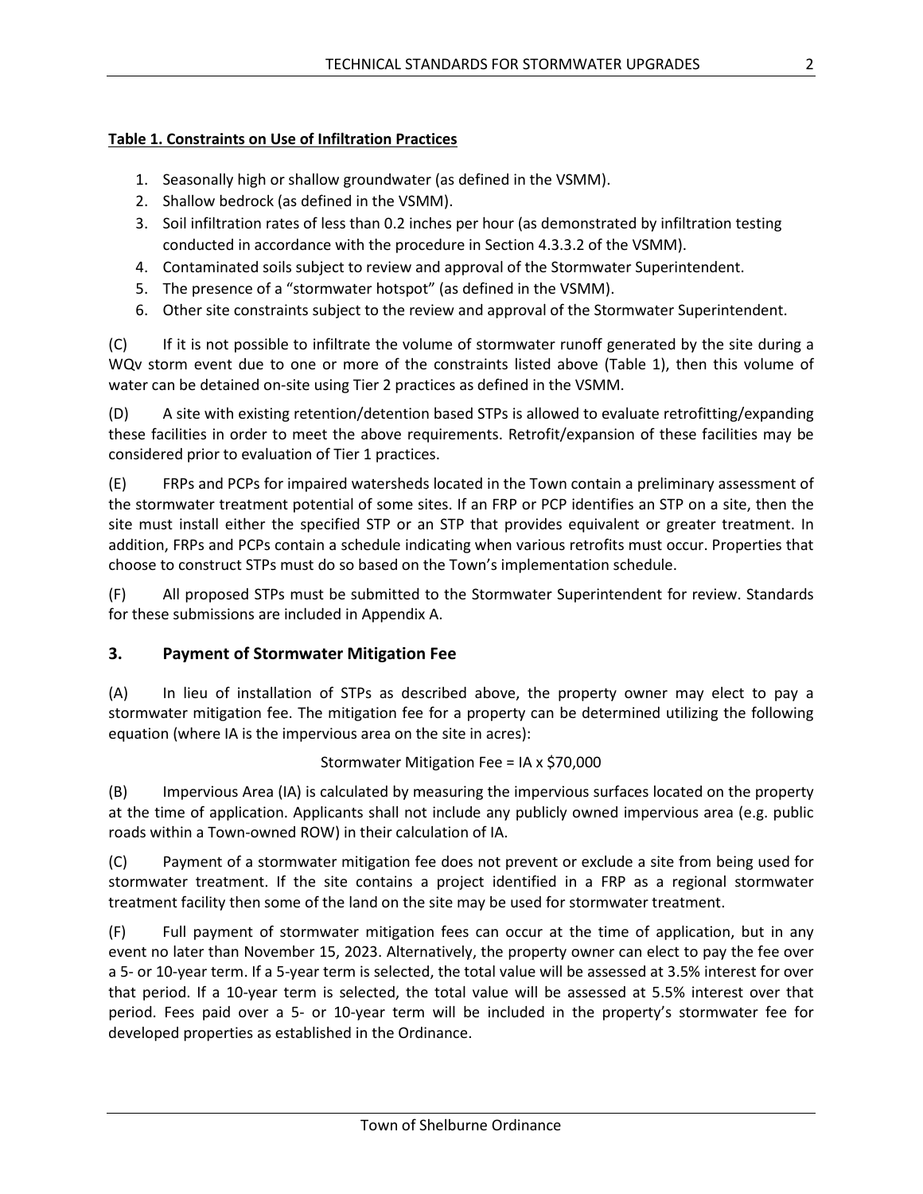**Table 1. Constraints on Use of Infiltration Practices**

1. Seasonally high or shallow groundwater (as defined in the VSMM).
2. Shallow bedrock (as defined in the VSMM).
3. Soil infiltration rates of less than 0.2 inches per hour (as demonstrated by infiltration testing conducted in accordance with the procedure in Section 4.3.3.2 of the VSMM).
4. Contaminated soils subject to review and approval of the Stormwater Superintendent.
5. The presence of a "stormwater hotspot" (as defined in the VSMM).
6. Other site constraints subject to the review and approval of the Stormwater Superintendent.

(C) If it is not possible to infiltrate the volume of stormwater runoff generated by the site during a WQv storm event due to one or more of the constraints listed above (Table 1), then this volume of water can be detained on-site using Tier 2 practices as defined in the VSMM.

(D) A site with existing retention/detention based STPs is allowed to evaluate retrofitting/expanding these facilities in order to meet the above requirements. Retrofit/expansion of these facilities may be considered prior to evaluation of Tier 1 practices.

(E) FRPs and PCPs for impaired watersheds located in the Town contain a preliminary assessment of the stormwater treatment potential of some sites. If an FRP or PCP identifies an STP on a site, then the site must install either the specified STP or an STP that provides equivalent or greater treatment. In addition, FRPs and PCPs contain a schedule indicating when various retrofits must occur. Properties that choose to construct STPs must do so based on the Town's implementation schedule.

(F) All proposed STPs must be submitted to the Stormwater Superintendent for review. Standards for these submissions are included in Appendix A.

## 3. Payment of Stormwater Mitigation Fee

(A) In lieu of installation of STPs as described above, the property owner may elect to pay a stormwater mitigation fee. The mitigation fee for a property can be determined utilizing the following equation (where IA is the impervious area on the site in acres):

$$\text{Stormwater Mitigation Fee} = \text{IA} \times \$70{,}000$$

(B) Impervious Area (IA) is calculated by measuring the impervious surfaces located on the property at the time of application. Applicants shall not include any publicly owned impervious area (e.g. public roads within a Town-owned ROW) in their calculation of IA.

(C) Payment of a stormwater mitigation fee does not prevent or exclude a site from being used for stormwater treatment. If the site contains a project identified in a FRP as a regional stormwater treatment facility then some of the land on the site may be used for stormwater treatment.

(F) Full payment of stormwater mitigation fees can occur at the time of application, but in any event no later than November 15, 2023. Alternatively, the property owner can elect to pay the fee over a 5- or 10-year term. If a 5-year term is selected, the total value will be assessed at 3.5% interest for over that period. If a 10-year term is selected, the total value will be assessed at 5.5% interest over that period. Fees paid over a 5- or 10-year term will be included in the property's stormwater fee for developed properties as established in the Ordinance.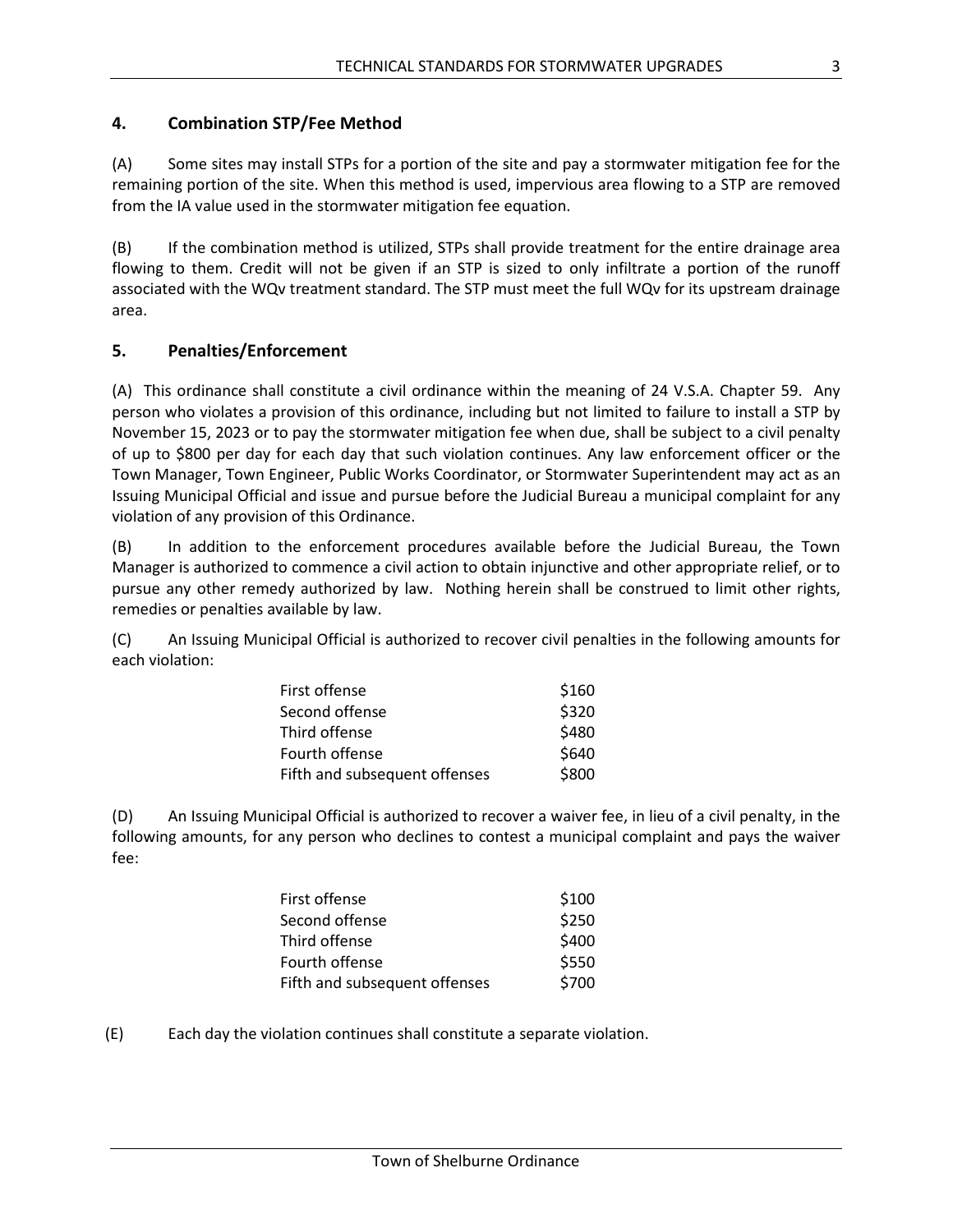## 4. Combination STP/Fee Method

(A) Some sites may install STPs for a portion of the site and pay a stormwater mitigation fee for the remaining portion of the site. When this method is used, impervious area flowing to a STP are removed from the IA value used in the stormwater mitigation fee equation.

(B) If the combination method is utilized, STPs shall provide treatment for the entire drainage area flowing to them. Credit will not be given if an STP is sized to only infiltrate a portion of the runoff associated with the WQv treatment standard. The STP must meet the full WQv for its upstream drainage area.

## 5. Penalties/Enforcement

(A) This ordinance shall constitute a civil ordinance within the meaning of 24 V.S.A. Chapter 59. Any person who violates a provision of this ordinance, including but not limited to failure to install a STP by November 15, 2023 or to pay the stormwater mitigation fee when due, shall be subject to a civil penalty of up to $800 per day for each day that such violation continues. Any law enforcement officer or the Town Manager, Town Engineer, Public Works Coordinator, or Stormwater Superintendent may act as an Issuing Municipal Official and issue and pursue before the Judicial Bureau a municipal complaint for any violation of any provision of this Ordinance.

(B) In addition to the enforcement procedures available before the Judicial Bureau, the Town Manager is authorized to commence a civil action to obtain injunctive and other appropriate relief, or to pursue any other remedy authorized by law. Nothing herein shall be construed to limit other rights, remedies or penalties available by law.

(C) An Issuing Municipal Official is authorized to recover civil penalties in the following amounts for each violation:

| | |
|---|---|
| First offense | $160 |
| Second offense | $320 |
| Third offense | $480 |
| Fourth offense | $640 |
| Fifth and subsequent offenses | $800 |

(D) An Issuing Municipal Official is authorized to recover a waiver fee, in lieu of a civil penalty, in the following amounts, for any person who declines to contest a municipal complaint and pays the waiver fee:

| | |
|---|---|
| First offense | $100 |
| Second offense | $250 |
| Third offense | $400 |
| Fourth offense | $550 |
| Fifth and subsequent offenses | $700 |

(E) Each day the violation continues shall constitute a separate violation.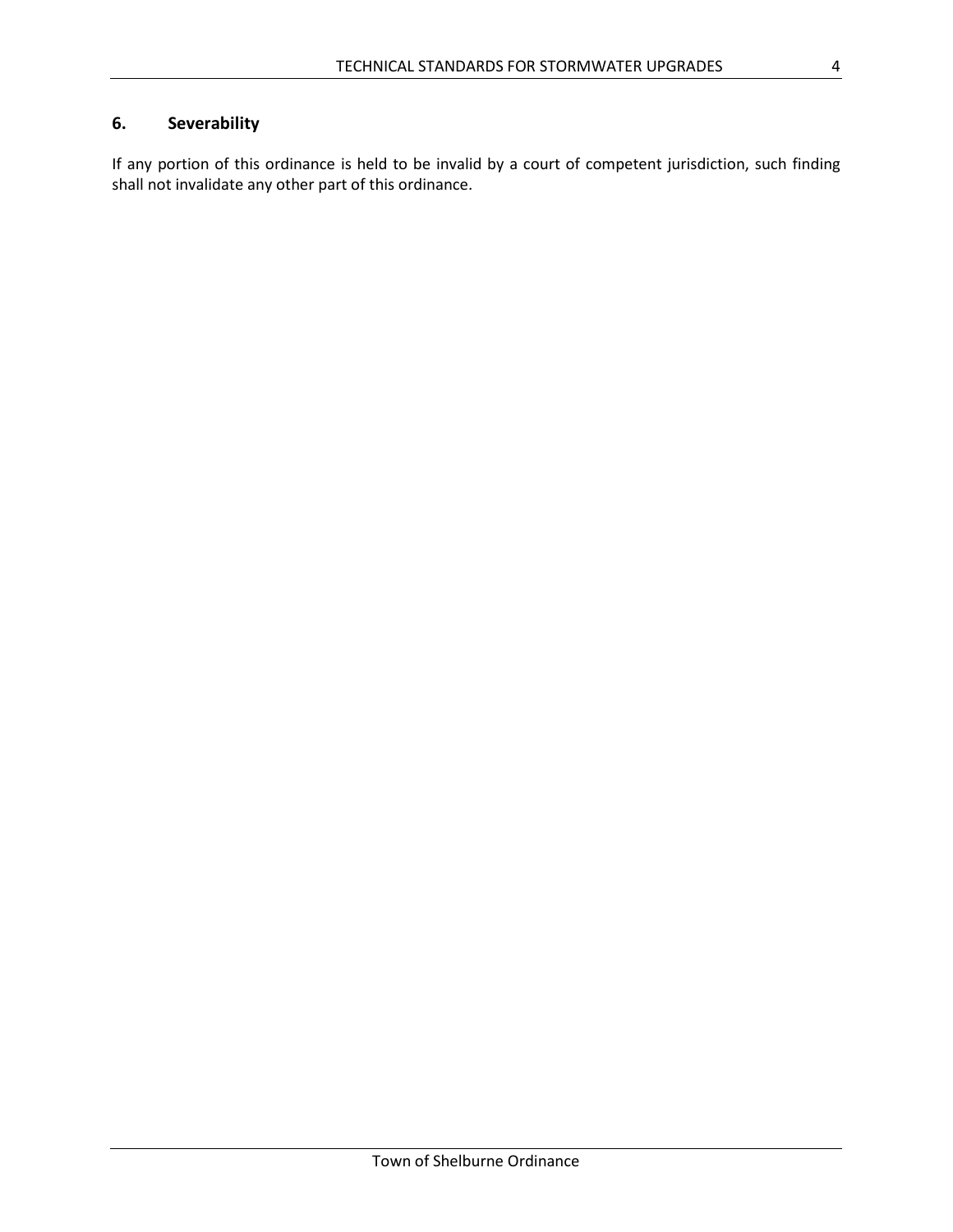## 6. Severability

If any portion of this ordinance is held to be invalid by a court of competent jurisdiction, such finding shall not invalidate any other part of this ordinance.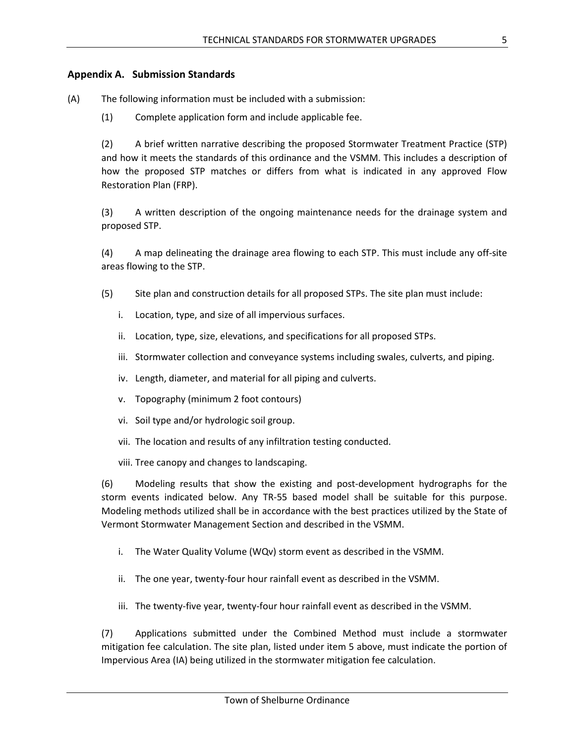## Appendix A. Submission Standards

(A) The following information must be included with a submission:

(1) Complete application form and include applicable fee.

(2) A brief written narrative describing the proposed Stormwater Treatment Practice (STP) and how it meets the standards of this ordinance and the VSMM. This includes a description of how the proposed STP matches or differs from what is indicated in any approved Flow Restoration Plan (FRP).

(3) A written description of the ongoing maintenance needs for the drainage system and proposed STP.

(4) A map delineating the drainage area flowing to each STP. This must include any off-site areas flowing to the STP.

(5) Site plan and construction details for all proposed STPs. The site plan must include:

i. Location, type, and size of all impervious surfaces.

ii. Location, type, size, elevations, and specifications for all proposed STPs.

iii. Stormwater collection and conveyance systems including swales, culverts, and piping.

iv. Length, diameter, and material for all piping and culverts.

v. Topography (minimum 2 foot contours)

vi. Soil type and/or hydrologic soil group.

vii. The location and results of any infiltration testing conducted.

viii. Tree canopy and changes to landscaping.

(6) Modeling results that show the existing and post-development hydrographs for the storm events indicated below. Any TR-55 based model shall be suitable for this purpose. Modeling methods utilized shall be in accordance with the best practices utilized by the State of Vermont Stormwater Management Section and described in the VSMM.

i. The Water Quality Volume (WQv) storm event as described in the VSMM.

ii. The one year, twenty-four hour rainfall event as described in the VSMM.

iii. The twenty-five year, twenty-four hour rainfall event as described in the VSMM.

(7) Applications submitted under the Combined Method must include a stormwater mitigation fee calculation. The site plan, listed under item 5 above, must indicate the portion of Impervious Area (IA) being utilized in the stormwater mitigation fee calculation.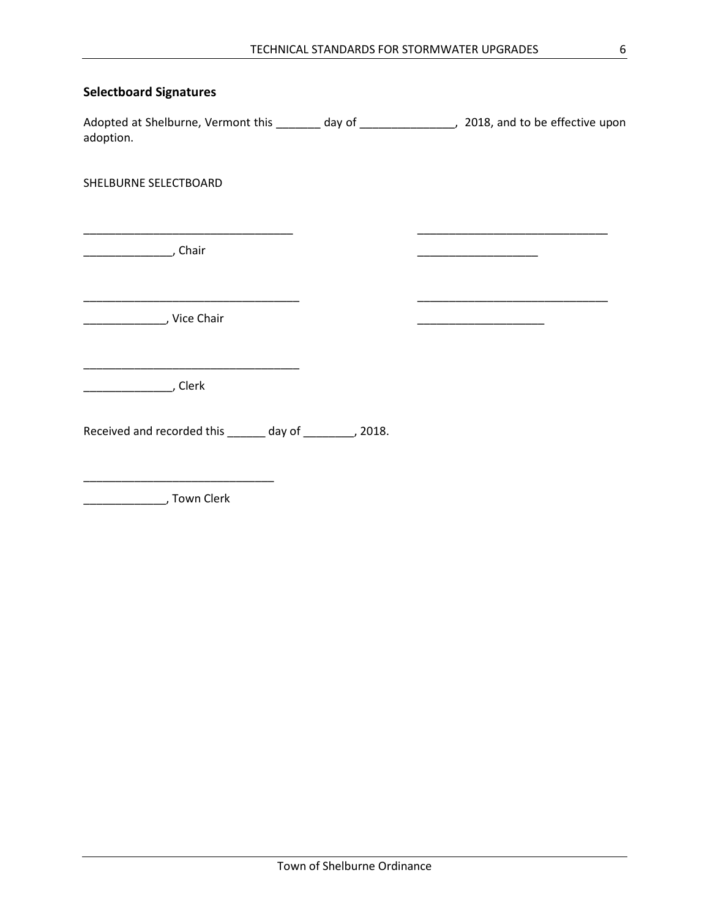## Selectbord Signatures

Adopted at Shelburne, Vermont this _______ day of _______________, 2018, and to be effective upon adoption.

SHELBURNE SELECTBOARD

| | |
|---|---|
| __________________________________ | _______________________________ |
| ______________, Chair | ____________________ |
| | |
| ___________________________________ | _______________________________ |
| _____________, Vice Chair | _____________________ |
| | |
| ___________________________________ | |
| ______________, Clerk | |

Received and recorded this ______ day of ________, 2018.

_______________________________

_____________, Town Clerk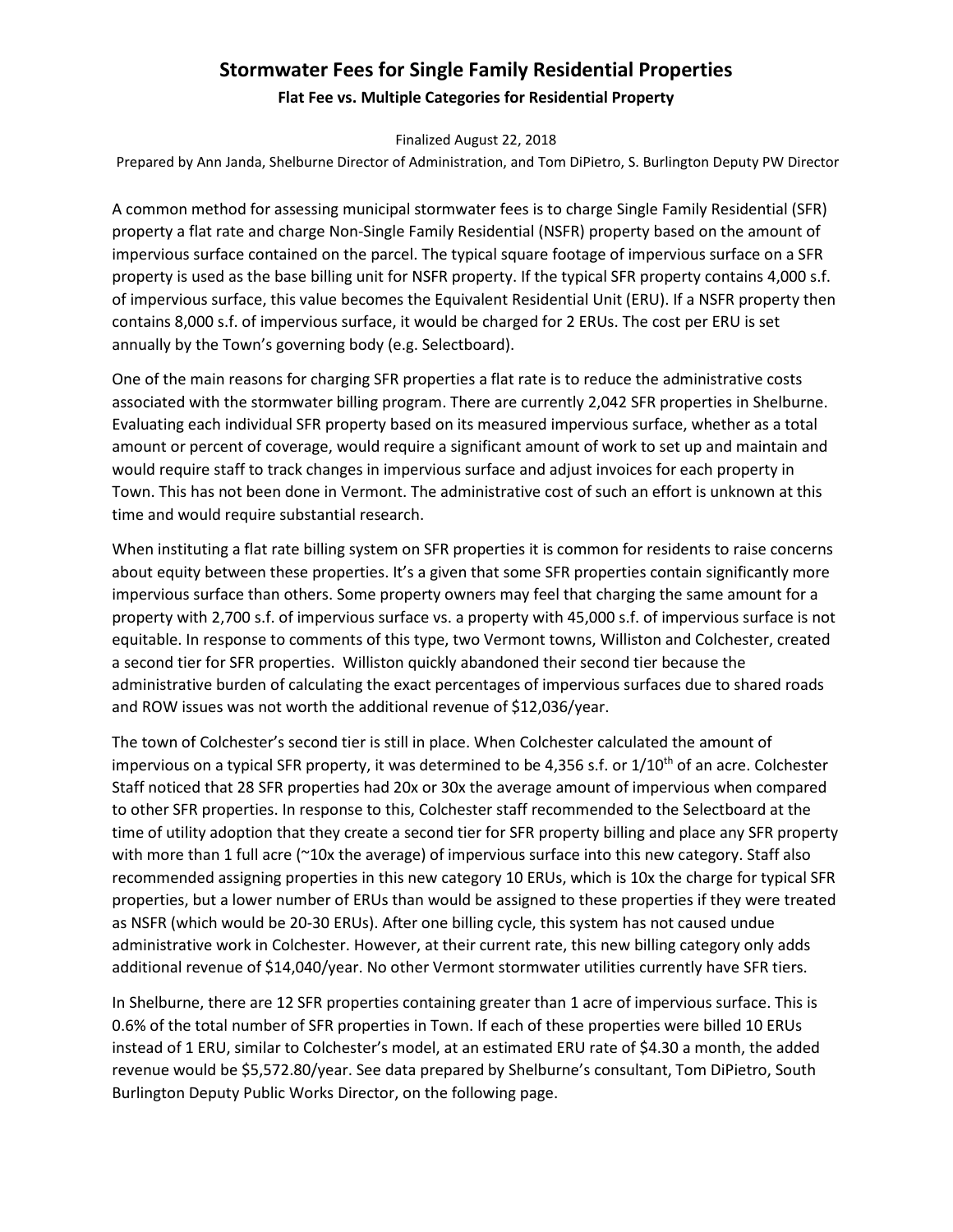# Stormwater Fees for Single Family Residential Properties

### Flat Fee vs. Multiple Categories for Residential Property

Finalized August 22, 2018

Prepared by Ann Janda, Shelburne Director of Administration, and Tom DiPietro, S. Burlington Deputy PW Director

A common method for assessing municipal stormwater fees is to charge Single Family Residential (SFR) property a flat rate and charge Non-Single Family Residential (NSFR) property based on the amount of impervious surface contained on the parcel. The typical square footage of impervious surface on a SFR property is used as the base billing unit for NSFR property. If the typical SFR property contains 4,000 s.f. of impervious surface, this value becomes the Equivalent Residential Unit (ERU). If a NSFR property then contains 8,000 s.f. of impervious surface, it would be charged for 2 ERUs. The cost per ERU is set annually by the Town's governing body (e.g. Selectboard).

One of the main reasons for charging SFR properties a flat rate is to reduce the administrative costs associated with the stormwater billing program. There are currently 2,042 SFR properties in Shelburne. Evaluating each individual SFR property based on its measured impervious surface, whether as a total amount or percent of coverage, would require a significant amount of work to set up and maintain and would require staff to track changes in impervious surface and adjust invoices for each property in Town. This has not been done in Vermont. The administrative cost of such an effort is unknown at this time and would require substantial research.

When instituting a flat rate billing system on SFR properties it is common for residents to raise concerns about equity between these properties. It's a given that some SFR properties contain significantly more impervious surface than others. Some property owners may feel that charging the same amount for a property with 2,700 s.f. of impervious surface vs. a property with 45,000 s.f. of impervious surface is not equitable. In response to comments of this type, two Vermont towns, Williston and Colchester, created a second tier for SFR properties. Williston quickly abandoned their second tier because the administrative burden of calculating the exact percentages of impervious surfaces due to shared roads and ROW issues was not worth the additional revenue of $12,036/year.

The town of Colchester's second tier is still in place. When Colchester calculated the amount of impervious on a typical SFR property, it was determined to be 4,356 s.f. or 1/10th of an acre. Colchester Staff noticed that 28 SFR properties had 20x or 30x the average amount of impervious when compared to other SFR properties. In response to this, Colchester staff recommended to the Selectboard at the time of utility adoption that they create a second tier for SFR property billing and place any SFR property with more than 1 full acre (~10x the average) of impervious surface into this new category. Staff also recommended assigning properties in this new category 10 ERUs, which is 10x the charge for typical SFR properties, but a lower number of ERUs than would be assigned to these properties if they were treated as NSFR (which would be 20-30 ERUs). After one billing cycle, this system has not caused undue administrative work in Colchester. However, at their current rate, this new billing category only adds additional revenue of $14,040/year. No other Vermont stormwater utilities currently have SFR tiers.

In Shelburne, there are 12 SFR properties containing greater than 1 acre of impervious surface. This is 0.6% of the total number of SFR properties in Town. If each of these properties were billed 10 ERUs instead of 1 ERU, similar to Colchester's model, at an estimated ERU rate of $4.30 a month, the added revenue would be $5,572.80/year. See data prepared by Shelburne's consultant, Tom DiPietro, South Burlington Deputy Public Works Director, on the following page.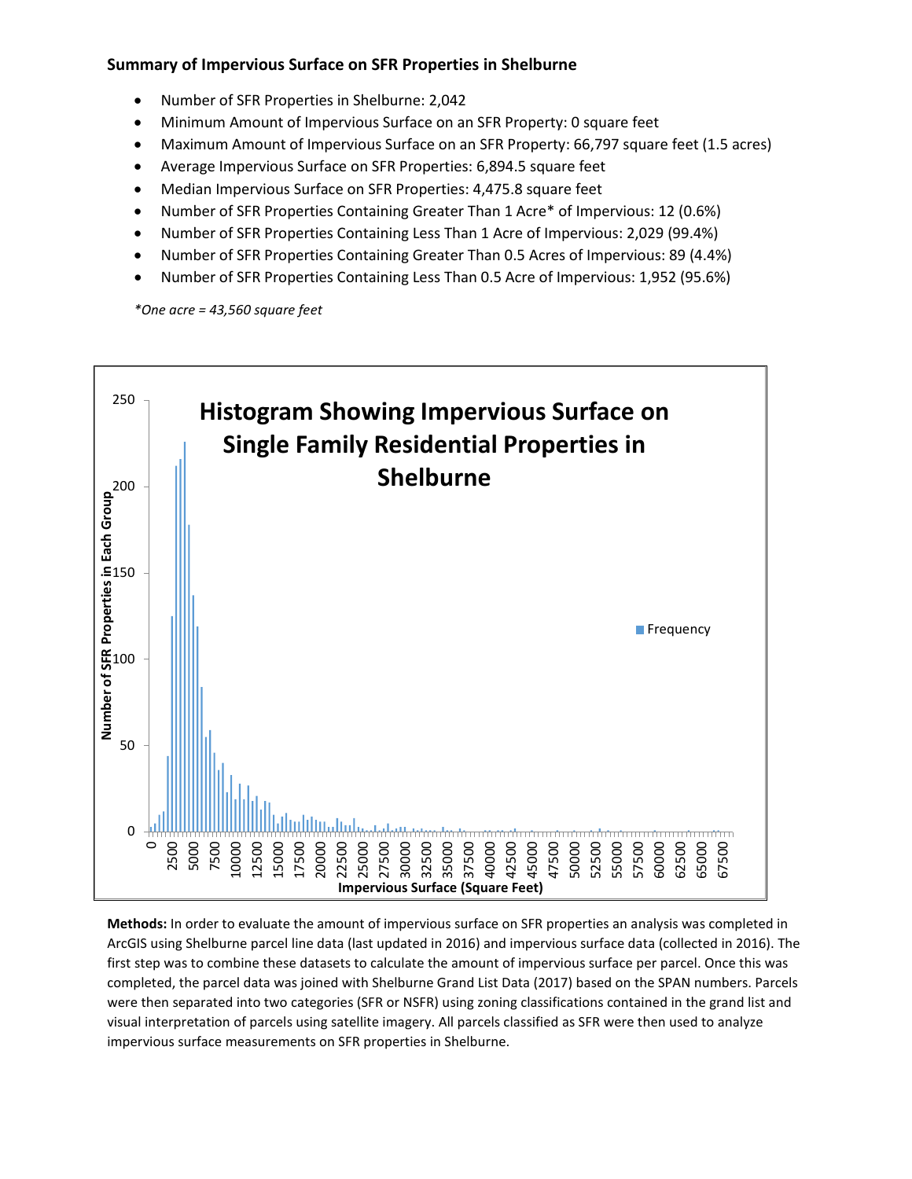**Summary of Impervious Surface on SFR Properties in Shelburne**

- Number of SFR Properties in Shelburne: 2,042
- Minimum Amount of Impervious Surface on an SFR Property: 0 square feet
- Maximum Amount of Impervious Surface on an SFR Property: 66,797 square feet (1.5 acres)
- Average Impervious Surface on SFR Properties: 6,894.5 square feet
- Median Impervious Surface on SFR Properties: 4,475.8 square feet
- Number of SFR Properties Containing Greater Than 1 Acre* of Impervious: 12 (0.6%)
- Number of SFR Properties Containing Less Than 1 Acre of Impervious: 2,029 (99.4%)
- Number of SFR Properties Containing Greater Than 0.5 Acres of Impervious: 89 (4.4%)
- Number of SFR Properties Containing Less Than 0.5 Acre of Impervious: 1,952 (95.6%)

*\*One acre = 43,560 square feet*

**Histogram Showing Impervious Surface on Single Family Residential Properties in Shelburne**

Number of SFR Properties in Each Group

250
200
150
100
50
0

Frequency

0
2500
5000
7500
10000
12500
15000
17500
20000
22500
25000
27500
30000
32500
35000
37500
40000
42500
45000
47500
50000
52500
55000
57500
60000
62500
65000
67500

Impervious Surface (Square Feet)

**Methods:** In order to evaluate the amount of impervious surface on SFR properties an analysis was completed in ArcGIS using Shelburne parcel line data (last updated in 2016) and impervious surface data (collected in 2016). The first step was to combine these datasets to calculate the amount of impervious surface per parcel. Once this was completed, the parcel data was joined with Shelburne Grand List Data (2017) based on the SPAN numbers. Parcels were then separated into two categories (SFR or NSFR) using zoning classifications contained in the grand list and visual interpretation of parcels using satellite imagery. All parcels classified as SFR were then used to analyze impervious surface measurements on SFR properties in Shelburne.